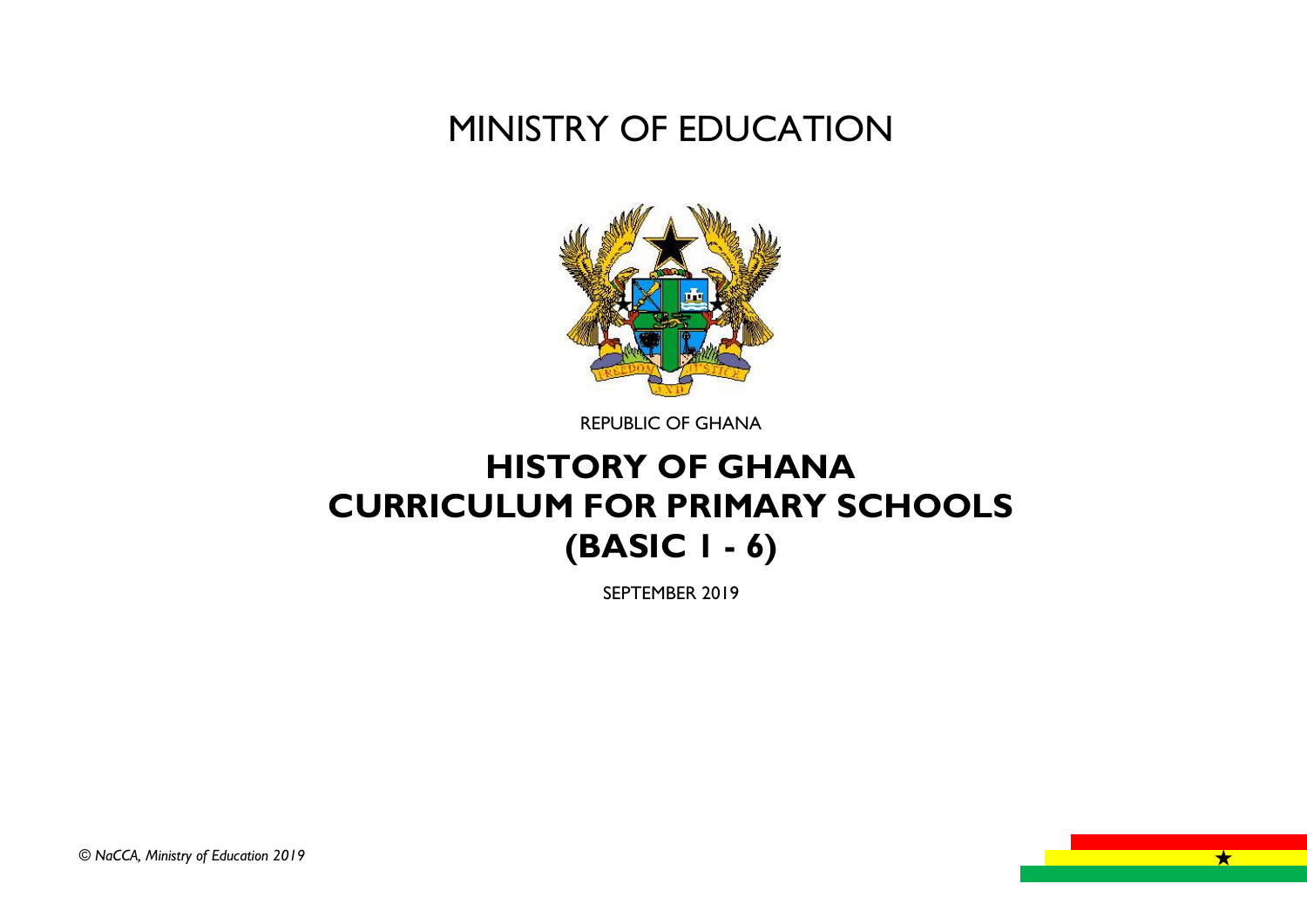# MINISTRY OF EDUCATION

REPUBLIC OF GHANA

# HISTORY OF GHANA CURRICULUM FOR PRIMARY SCHOOLS (BASIC 1 - 6)

SEPTEMBER 2019

*© NaCCA, Ministry of Education 2019*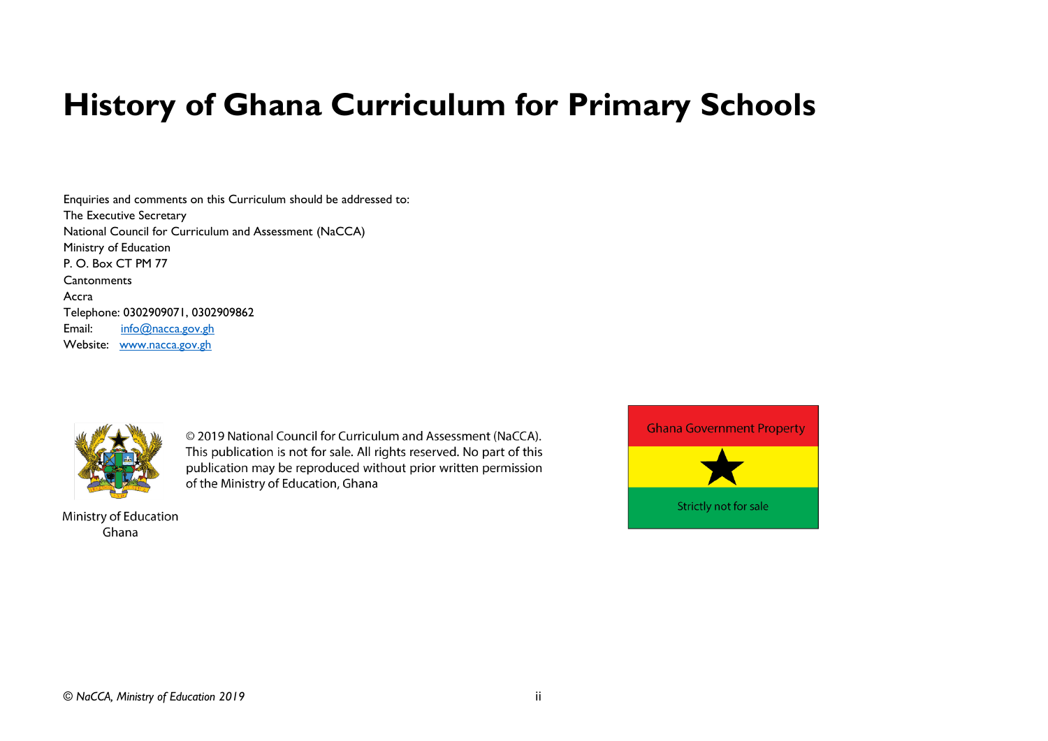# History of Ghana Curriculum for Primary Schools

Enquiries and comments on this Curriculum should be addressed to:
The Executive Secretary
National Council for Curriculum and Assessment (NaCCA)
Ministry of Education
P. O. Box CT PM 77
Cantonments
Accra
Telephone: 0302909071, 0302909862
Email: info@nacca.gov.gh
Website: www.nacca.gov.gh

Ministry of Education
Ghana

© 2019 National Council for Curriculum and Assessment (NaCCA). This publication is not for sale. All rights reserved. No part of this publication may be reproduced without prior written permission of the Ministry of Education, Ghana

Ghana Government Property

Strictly not for sale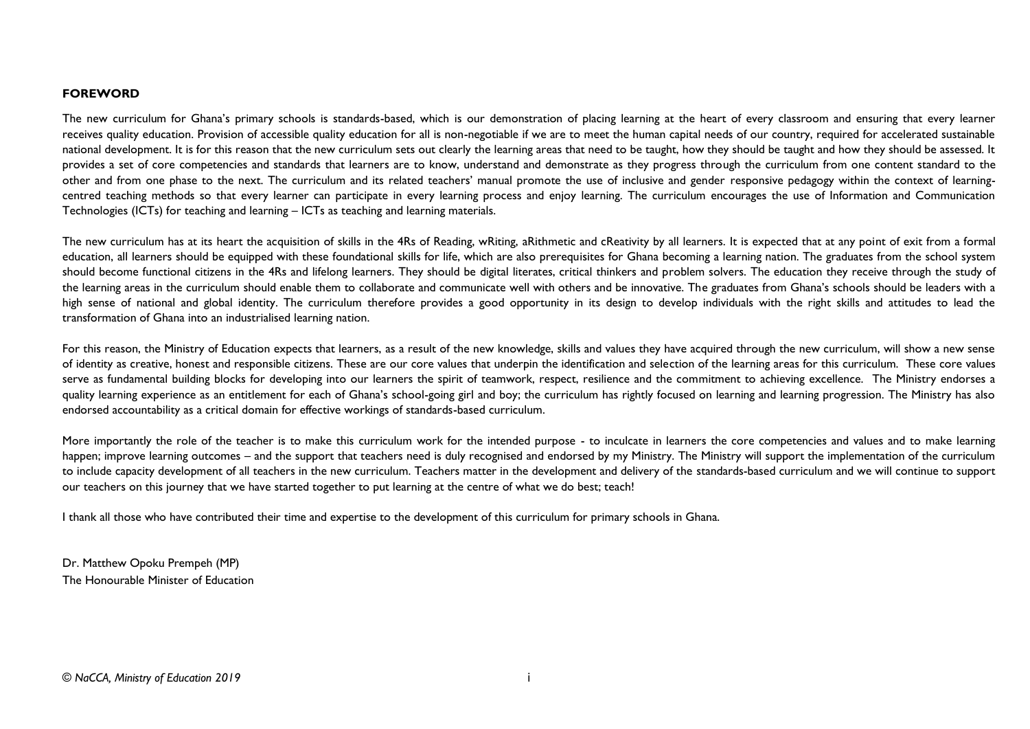# FOREWORD

The new curriculum for Ghana's primary schools is standards-based, which is our demonstration of placing learning at the heart of every classroom and ensuring that every learner receives quality education. Provision of accessible quality education for all is non-negotiable if we are to meet the human capital needs of our country, required for accelerated sustainable national development. It is for this reason that the new curriculum sets out clearly the learning areas that need to be taught, how they should be taught and how they should be assessed. It provides a set of core competencies and standards that learners are to know, understand and demonstrate as they progress through the curriculum from one content standard to the other and from one phase to the next. The curriculum and its related teachers' manual promote the use of inclusive and gender responsive pedagogy within the context of learning-centred teaching methods so that every learner can participate in every learning process and enjoy learning. The curriculum encourages the use of Information and Communication Technologies (ICTs) for teaching and learning – ICTs as teaching and learning materials.

The new curriculum has at its heart the acquisition of skills in the 4Rs of Reading, wRiting, aRithmetic and cReativity by all learners. It is expected that at any point of exit from a formal education, all learners should be equipped with these foundational skills for life, which are also prerequisites for Ghana becoming a learning nation. The graduates from the school system should become functional citizens in the 4Rs and lifelong learners. They should be digital literates, critical thinkers and problem solvers. The education they receive through the study of the learning areas in the curriculum should enable them to collaborate and communicate well with others and be innovative. The graduates from Ghana's schools should be leaders with a high sense of national and global identity. The curriculum therefore provides a good opportunity in its design to develop individuals with the right skills and attitudes to lead the transformation of Ghana into an industrialised learning nation.

For this reason, the Ministry of Education expects that learners, as a result of the new knowledge, skills and values they have acquired through the new curriculum, will show a new sense of identity as creative, honest and responsible citizens. These are our core values that underpin the identification and selection of the learning areas for this curriculum. These core values serve as fundamental building blocks for developing into our learners the spirit of teamwork, respect, resilience and the commitment to achieving excellence. The Ministry endorses a quality learning experience as an entitlement for each of Ghana's school-going girl and boy; the curriculum has rightly focused on learning and learning progression. The Ministry has also endorsed accountability as a critical domain for effective workings of standards-based curriculum.

More importantly the role of the teacher is to make this curriculum work for the intended purpose - to inculcate in learners the core competencies and values and to make learning happen; improve learning outcomes – and the support that teachers need is duly recognised and endorsed by my Ministry. The Ministry will support the implementation of the curriculum to include capacity development of all teachers in the new curriculum. Teachers matter in the development and delivery of the standards-based curriculum and we will continue to support our teachers on this journey that we have started together to put learning at the centre of what we do best; teach!

I thank all those who have contributed their time and expertise to the development of this curriculum for primary schools in Ghana.

Dr. Matthew Opoku Prempeh (MP)
The Honourable Minister of Education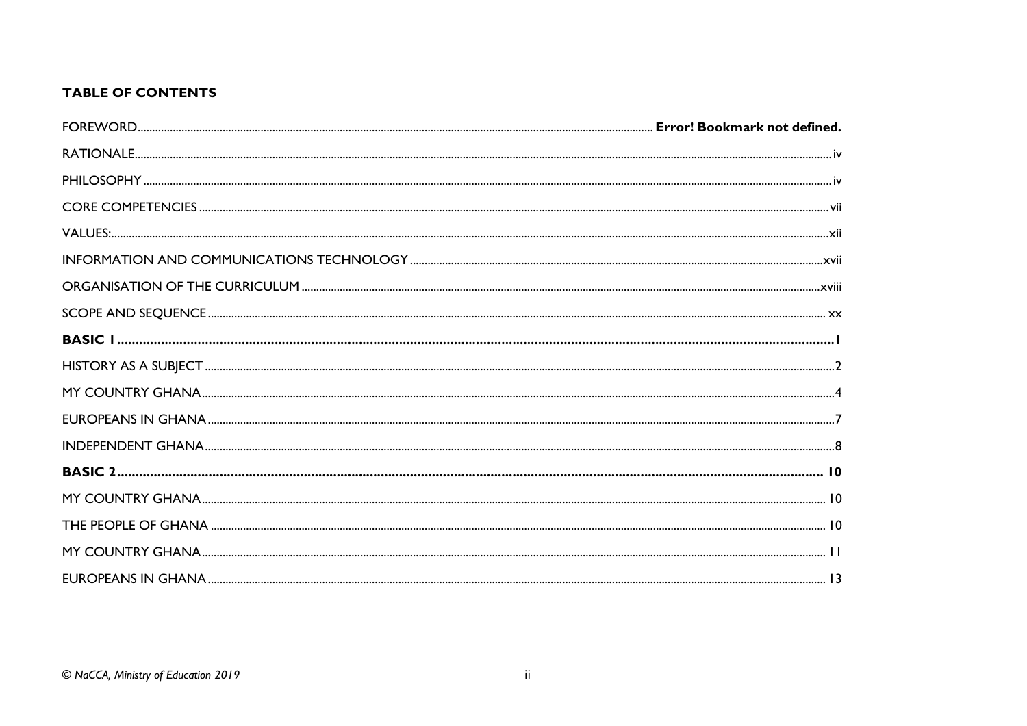## TABLE OF CONTENTS

FOREWORD .......... **Error! Bookmark not defined.**

RATIONALE .......... iv

PHILOSOPHY .......... iv

CORE COMPETENCIES .......... vii

VALUES: .......... xii

INFORMATION AND COMMUNICATIONS TECHNOLOGY .......... xvii

ORGANISATION OF THE CURRICULUM .......... xviii

SCOPE AND SEQUENCE .......... xx

**BASIC 1 .......... 1**

HISTORY AS A SUBJECT .......... 2

MY COUNTRY GHANA .......... 4

EUROPEANS IN GHANA .......... 7

INDEPENDENT GHANA .......... 8

**BASIC 2 .......... 10**

MY COUNTRY GHANA .......... 10

THE PEOPLE OF GHANA .......... 10

MY COUNTRY GHANA .......... 11

EUROPEANS IN GHANA .......... 13

© NaCCA, Ministry of Education 2019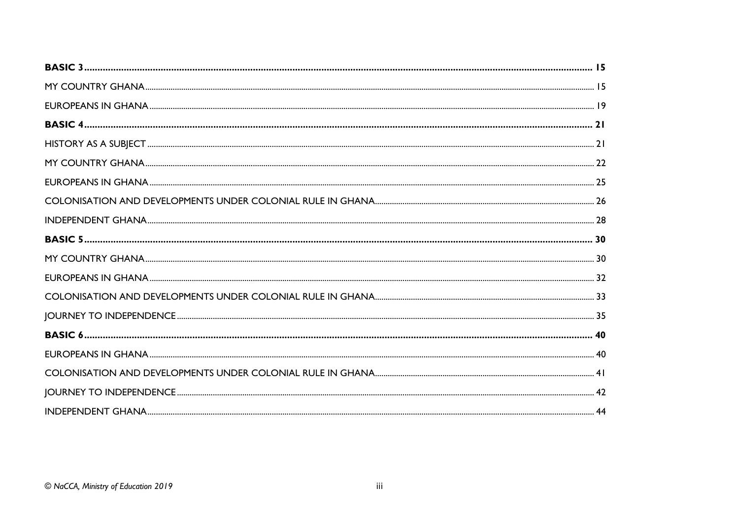**BASIC 3** ........................................................................ **15**

MY COUNTRY GHANA ........................................................................ 15

EUROPEANS IN GHANA ........................................................................ 19

**BASIC 4** ........................................................................ **21**

HISTORY AS A SUBJECT ........................................................................ 21

MY COUNTRY GHANA ........................................................................ 22

EUROPEANS IN GHANA ........................................................................ 25

COLONISATION AND DEVELOPMENTS UNDER COLONIAL RULE IN GHANA ........................................................................ 26

INDEPENDENT GHANA ........................................................................ 28

**BASIC 5** ........................................................................ **30**

MY COUNTRY GHANA ........................................................................ 30

EUROPEANS IN GHANA ........................................................................ 32

COLONISATION AND DEVELOPMENTS UNDER COLONIAL RULE IN GHANA ........................................................................ 33

JOURNEY TO INDEPENDENCE ........................................................................ 35

**BASIC 6** ........................................................................ **40**

EUROPEANS IN GHANA ........................................................................ 40

COLONISATION AND DEVELOPMENTS UNDER COLONIAL RULE IN GHANA ........................................................................ 41

JOURNEY TO INDEPENDENCE ........................................................................ 42

INDEPENDENT GHANA ........................................................................ 44

© NaCCA, Ministry of Education 2019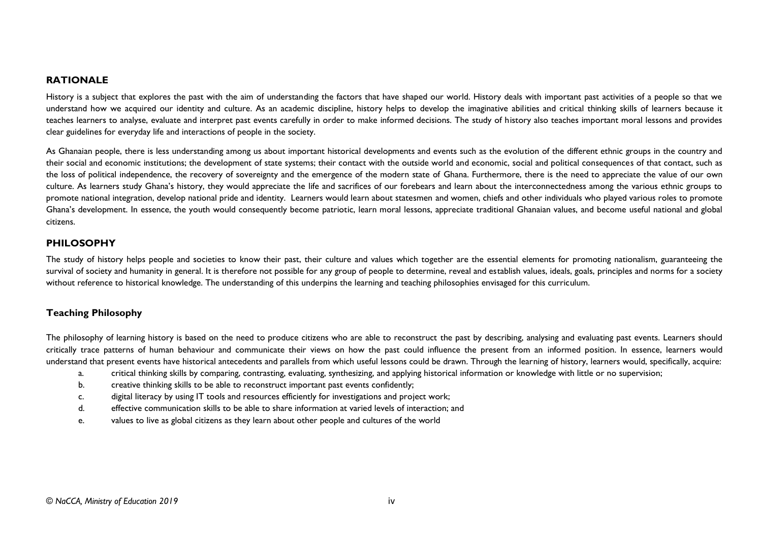## RATIONALE

History is a subject that explores the past with the aim of understanding the factors that have shaped our world. History deals with important past activities of a people so that we understand how we acquired our identity and culture. As an academic discipline, history helps to develop the imaginative abilities and critical thinking skills of learners because it teaches learners to analyse, evaluate and interpret past events carefully in order to make informed decisions. The study of history also teaches important moral lessons and provides clear guidelines for everyday life and interactions of people in the society.

As Ghanaian people, there is less understanding among us about important historical developments and events such as the evolution of the different ethnic groups in the country and their social and economic institutions; the development of state systems; their contact with the outside world and economic, social and political consequences of that contact, such as the loss of political independence, the recovery of sovereignty and the emergence of the modern state of Ghana. Furthermore, there is the need to appreciate the value of our own culture. As learners study Ghana's history, they would appreciate the life and sacrifices of our forebears and learn about the interconnectedness among the various ethnic groups to promote national integration, develop national pride and identity. Learners would learn about statesmen and women, chiefs and other individuals who played various roles to promote Ghana's development. In essence, the youth would consequently become patriotic, learn moral lessons, appreciate traditional Ghanaian values, and become useful national and global citizens.

## PHILOSOPHY

The study of history helps people and societies to know their past, their culture and values which together are the essential elements for promoting nationalism, guaranteeing the survival of society and humanity in general. It is therefore not possible for any group of people to determine, reveal and establish values, ideals, goals, principles and norms for a society without reference to historical knowledge. The understanding of this underpins the learning and teaching philosophies envisaged for this curriculum.

### Teaching Philosophy

The philosophy of learning history is based on the need to produce citizens who are able to reconstruct the past by describing, analysing and evaluating past events. Learners should critically trace patterns of human behaviour and communicate their views on how the past could influence the present from an informed position. In essence, learners would understand that present events have historical antecedents and parallels from which useful lessons could be drawn. Through the learning of history, learners would, specifically, acquire:

a. critical thinking skills by comparing, contrasting, evaluating, synthesizing, and applying historical information or knowledge with little or no supervision;
b. creative thinking skills to be able to reconstruct important past events confidently;
c. digital literacy by using IT tools and resources efficiently for investigations and project work;
d. effective communication skills to be able to share information at varied levels of interaction; and
e. values to live as global citizens as they learn about other people and cultures of the world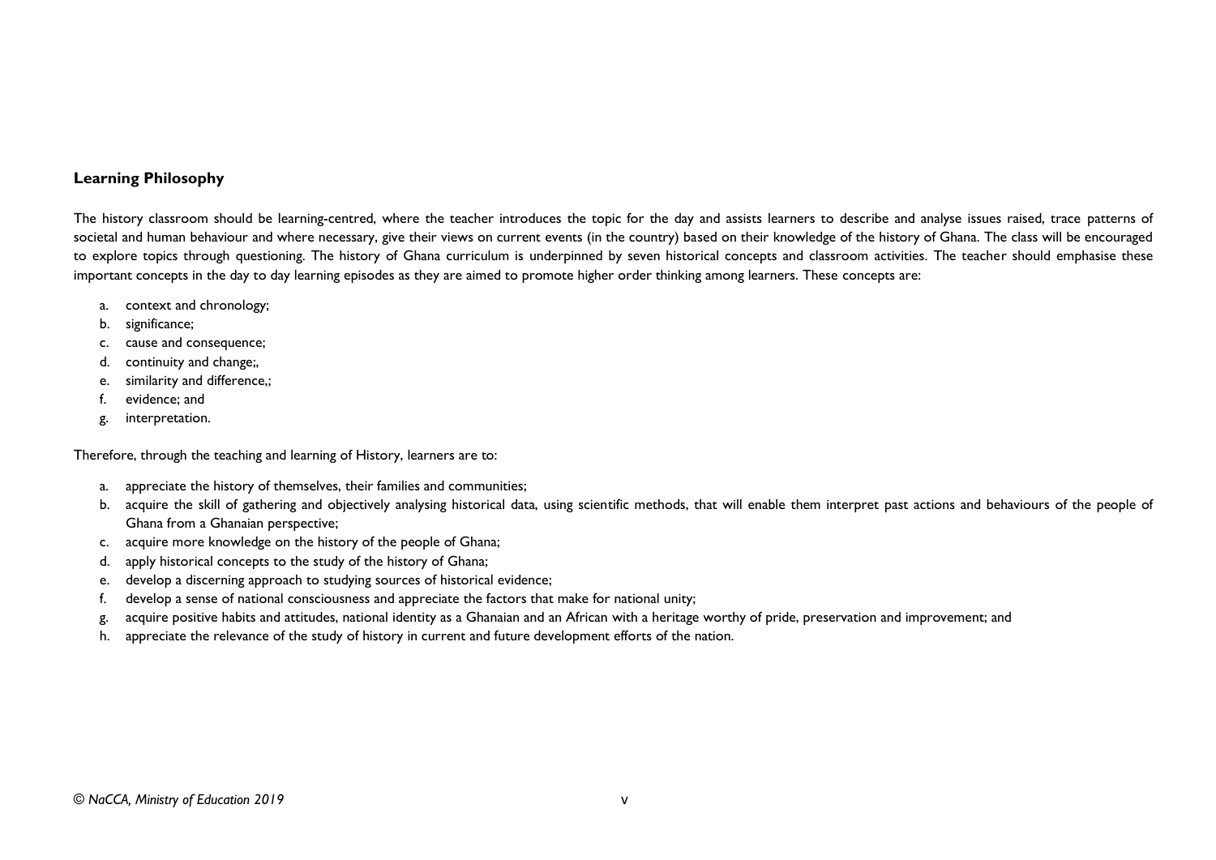## Learning Philosophy

The history classroom should be learning-centred, where the teacher introduces the topic for the day and assists learners to describe and analyse issues raised, trace patterns of societal and human behaviour and where necessary, give their views on current events (in the country) based on their knowledge of the history of Ghana. The class will be encouraged to explore topics through questioning. The history of Ghana curriculum is underpinned by seven historical concepts and classroom activities. The teacher should emphasise these important concepts in the day to day learning episodes as they are aimed to promote higher order thinking among learners. These concepts are:

a. context and chronology;
b. significance;
c. cause and consequence;
d. continuity and change;,
e. similarity and difference,;
f. evidence; and
g. interpretation.

Therefore, through the teaching and learning of History, learners are to:

a. appreciate the history of themselves, their families and communities;
b. acquire the skill of gathering and objectively analysing historical data, using scientific methods, that will enable them interpret past actions and behaviours of the people of Ghana from a Ghanaian perspective;
c. acquire more knowledge on the history of the people of Ghana;
d. apply historical concepts to the study of the history of Ghana;
e. develop a discerning approach to studying sources of historical evidence;
f. develop a sense of national consciousness and appreciate the factors that make for national unity;
g. acquire positive habits and attitudes, national identity as a Ghanaian and an African with a heritage worthy of pride, preservation and improvement; and
h. appreciate the relevance of the study of history in current and future development efforts of the nation.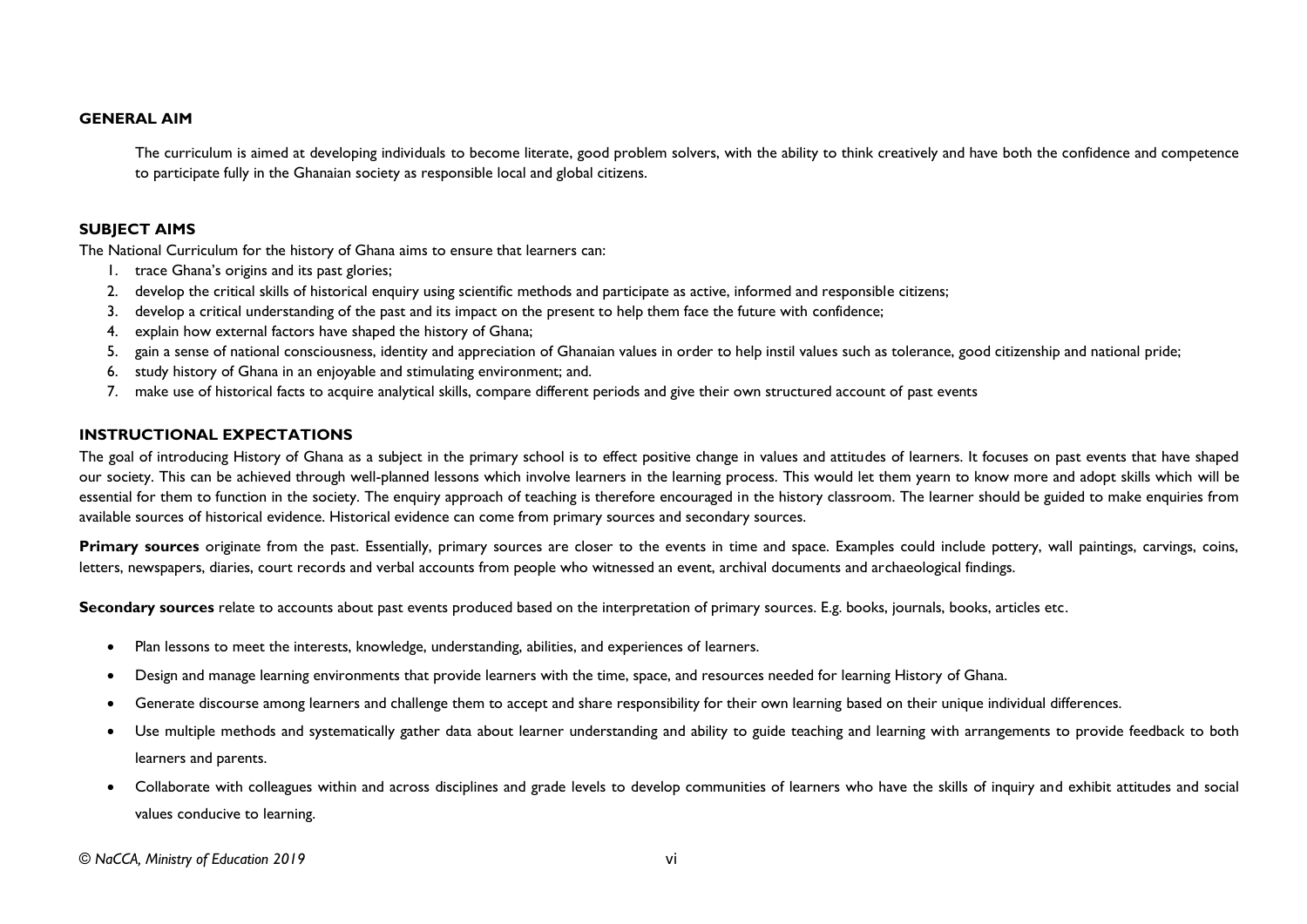## GENERAL AIM

The curriculum is aimed at developing individuals to become literate, good problem solvers, with the ability to think creatively and have both the confidence and competence to participate fully in the Ghanaian society as responsible local and global citizens.

## SUBJECT AIMS

The National Curriculum for the history of Ghana aims to ensure that learners can:

1. trace Ghana's origins and its past glories;
2. develop the critical skills of historical enquiry using scientific methods and participate as active, informed and responsible citizens;
3. develop a critical understanding of the past and its impact on the present to help them face the future with confidence;
4. explain how external factors have shaped the history of Ghana;
5. gain a sense of national consciousness, identity and appreciation of Ghanaian values in order to help instil values such as tolerance, good citizenship and national pride;
6. study history of Ghana in an enjoyable and stimulating environment; and.
7. make use of historical facts to acquire analytical skills, compare different periods and give their own structured account of past events

## INSTRUCTIONAL EXPECTATIONS

The goal of introducing History of Ghana as a subject in the primary school is to effect positive change in values and attitudes of learners. It focuses on past events that have shaped our society. This can be achieved through well-planned lessons which involve learners in the learning process. This would let them yearn to know more and adopt skills which will be essential for them to function in the society. The enquiry approach of teaching is therefore encouraged in the history classroom. The learner should be guided to make enquiries from available sources of historical evidence. Historical evidence can come from primary sources and secondary sources.

**Primary sources** originate from the past. Essentially, primary sources are closer to the events in time and space. Examples could include pottery, wall paintings, carvings, coins, letters, newspapers, diaries, court records and verbal accounts from people who witnessed an event, archival documents and archaeological findings.

**Secondary sources** relate to accounts about past events produced based on the interpretation of primary sources. E.g. books, journals, books, articles etc.

- Plan lessons to meet the interests, knowledge, understanding, abilities, and experiences of learners.
- Design and manage learning environments that provide learners with the time, space, and resources needed for learning History of Ghana.
- Generate discourse among learners and challenge them to accept and share responsibility for their own learning based on their unique individual differences.
- Use multiple methods and systematically gather data about learner understanding and ability to guide teaching and learning with arrangements to provide feedback to both learners and parents.
- Collaborate with colleagues within and across disciplines and grade levels to develop communities of learners who have the skills of inquiry and exhibit attitudes and social values conducive to learning.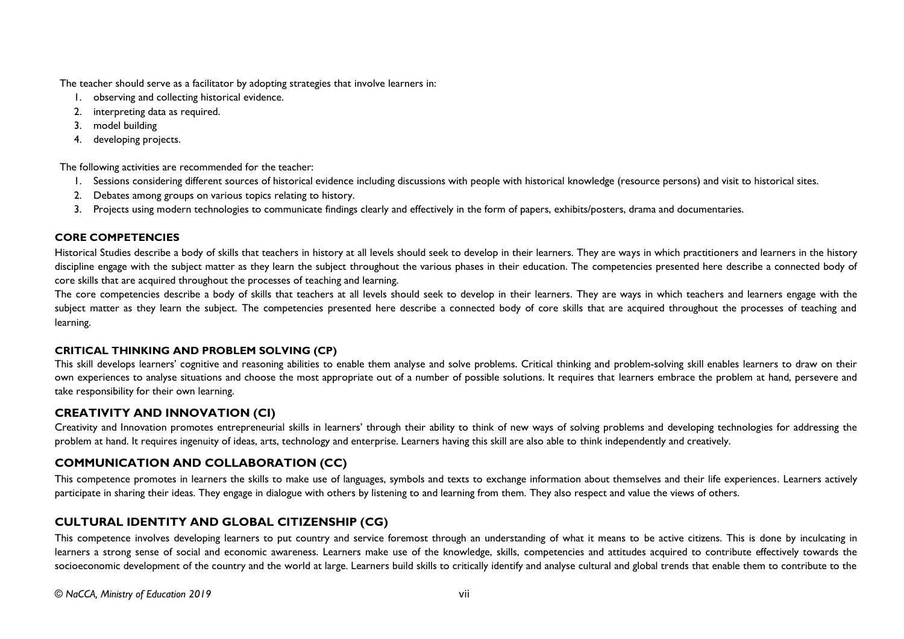The teacher should serve as a facilitator by adopting strategies that involve learners in:

1. observing and collecting historical evidence.
2. interpreting data as required.
3. model building
4. developing projects.

The following activities are recommended for the teacher:

1. Sessions considering different sources of historical evidence including discussions with people with historical knowledge (resource persons) and visit to historical sites.
2. Debates among groups on various topics relating to history.
3. Projects using modern technologies to communicate findings clearly and effectively in the form of papers, exhibits/posters, drama and documentaries.

### CORE COMPETENCIES

Historical Studies describe a body of skills that teachers in history at all levels should seek to develop in their learners. They are ways in which practitioners and learners in the history discipline engage with the subject matter as they learn the subject throughout the various phases in their education. The competencies presented here describe a connected body of core skills that are acquired throughout the processes of teaching and learning.

The core competencies describe a body of skills that teachers at all levels should seek to develop in their learners. They are ways in which teachers and learners engage with the subject matter as they learn the subject. The competencies presented here describe a connected body of core skills that are acquired throughout the processes of teaching and learning.

### CRITICAL THINKING AND PROBLEM SOLVING (CP)

This skill develops learners' cognitive and reasoning abilities to enable them analyse and solve problems. Critical thinking and problem-solving skill enables learners to draw on their own experiences to analyse situations and choose the most appropriate out of a number of possible solutions. It requires that learners embrace the problem at hand, persevere and take responsibility for their own learning.

### CREATIVITY AND INNOVATION (CI)

Creativity and Innovation promotes entrepreneurial skills in learners' through their ability to think of new ways of solving problems and developing technologies for addressing the problem at hand. It requires ingenuity of ideas, arts, technology and enterprise. Learners having this skill are also able to think independently and creatively.

### COMMUNICATION AND COLLABORATION (CC)

This competence promotes in learners the skills to make use of languages, symbols and texts to exchange information about themselves and their life experiences. Learners actively participate in sharing their ideas. They engage in dialogue with others by listening to and learning from them. They also respect and value the views of others.

### CULTURAL IDENTITY AND GLOBAL CITIZENSHIP (CG)

This competence involves developing learners to put country and service foremost through an understanding of what it means to be active citizens. This is done by inculcating in learners a strong sense of social and economic awareness. Learners make use of the knowledge, skills, competencies and attitudes acquired to contribute effectively towards the socioeconomic development of the country and the world at large. Learners build skills to critically identify and analyse cultural and global trends that enable them to contribute to the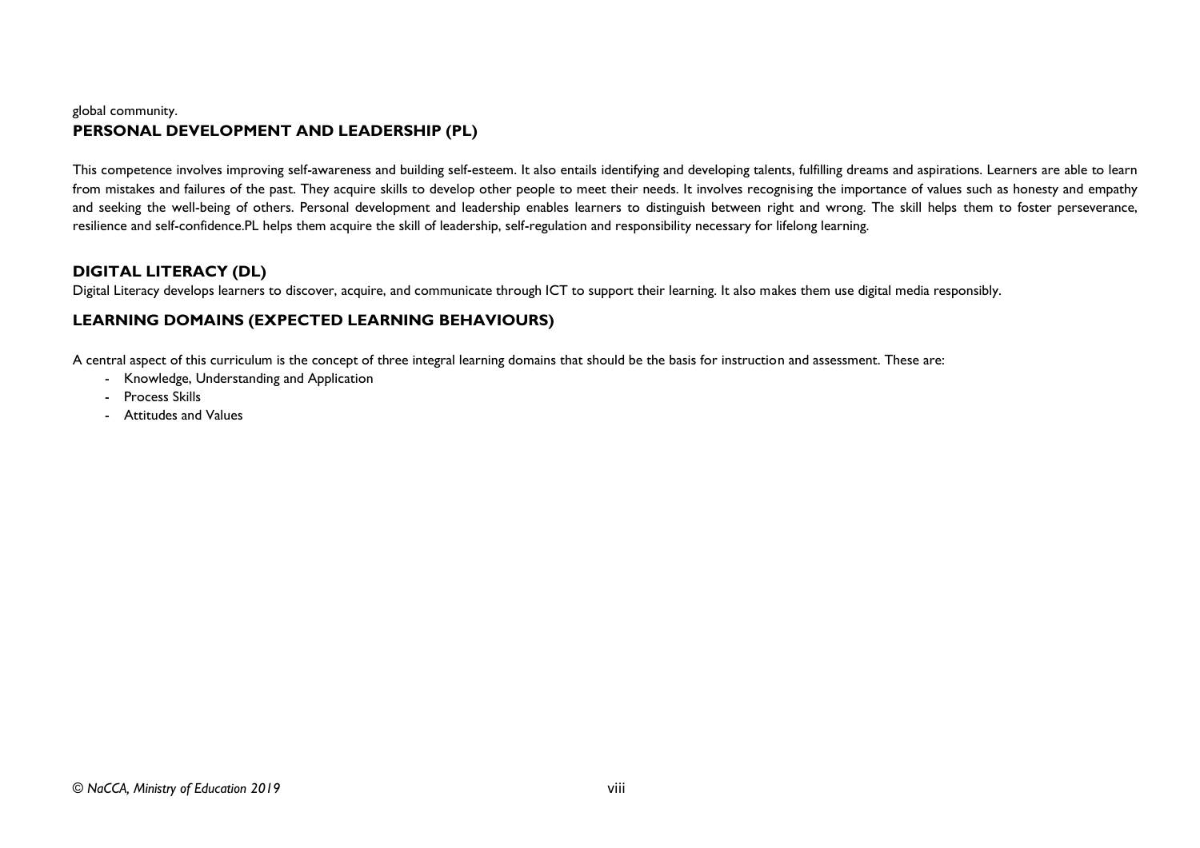global community.

## PERSONAL DEVELOPMENT AND LEADERSHIP (PL)

This competence involves improving self-awareness and building self-esteem. It also entails identifying and developing talents, fulfilling dreams and aspirations. Learners are able to learn from mistakes and failures of the past. They acquire skills to develop other people to meet their needs. It involves recognising the importance of values such as honesty and empathy and seeking the well-being of others. Personal development and leadership enables learners to distinguish between right and wrong. The skill helps them to foster perseverance, resilience and self-confidence.PL helps them acquire the skill of leadership, self-regulation and responsibility necessary for lifelong learning.

## DIGITAL LITERACY (DL)

Digital Literacy develops learners to discover, acquire, and communicate through ICT to support their learning. It also makes them use digital media responsibly.

## LEARNING DOMAINS (EXPECTED LEARNING BEHAVIOURS)

A central aspect of this curriculum is the concept of three integral learning domains that should be the basis for instruction and assessment. These are:

- Knowledge, Understanding and Application
- Process Skills
- Attitudes and Values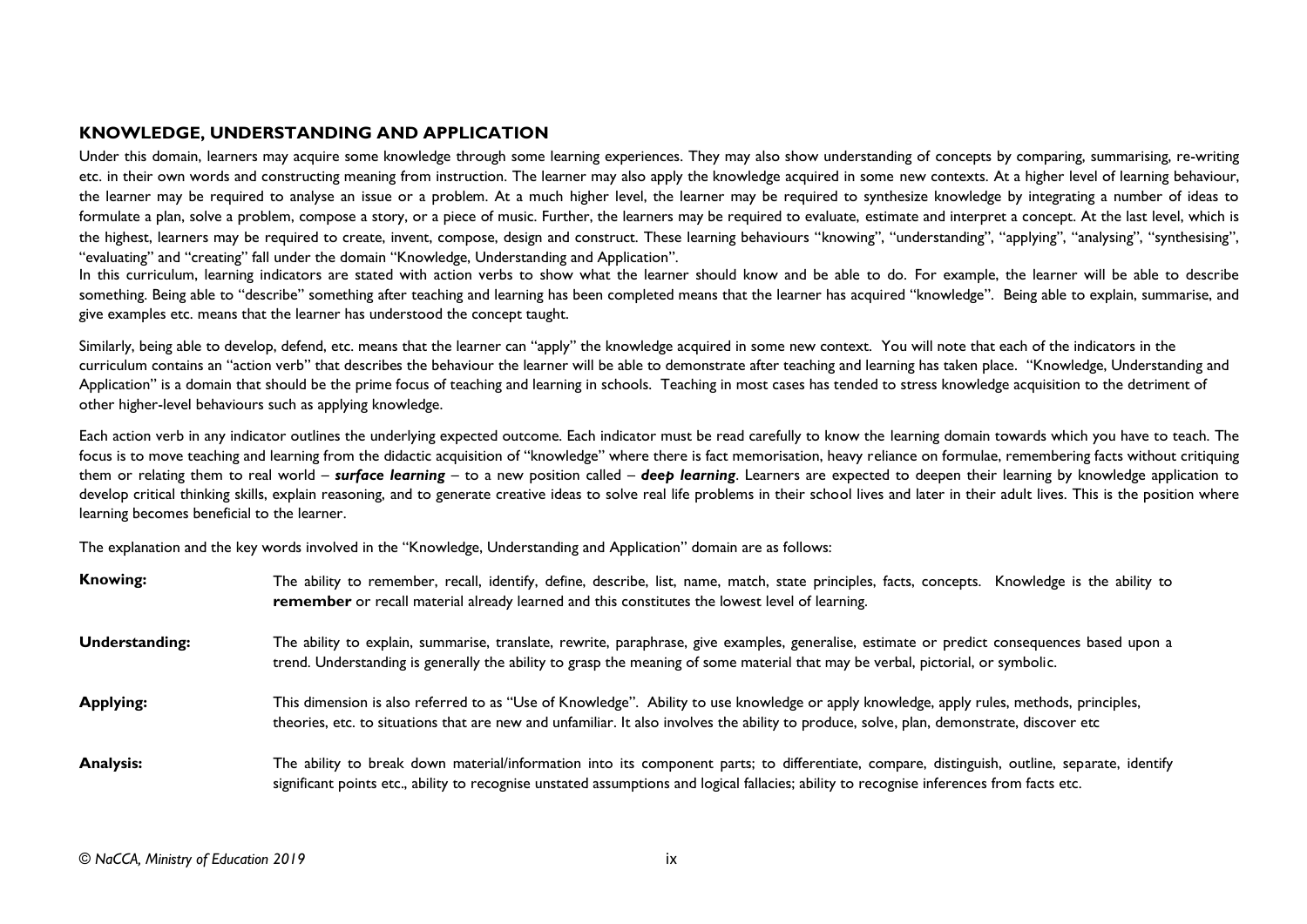## KNOWLEDGE, UNDERSTANDING AND APPLICATION

Under this domain, learners may acquire some knowledge through some learning experiences. They may also show understanding of concepts by comparing, summarising, re-writing etc. in their own words and constructing meaning from instruction. The learner may also apply the knowledge acquired in some new contexts. At a higher level of learning behaviour, the learner may be required to analyse an issue or a problem. At a much higher level, the learner may be required to synthesize knowledge by integrating a number of ideas to formulate a plan, solve a problem, compose a story, or a piece of music. Further, the learners may be required to evaluate, estimate and interpret a concept. At the last level, which is the highest, learners may be required to create, invent, compose, design and construct. These learning behaviours "knowing", "understanding", "applying", "analysing", "synthesising", "evaluating" and "creating" fall under the domain "Knowledge, Understanding and Application".

In this curriculum, learning indicators are stated with action verbs to show what the learner should know and be able to do. For example, the learner will be able to describe something. Being able to "describe" something after teaching and learning has been completed means that the learner has acquired "knowledge". Being able to explain, summarise, and give examples etc. means that the learner has understood the concept taught.

Similarly, being able to develop, defend, etc. means that the learner can "apply" the knowledge acquired in some new context. You will note that each of the indicators in the curriculum contains an "action verb" that describes the behaviour the learner will be able to demonstrate after teaching and learning has taken place. "Knowledge, Understanding and Application" is a domain that should be the prime focus of teaching and learning in schools. Teaching in most cases has tended to stress knowledge acquisition to the detriment of other higher-level behaviours such as applying knowledge.

Each action verb in any indicator outlines the underlying expected outcome. Each indicator must be read carefully to know the learning domain towards which you have to teach. The focus is to move teaching and learning from the didactic acquisition of "knowledge" where there is fact memorisation, heavy reliance on formulae, remembering facts without critiquing them or relating them to real world – ***surface learning*** – to a new position called – ***deep learning***. Learners are expected to deepen their learning by knowledge application to develop critical thinking skills, explain reasoning, and to generate creative ideas to solve real life problems in their school lives and later in their adult lives. This is the position where learning becomes beneficial to the learner.

The explanation and the key words involved in the "Knowledge, Understanding and Application" domain are as follows:

**Knowing:** The ability to remember, recall, identify, define, describe, list, name, match, state principles, facts, concepts. Knowledge is the ability to **remember** or recall material already learned and this constitutes the lowest level of learning.

**Understanding:** The ability to explain, summarise, translate, rewrite, paraphrase, give examples, generalise, estimate or predict consequences based upon a trend. Understanding is generally the ability to grasp the meaning of some material that may be verbal, pictorial, or symbolic.

**Applying:** This dimension is also referred to as "Use of Knowledge". Ability to use knowledge or apply knowledge, apply rules, methods, principles, theories, etc. to situations that are new and unfamiliar. It also involves the ability to produce, solve, plan, demonstrate, discover etc

**Analysis:** The ability to break down material/information into its component parts; to differentiate, compare, distinguish, outline, separate, identify significant points etc., ability to recognise unstated assumptions and logical fallacies; ability to recognise inferences from facts etc.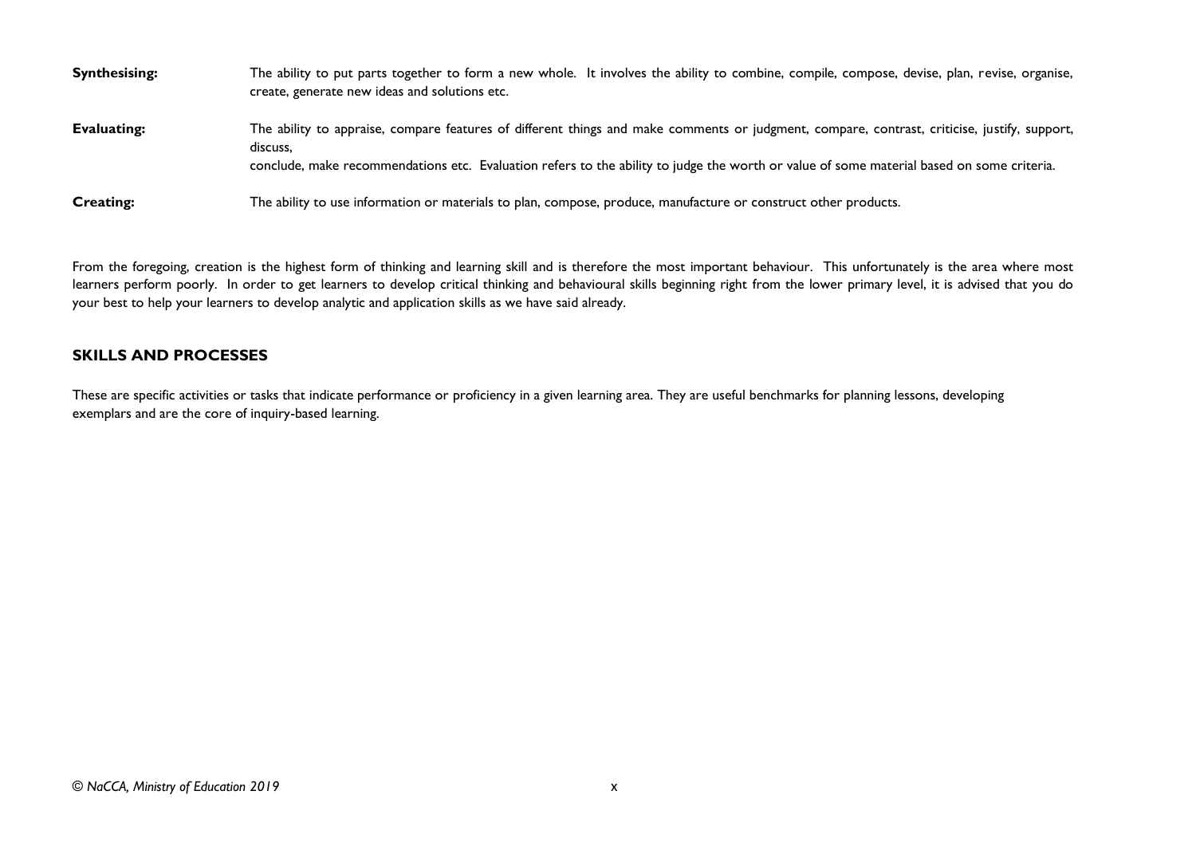**Synthesising:** The ability to put parts together to form a new whole. It involves the ability to combine, compile, compose, devise, plan, revise, organise, create, generate new ideas and solutions etc.

**Evaluating:** The ability to appraise, compare features of different things and make comments or judgment, compare, contrast, criticise, justify, support, discuss,
conclude, make recommendations etc. Evaluation refers to the ability to judge the worth or value of some material based on some criteria.

**Creating:** The ability to use information or materials to plan, compose, produce, manufacture or construct other products.

From the foregoing, creation is the highest form of thinking and learning skill and is therefore the most important behaviour. This unfortunately is the area where most learners perform poorly. In order to get learners to develop critical thinking and behavioural skills beginning right from the lower primary level, it is advised that you do your best to help your learners to develop analytic and application skills as we have said already.

## SKILLS AND PROCESSES

These are specific activities or tasks that indicate performance or proficiency in a given learning area. They are useful benchmarks for planning lessons, developing exemplars and are the core of inquiry-based learning.

*© NaCCA, Ministry of Education 2019*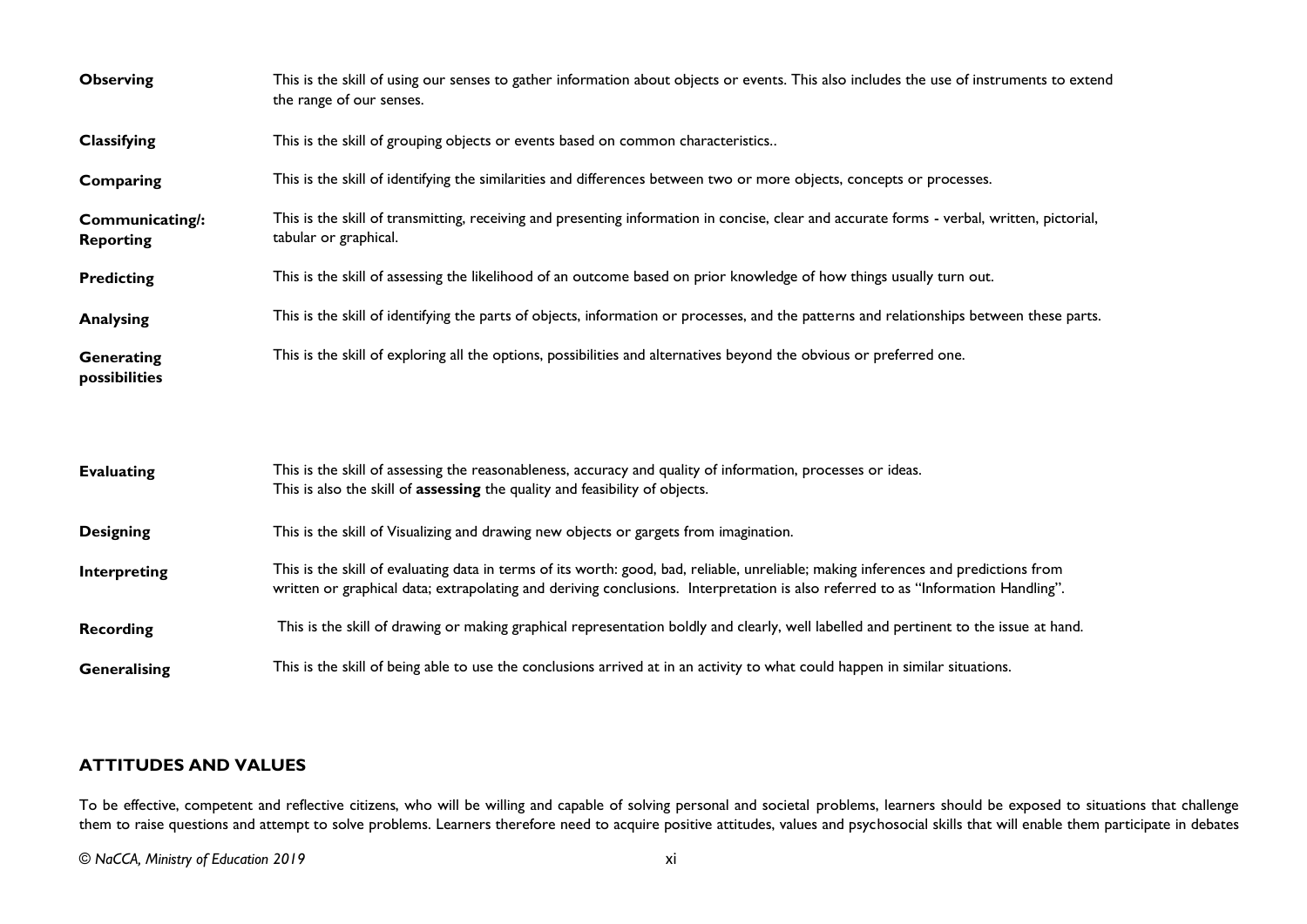| | |
|---|---|
| **Observing** | This is the skill of using our senses to gather information about objects or events. This also includes the use of instruments to extend the range of our senses. |
| **Classifying** | This is the skill of grouping objects or events based on common characteristics.. |
| **Comparing** | This is the skill of identifying the similarities and differences between two or more objects, concepts or processes. |
| **Communicating/: Reporting** | This is the skill of transmitting, receiving and presenting information in concise, clear and accurate forms - verbal, written, pictorial, tabular or graphical. |
| **Predicting** | This is the skill of assessing the likelihood of an outcome based on prior knowledge of how things usually turn out. |
| **Analysing** | This is the skill of identifying the parts of objects, information or processes, and the patterns and relationships between these parts. |
| **Generating possibilities** | This is the skill of exploring all the options, possibilities and alternatives beyond the obvious or preferred one. |
| **Evaluating** | This is the skill of assessing the reasonableness, accuracy and quality of information, processes or ideas. This is also the skill of **assessing** the quality and feasibility of objects. |
| **Designing** | This is the skill of Visualizing and drawing new objects or gargets from imagination. |
| **Interpreting** | This is the skill of evaluating data in terms of its worth: good, bad, reliable, unreliable; making inferences and predictions from written or graphical data; extrapolating and deriving conclusions. Interpretation is also referred to as "Information Handling". |
| **Recording** | This is the skill of drawing or making graphical representation boldly and clearly, well labelled and pertinent to the issue at hand. |
| **Generalising** | This is the skill of being able to use the conclusions arrived at in an activity to what could happen in similar situations. |

## ATTITUDES AND VALUES

To be effective, competent and reflective citizens, who will be willing and capable of solving personal and societal problems, learners should be exposed to situations that challenge them to raise questions and attempt to solve problems. Learners therefore need to acquire positive attitudes, values and psychosocial skills that will enable them participate in debates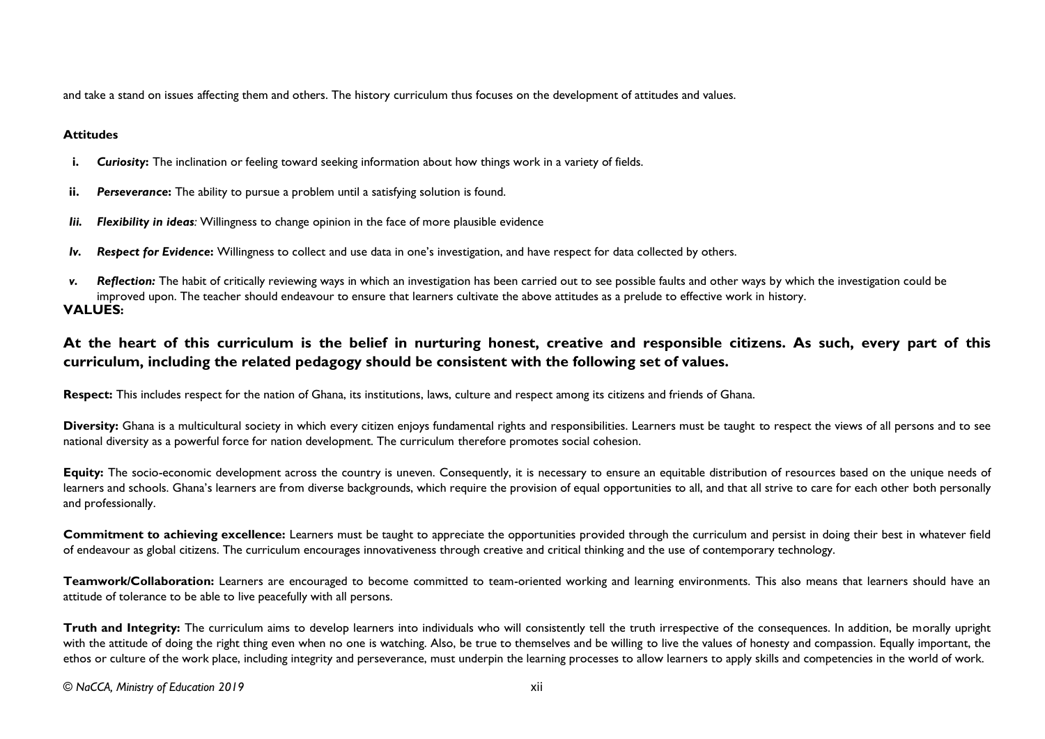and take a stand on issues affecting them and others. The history curriculum thus focuses on the development of attitudes and values.

**Attitudes**

- **i.** ***Curiosity*:** The inclination or feeling toward seeking information about how things work in a variety of fields.
- **ii.** ***Perseverance*:** The ability to pursue a problem until a satisfying solution is found.
- ***Iii.*** ***Flexibility in ideas*:** Willingness to change opinion in the face of more plausible evidence
- ***Iv.*** ***Respect for Evidence*:** Willingness to collect and use data in one's investigation, and have respect for data collected by others.
- ***v.*** ***Reflection:*** The habit of critically reviewing ways in which an investigation has been carried out to see possible faults and other ways by which the investigation could be improved upon. The teacher should endeavour to ensure that learners cultivate the above attitudes as a prelude to effective work in history.

**VALUES:**

**At the heart of this curriculum is the belief in nurturing honest, creative and responsible citizens. As such, every part of this curriculum, including the related pedagogy should be consistent with the following set of values.**

**Respect:** This includes respect for the nation of Ghana, its institutions, laws, culture and respect among its citizens and friends of Ghana.

**Diversity:** Ghana is a multicultural society in which every citizen enjoys fundamental rights and responsibilities. Learners must be taught to respect the views of all persons and to see national diversity as a powerful force for nation development. The curriculum therefore promotes social cohesion.

**Equity:** The socio-economic development across the country is uneven. Consequently, it is necessary to ensure an equitable distribution of resources based on the unique needs of learners and schools. Ghana's learners are from diverse backgrounds, which require the provision of equal opportunities to all, and that all strive to care for each other both personally and professionally.

**Commitment to achieving excellence:** Learners must be taught to appreciate the opportunities provided through the curriculum and persist in doing their best in whatever field of endeavour as global citizens. The curriculum encourages innovativeness through creative and critical thinking and the use of contemporary technology.

**Teamwork/Collaboration:** Learners are encouraged to become committed to team-oriented working and learning environments. This also means that learners should have an attitude of tolerance to be able to live peacefully with all persons.

**Truth and Integrity:** The curriculum aims to develop learners into individuals who will consistently tell the truth irrespective of the consequences. In addition, be morally upright with the attitude of doing the right thing even when no one is watching. Also, be true to themselves and be willing to live the values of honesty and compassion. Equally important, the ethos or culture of the work place, including integrity and perseverance, must underpin the learning processes to allow learners to apply skills and competencies in the world of work.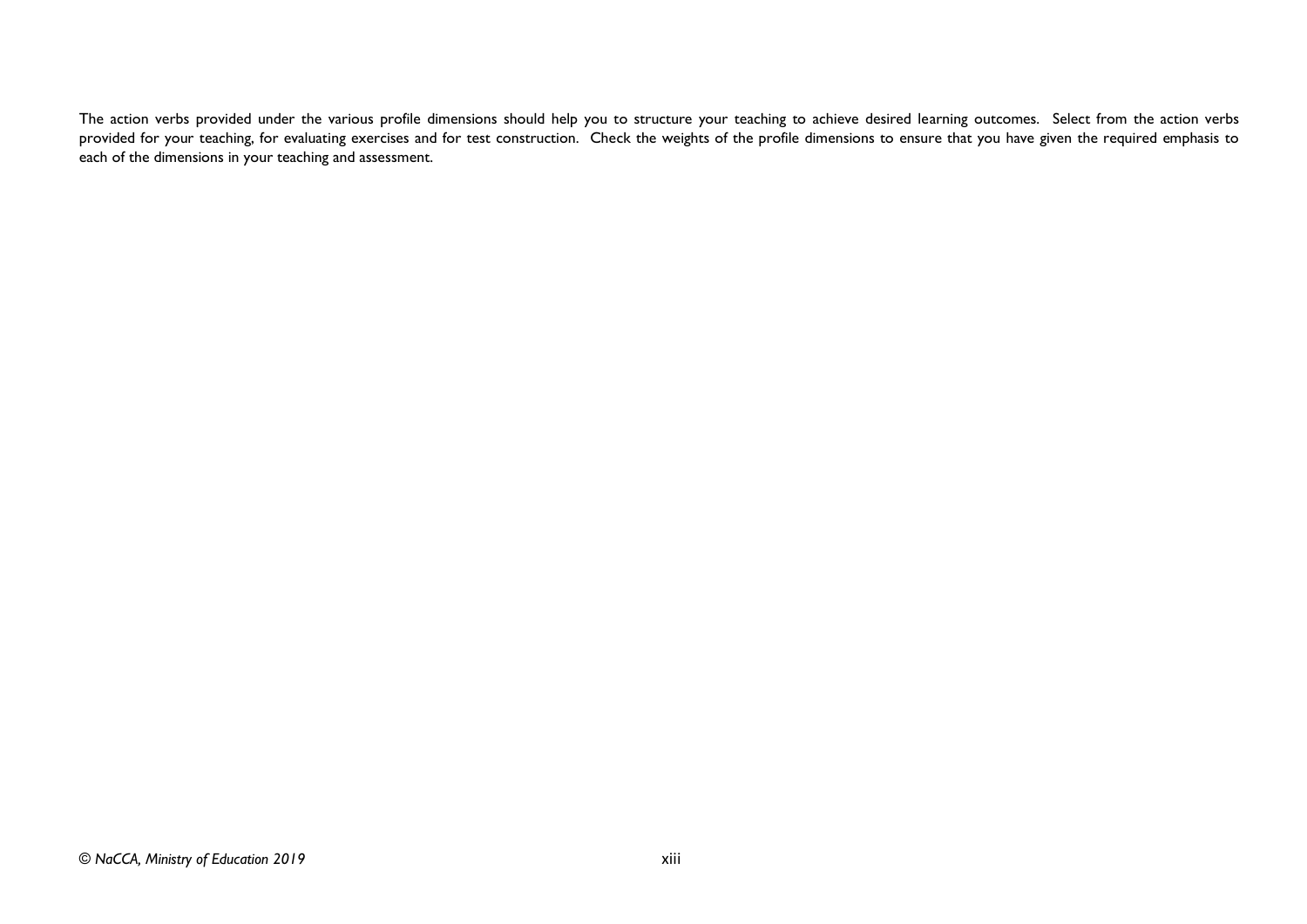The action verbs provided under the various profile dimensions should help you to structure your teaching to achieve desired learning outcomes. Select from the action verbs provided for your teaching, for evaluating exercises and for test construction. Check the weights of the profile dimensions to ensure that you have given the required emphasis to each of the dimensions in your teaching and assessment.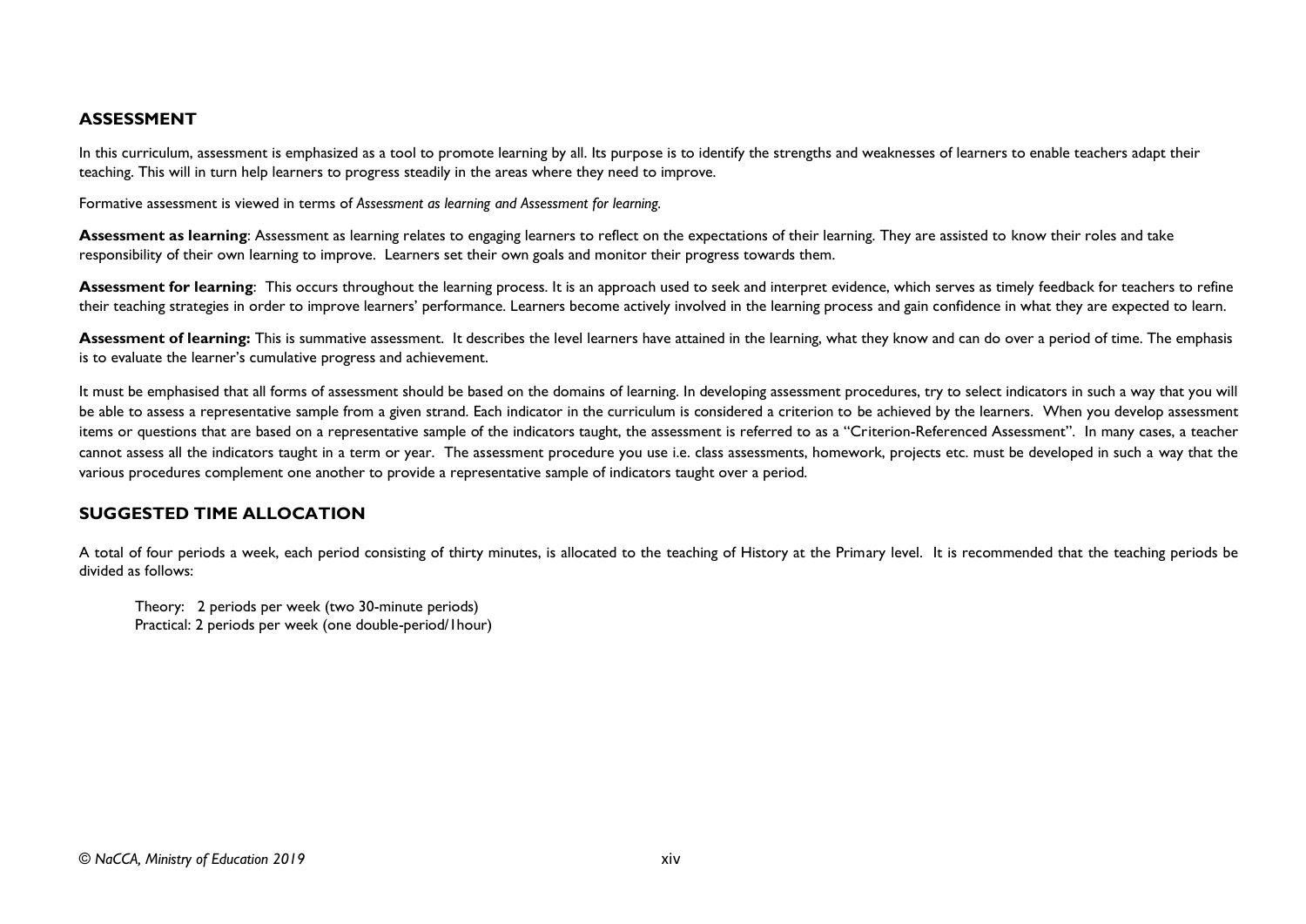## ASSESSMENT

In this curriculum, assessment is emphasized as a tool to promote learning by all. Its purpose is to identify the strengths and weaknesses of learners to enable teachers adapt their teaching. This will in turn help learners to progress steadily in the areas where they need to improve.

Formative assessment is viewed in terms of *Assessment as learning and Assessment for learning.*

**Assessment as learning**: Assessment as learning relates to engaging learners to reflect on the expectations of their learning. They are assisted to know their roles and take responsibility of their own learning to improve. Learners set their own goals and monitor their progress towards them.

**Assessment for learning**: This occurs throughout the learning process. It is an approach used to seek and interpret evidence, which serves as timely feedback for teachers to refine their teaching strategies in order to improve learners' performance. Learners become actively involved in the learning process and gain confidence in what they are expected to learn.

**Assessment of learning:** This is summative assessment. It describes the level learners have attained in the learning, what they know and can do over a period of time. The emphasis is to evaluate the learner's cumulative progress and achievement.

It must be emphasised that all forms of assessment should be based on the domains of learning. In developing assessment procedures, try to select indicators in such a way that you will be able to assess a representative sample from a given strand. Each indicator in the curriculum is considered a criterion to be achieved by the learners. When you develop assessment items or questions that are based on a representative sample of the indicators taught, the assessment is referred to as a "Criterion-Referenced Assessment". In many cases, a teacher cannot assess all the indicators taught in a term or year. The assessment procedure you use i.e. class assessments, homework, projects etc. must be developed in such a way that the various procedures complement one another to provide a representative sample of indicators taught over a period.

## SUGGESTED TIME ALLOCATION

A total of four periods a week, each period consisting of thirty minutes, is allocated to the teaching of History at the Primary level. It is recommended that the teaching periods be divided as follows:

Theory: 2 periods per week (two 30-minute periods)
Practical: 2 periods per week (one double-period/1hour)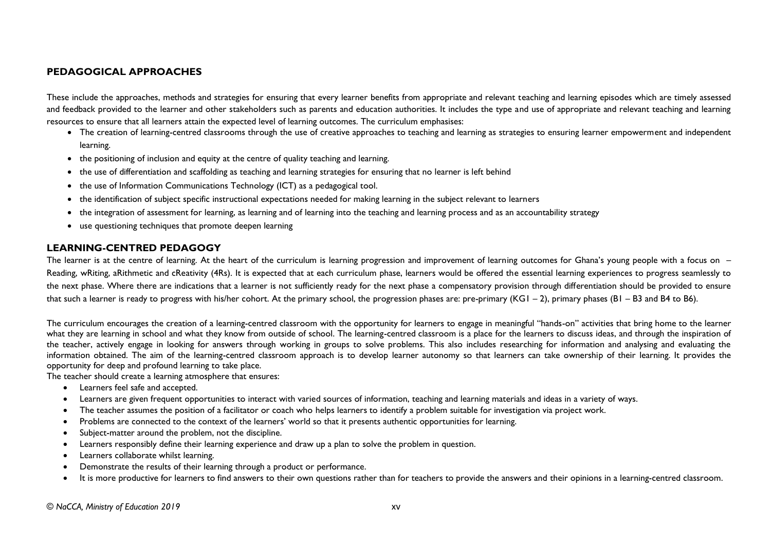## PEDAGOGICAL APPROACHES

These include the approaches, methods and strategies for ensuring that every learner benefits from appropriate and relevant teaching and learning episodes which are timely assessed and feedback provided to the learner and other stakeholders such as parents and education authorities. It includes the type and use of appropriate and relevant teaching and learning resources to ensure that all learners attain the expected level of learning outcomes. The curriculum emphasises:

- The creation of learning-centred classrooms through the use of creative approaches to teaching and learning as strategies to ensuring learner empowerment and independent learning.
- the positioning of inclusion and equity at the centre of quality teaching and learning.
- the use of differentiation and scaffolding as teaching and learning strategies for ensuring that no learner is left behind
- the use of Information Communications Technology (ICT) as a pedagogical tool.
- the identification of subject specific instructional expectations needed for making learning in the subject relevant to learners
- the integration of assessment for learning, as learning and of learning into the teaching and learning process and as an accountability strategy
- use questioning techniques that promote deepen learning

## LEARNING-CENTRED PEDAGOGY

The learner is at the centre of learning. At the heart of the curriculum is learning progression and improvement of learning outcomes for Ghana's young people with a focus on – Reading, wRiting, aRithmetic and cReativity (4Rs). It is expected that at each curriculum phase, learners would be offered the essential learning experiences to progress seamlessly to the next phase. Where there are indications that a learner is not sufficiently ready for the next phase a compensatory provision through differentiation should be provided to ensure that such a learner is ready to progress with his/her cohort. At the primary school, the progression phases are: pre-primary (KG1 – 2), primary phases (B1 – B3 and B4 to B6).

The curriculum encourages the creation of a learning-centred classroom with the opportunity for learners to engage in meaningful "hands-on" activities that bring home to the learner what they are learning in school and what they know from outside of school. The learning-centred classroom is a place for the learners to discuss ideas, and through the inspiration of the teacher, actively engage in looking for answers through working in groups to solve problems. This also includes researching for information and analysing and evaluating the information obtained. The aim of the learning-centred classroom approach is to develop learner autonomy so that learners can take ownership of their learning. It provides the opportunity for deep and profound learning to take place.

The teacher should create a learning atmosphere that ensures:

- Learners feel safe and accepted.
- Learners are given frequent opportunities to interact with varied sources of information, teaching and learning materials and ideas in a variety of ways.
- The teacher assumes the position of a facilitator or coach who helps learners to identify a problem suitable for investigation via project work.
- Problems are connected to the context of the learners' world so that it presents authentic opportunities for learning.
- Subject-matter around the problem, not the discipline.
- Learners responsibly define their learning experience and draw up a plan to solve the problem in question.
- Learners collaborate whilst learning.
- Demonstrate the results of their learning through a product or performance.
- It is more productive for learners to find answers to their own questions rather than for teachers to provide the answers and their opinions in a learning-centred classroom.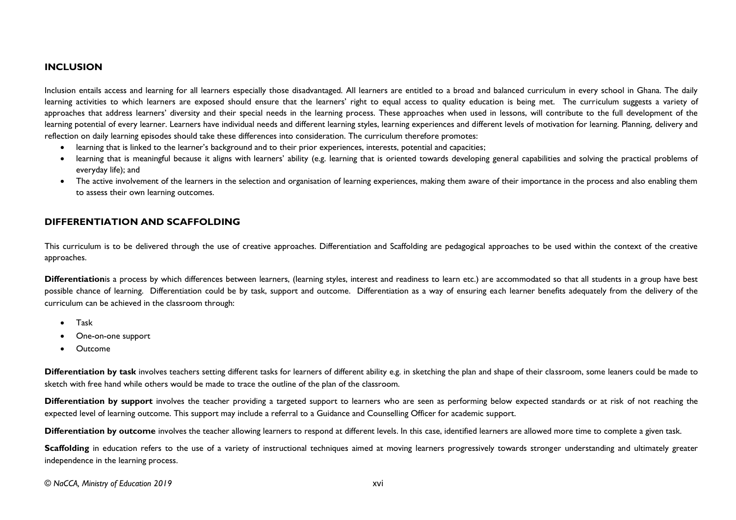## INCLUSION

Inclusion entails access and learning for all learners especially those disadvantaged. All learners are entitled to a broad and balanced curriculum in every school in Ghana. The daily learning activities to which learners are exposed should ensure that the learners' right to equal access to quality education is being met. The curriculum suggests a variety of approaches that address learners' diversity and their special needs in the learning process. These approaches when used in lessons, will contribute to the full development of the learning potential of every learner. Learners have individual needs and different learning styles, learning experiences and different levels of motivation for learning. Planning, delivery and reflection on daily learning episodes should take these differences into consideration. The curriculum therefore promotes:

- learning that is linked to the learner's background and to their prior experiences, interests, potential and capacities;
- learning that is meaningful because it aligns with learners' ability (e.g. learning that is oriented towards developing general capabilities and solving the practical problems of everyday life); and
- The active involvement of the learners in the selection and organisation of learning experiences, making them aware of their importance in the process and also enabling them to assess their own learning outcomes.

## DIFFERENTIATION AND SCAFFOLDING

This curriculum is to be delivered through the use of creative approaches. Differentiation and Scaffolding are pedagogical approaches to be used within the context of the creative approaches.

**Differentiation**is a process by which differences between learners, (learning styles, interest and readiness to learn etc.) are accommodated so that all students in a group have best possible chance of learning. Differentiation could be by task, support and outcome. Differentiation as a way of ensuring each learner benefits adequately from the delivery of the curriculum can be achieved in the classroom through:

- Task
- One-on-one support
- Outcome

**Differentiation by task** involves teachers setting different tasks for learners of different ability e.g. in sketching the plan and shape of their classroom, some leaners could be made to sketch with free hand while others would be made to trace the outline of the plan of the classroom.

**Differentiation by support** involves the teacher providing a targeted support to learners who are seen as performing below expected standards or at risk of not reaching the expected level of learning outcome. This support may include a referral to a Guidance and Counselling Officer for academic support.

**Differentiation by outcome** involves the teacher allowing learners to respond at different levels. In this case, identified learners are allowed more time to complete a given task.

**Scaffolding** in education refers to the use of a variety of instructional techniques aimed at moving learners progressively towards stronger understanding and ultimately greater independence in the learning process.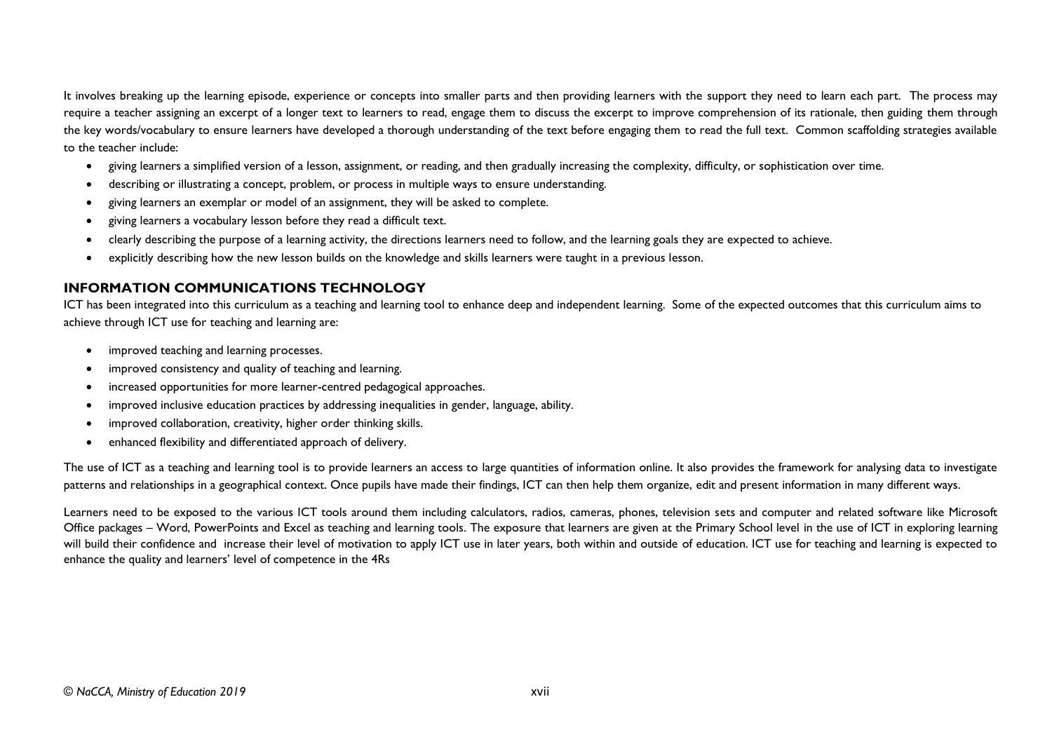It involves breaking up the learning episode, experience or concepts into smaller parts and then providing learners with the support they need to learn each part. The process may require a teacher assigning an excerpt of a longer text to learners to read, engage them to discuss the excerpt to improve comprehension of its rationale, then guiding them through the key words/vocabulary to ensure learners have developed a thorough understanding of the text before engaging them to read the full text. Common scaffolding strategies available to the teacher include:

- giving learners a simplified version of a lesson, assignment, or reading, and then gradually increasing the complexity, difficulty, or sophistication over time.
- describing or illustrating a concept, problem, or process in multiple ways to ensure understanding.
- giving learners an exemplar or model of an assignment, they will be asked to complete.
- giving learners a vocabulary lesson before they read a difficult text.
- clearly describing the purpose of a learning activity, the directions learners need to follow, and the learning goals they are expected to achieve.
- explicitly describing how the new lesson builds on the knowledge and skills learners were taught in a previous lesson.

## INFORMATION COMMUNICATIONS TECHNOLOGY

ICT has been integrated into this curriculum as a teaching and learning tool to enhance deep and independent learning. Some of the expected outcomes that this curriculum aims to achieve through ICT use for teaching and learning are:

- improved teaching and learning processes.
- improved consistency and quality of teaching and learning.
- increased opportunities for more learner-centred pedagogical approaches.
- improved inclusive education practices by addressing inequalities in gender, language, ability.
- improved collaboration, creativity, higher order thinking skills.
- enhanced flexibility and differentiated approach of delivery.

The use of ICT as a teaching and learning tool is to provide learners an access to large quantities of information online. It also provides the framework for analysing data to investigate patterns and relationships in a geographical context. Once pupils have made their findings, ICT can then help them organize, edit and present information in many different ways.

Learners need to be exposed to the various ICT tools around them including calculators, radios, cameras, phones, television sets and computer and related software like Microsoft Office packages – Word, PowerPoints and Excel as teaching and learning tools. The exposure that learners are given at the Primary School level in the use of ICT in exploring learning will build their confidence and increase their level of motivation to apply ICT use in later years, both within and outside of education. ICT use for teaching and learning is expected to enhance the quality and learners' level of competence in the 4Rs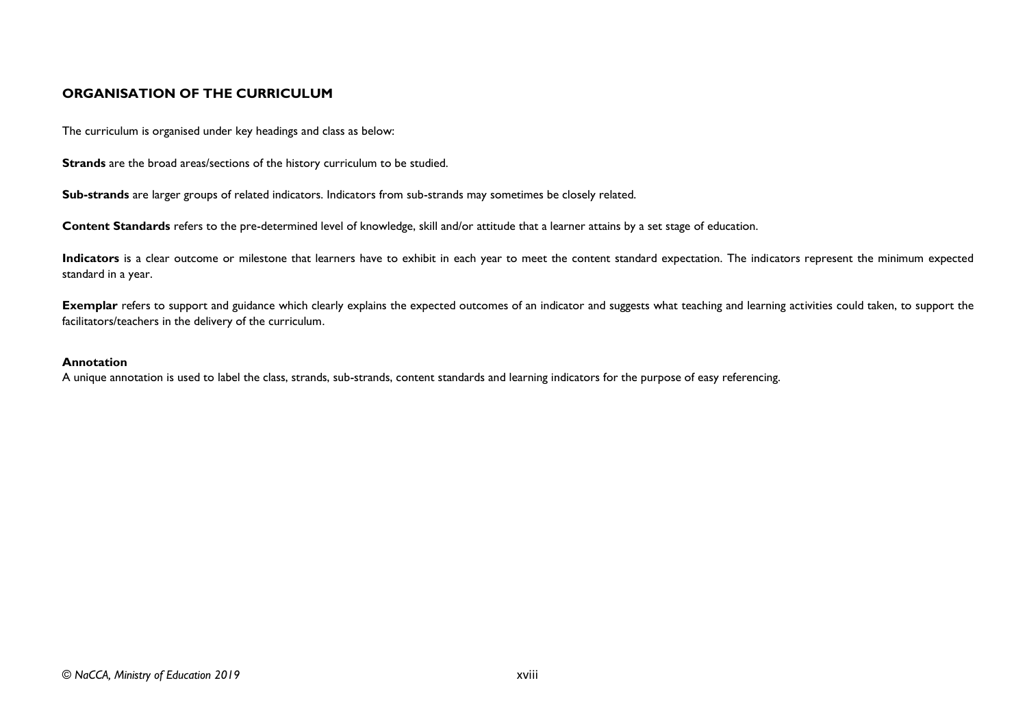## ORGANISATION OF THE CURRICULUM

The curriculum is organised under key headings and class as below:

**Strands** are the broad areas/sections of the history curriculum to be studied.

**Sub-strands** are larger groups of related indicators. Indicators from sub-strands may sometimes be closely related.

**Content Standards** refers to the pre-determined level of knowledge, skill and/or attitude that a learner attains by a set stage of education.

**Indicators** is a clear outcome or milestone that learners have to exhibit in each year to meet the content standard expectation. The indicators represent the minimum expected standard in a year.

**Exemplar** refers to support and guidance which clearly explains the expected outcomes of an indicator and suggests what teaching and learning activities could taken, to support the facilitators/teachers in the delivery of the curriculum.

### Annotation

A unique annotation is used to label the class, strands, sub-strands, content standards and learning indicators for the purpose of easy referencing.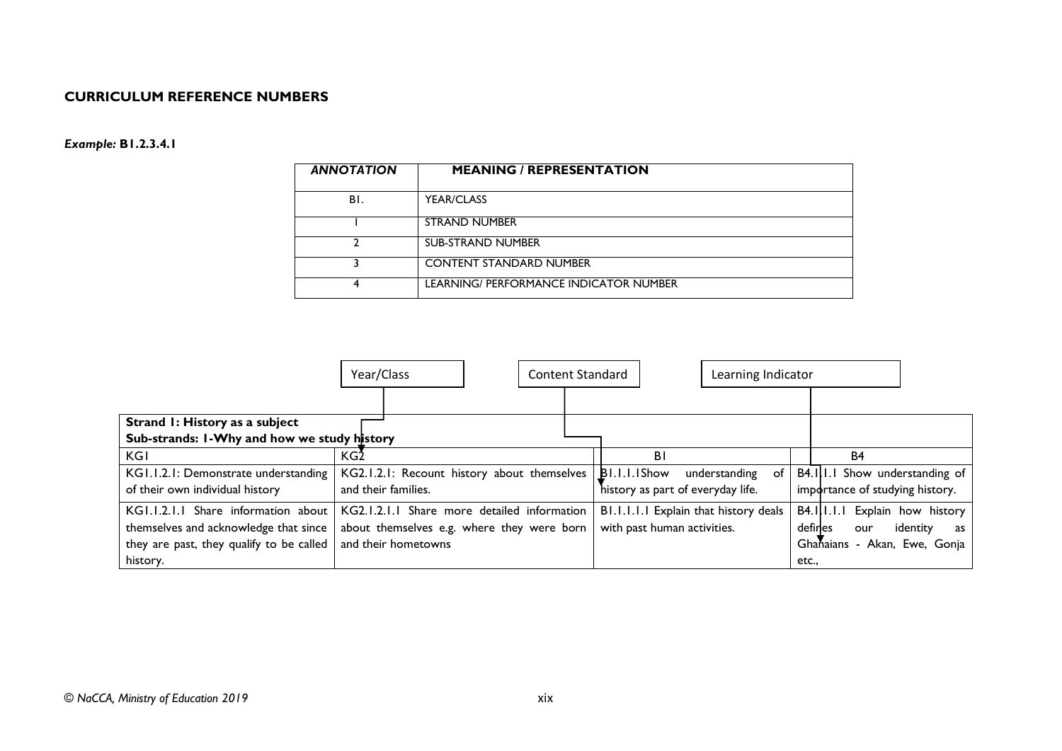## CURRICULUM REFERENCE NUMBERS

***Example:*** **B1.2.3.4.1**

| *ANNOTATION* | MEANING / REPRESENTATION |
|---|---|
| B1. | YEAR/CLASS |
| 1 | STRAND NUMBER |
| 2 | SUB-STRAND NUMBER |
| 3 | CONTENT STANDARD NUMBER |
| 4 | LEARNING/ PERFORMANCE INDICATOR NUMBER |

Year/Class — Content Standard — Learning Indicator

| **Strand 1: History as a subject**<br>**Sub-strands: 1-Why and how we study history** | | | |
|---|---|---|---|
| KG1 | KG2 | B1 | B4 |
| KG1.1.2.1: Demonstrate understanding of their own individual history | KG2.1.2.1: Recount history about themselves and their families. | B1.1.1.1Show understanding of history as part of everyday life. | B4.1.1.1 Show understanding of importance of studying history. |
| KG1.1.2.1.1 Share information about themselves and acknowledge that since they are past, they qualify to be called history. | KG2.1.2.1.1 Share more detailed information about themselves e.g. where they were born and their hometowns | B1.1.1.1.1 Explain that history deals with past human activities. | B4.1.1.1.1 Explain how history defines our identity as Ghanaians - Akan, Ewe, Gonja etc., |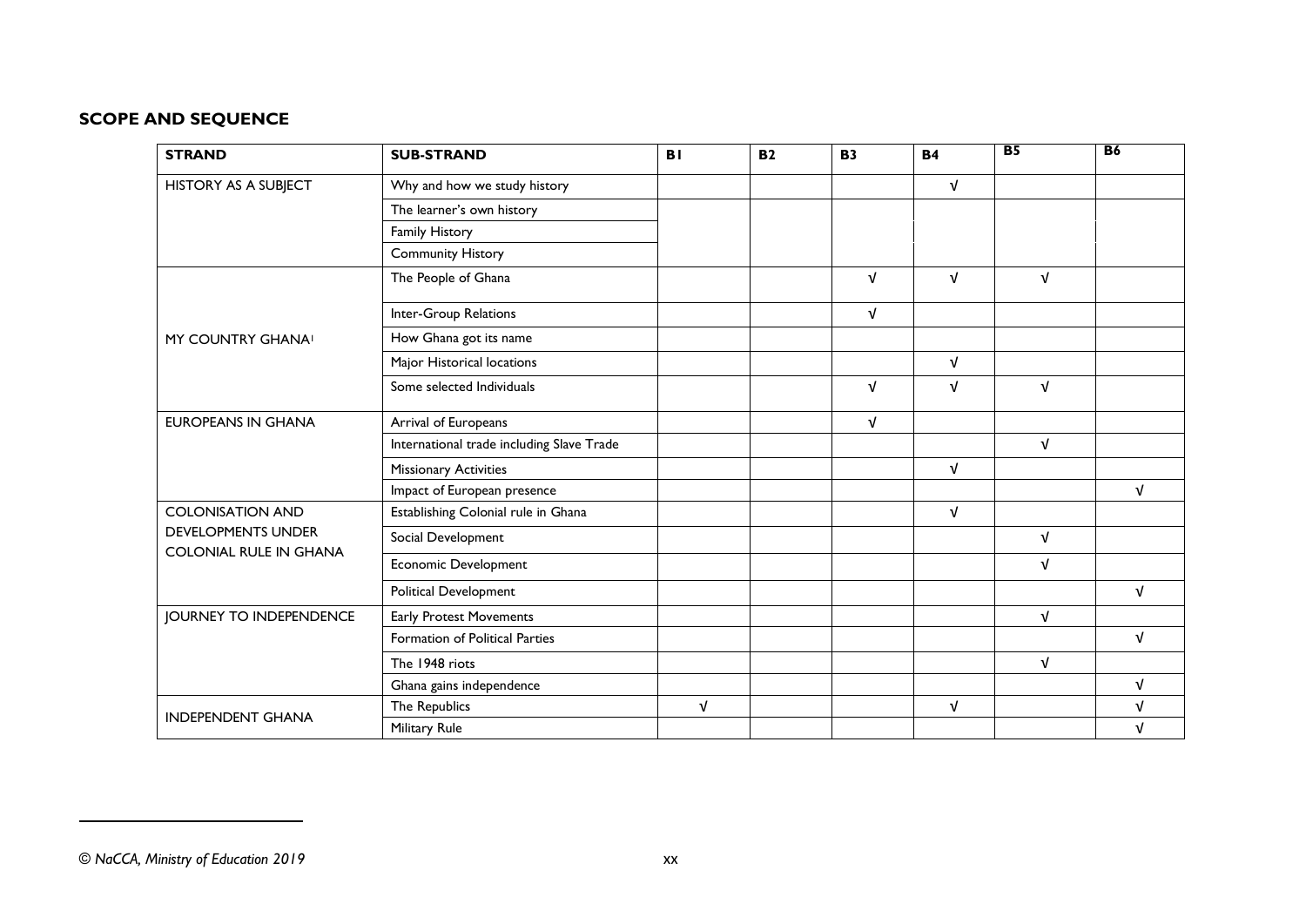## SCOPE AND SEQUENCE

| STRAND | SUB-STRAND | B1 | B2 | B3 | B4 | B5 | B6 |
|---|---|---|---|---|---|---|---|
| HISTORY AS A SUBJECT | Why and how we study history | | | | √ | | |
| | The learner's own history | | | | | | |
| | Family History | | | | | | |
| | Community History | | | | | | |
| MY COUNTRY GHANA[1] | The People of Ghana | | | √ | √ | √ | |
| | Inter-Group Relations | | | √ | | | |
| | How Ghana got its name | | | | | | |
| | Major Historical locations | | | | √ | | |
| | Some selected Individuals | | | √ | √ | √ | |
| EUROPEANS IN GHANA | Arrival of Europeans | | | √ | | | |
| | International trade including Slave Trade | | | | | √ | |
| | Missionary Activities | | | | √ | | |
| | Impact of European presence | | | | | | √ |
| COLONISATION AND DEVELOPMENTS UNDER COLONIAL RULE IN GHANA | Establishing Colonial rule in Ghana | | | | √ | | |
| | Social Development | | | | | √ | |
| | Economic Development | | | | | √ | |
| | Political Development | | | | | | √ |
| JOURNEY TO INDEPENDENCE | Early Protest Movements | | | | | √ | |
| | Formation of Political Parties | | | | | | √ |
| | The 1948 riots | | | | | √ | |
| | Ghana gains independence | | | | | | √ |
| INDEPENDENT GHANA | The Republics | √ | | | √ | | √ |
| | Military Rule | | | | | | √ |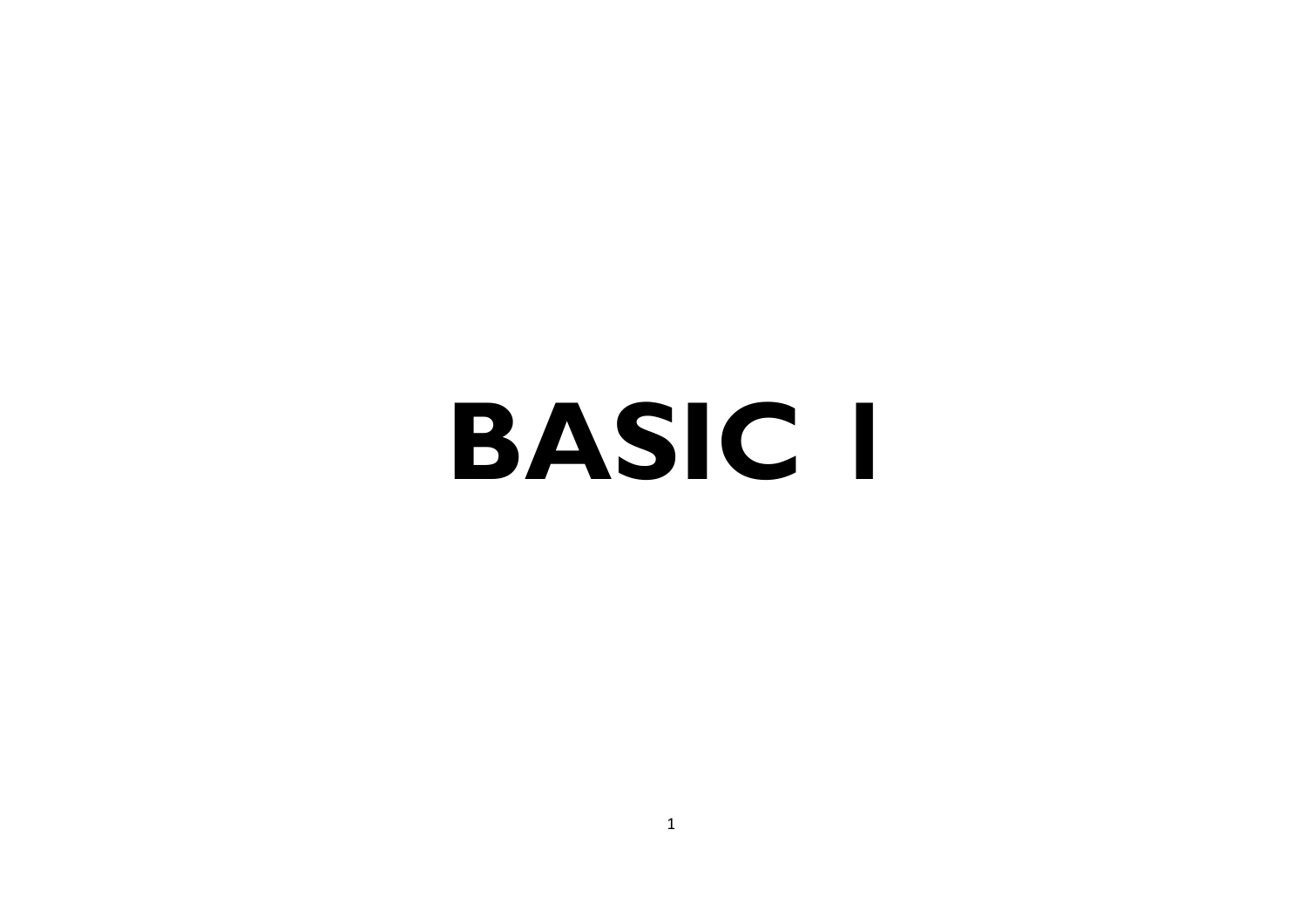# BASIC 1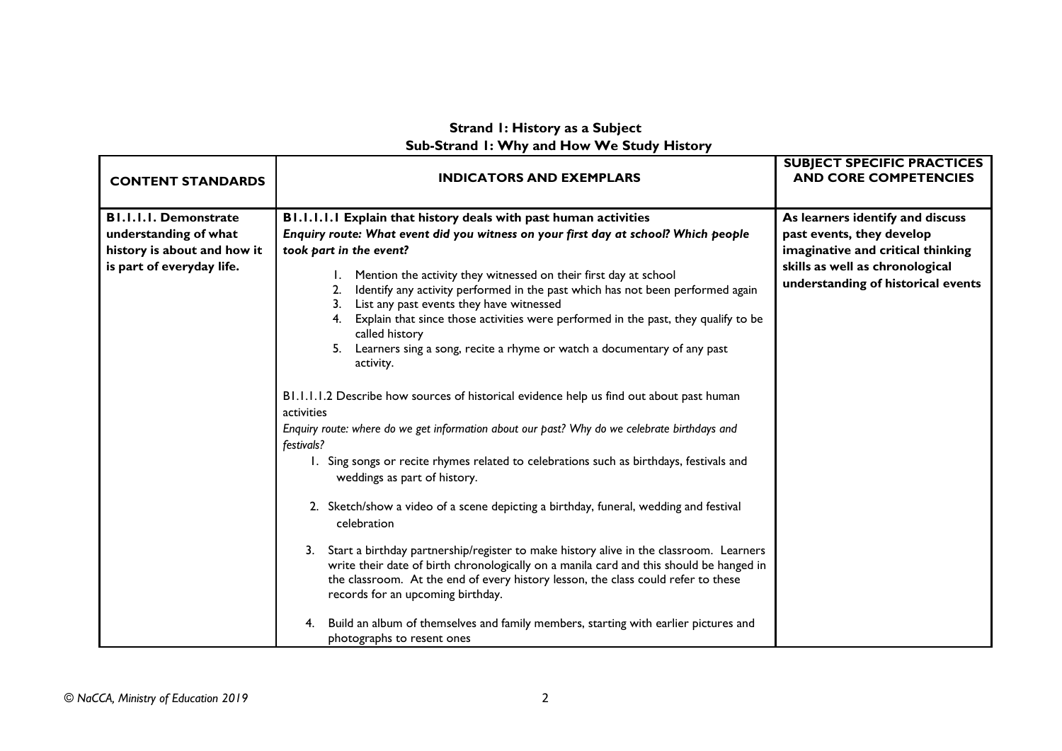**Strand 1: History as a Subject**
**Sub-Strand 1: Why and How We Study History**

| CONTENT STANDARDS | INDICATORS AND EXEMPLARS | SUBJECT SPECIFIC PRACTICES AND CORE COMPETENCIES |
|---|---|---|
| **B1.1.1.1. Demonstrate understanding of what history is about and how it is part of everyday life.** | **B1.1.1.1.1 Explain that history deals with past human activities**<br>***Enquiry route: What event did you witness on your first day at school? Which people took part in the event?***<br>1. Mention the activity they witnessed on their first day at school<br>2. Identify any activity performed in the past which has not been performed again<br>3. List any past events they have witnessed<br>4. Explain that since those activities were performed in the past, they qualify to be called history<br>5. Learners sing a song, recite a rhyme or watch a documentary of any past activity.<br><br>B1.1.1.1.2 Describe how sources of historical evidence help us find out about past human activities<br>*Enquiry route: where do we get information about our past? Why do we celebrate birthdays and festivals?*<br>1. Sing songs or recite rhymes related to celebrations such as birthdays, festivals and weddings as part of history.<br>2. Sketch/show a video of a scene depicting a birthday, funeral, wedding and festival celebration<br>3. Start a birthday partnership/register to make history alive in the classroom. Learners write their date of birth chronologically on a manila card and this should be hanged in the classroom. At the end of every history lesson, the class could refer to these records for an upcoming birthday.<br>4. Build an album of themselves and family members, starting with earlier pictures and photographs to resent ones | **As learners identify and discuss past events, they develop imaginative and critical thinking skills as well as chronological understanding of historical events** |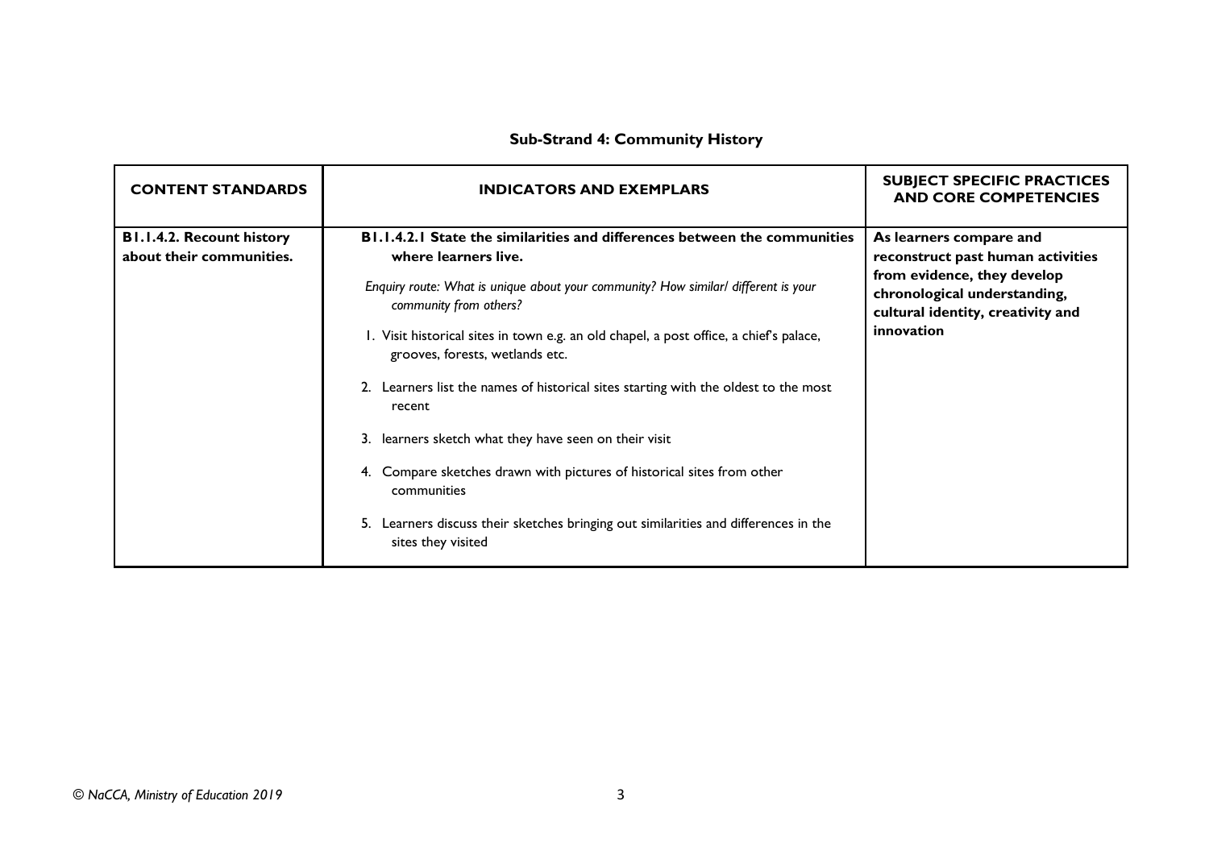## Sub-Strand 4: Community History

| CONTENT STANDARDS | INDICATORS AND EXEMPLARS | SUBJECT SPECIFIC PRACTICES AND CORE COMPETENCIES |
|---|---|---|
| **B1.1.4.2. Recount history about their communities.** | **B1.1.4.2.1 State the similarities and differences between the communities where learners live.**<br><br>*Enquiry route: What is unique about your community? How similar/ different is your community from others?*<br><br>1. Visit historical sites in town e.g. an old chapel, a post office, a chief's palace, grooves, forests, wetlands etc.<br><br>2. Learners list the names of historical sites starting with the oldest to the most recent<br><br>3. learners sketch what they have seen on their visit<br><br>4. Compare sketches drawn with pictures of historical sites from other communities<br><br>5. Learners discuss their sketches bringing out similarities and differences in the sites they visited | **As learners compare and reconstruct past human activities from evidence, they develop chronological understanding, cultural identity, creativity and innovation** |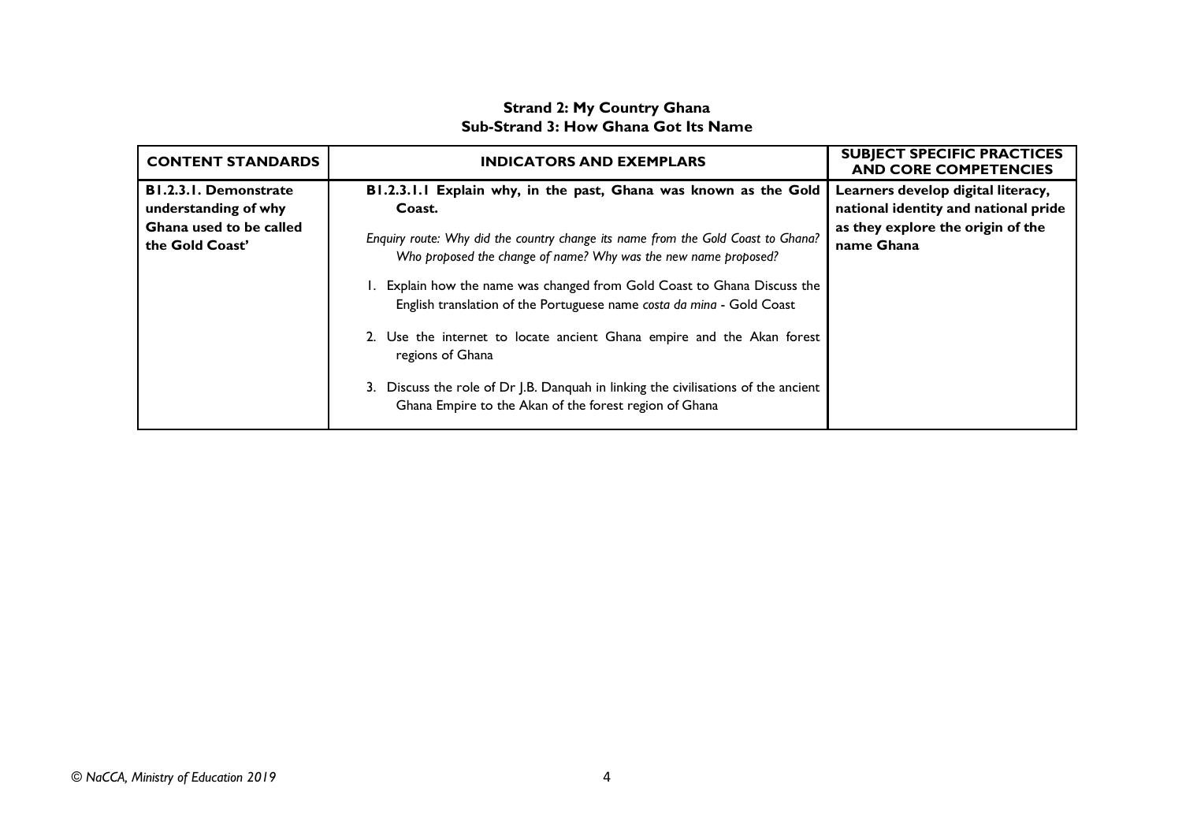**Strand 2: My Country Ghana**
**Sub-Strand 3: How Ghana Got Its Name**

| CONTENT STANDARDS | INDICATORS AND EXEMPLARS | SUBJECT SPECIFIC PRACTICES AND CORE COMPETENCIES |
|---|---|---|
| **B1.2.3.1. Demonstrate understanding of why Ghana used to be called the Gold Coast'** | **B1.2.3.1.1 Explain why, in the past, Ghana was known as the Gold Coast.**<br><br>*Enquiry route: Why did the country change its name from the Gold Coast to Ghana? Who proposed the change of name? Why was the new name proposed?*<br><br>1. Explain how the name was changed from Gold Coast to Ghana Discuss the English translation of the Portuguese name *costa da mina* - Gold Coast<br><br>2. Use the internet to locate ancient Ghana empire and the Akan forest regions of Ghana<br><br>3. Discuss the role of Dr J.B. Danquah in linking the civilisations of the ancient Ghana Empire to the Akan of the forest region of Ghana | **Learners develop digital literacy, national identity and national pride as they explore the origin of the name Ghana** |

*© NaCCA, Ministry of Education 2019*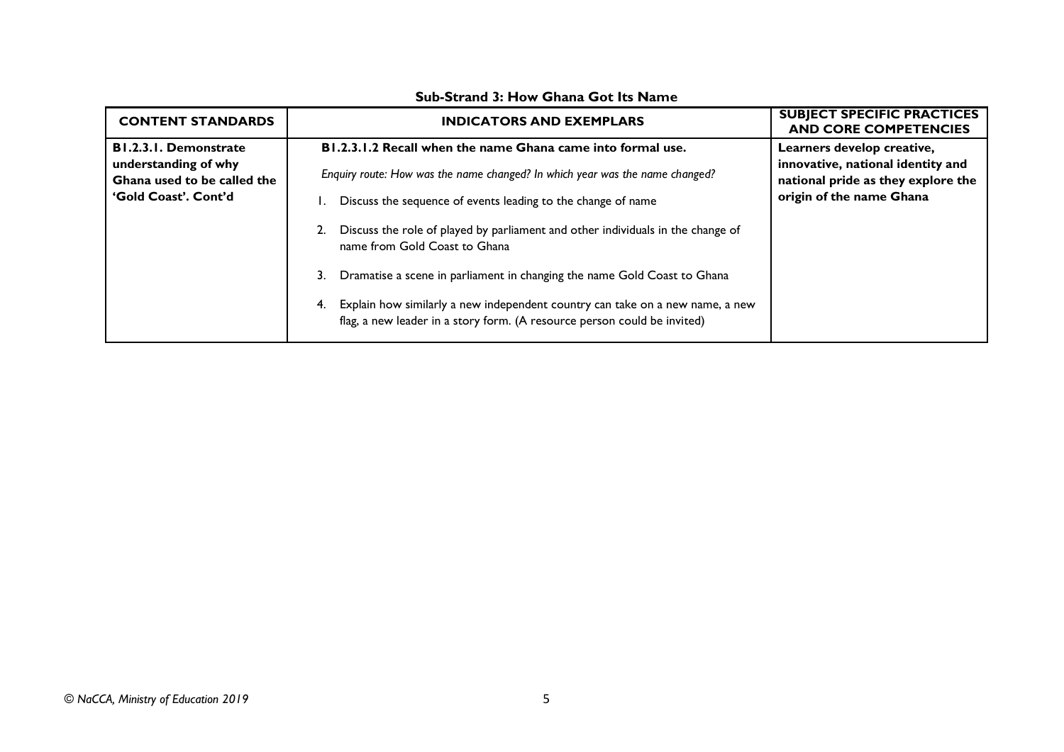**Sub-Strand 3: How Ghana Got Its Name**

| CONTENT STANDARDS | INDICATORS AND EXEMPLARS | SUBJECT SPECIFIC PRACTICES AND CORE COMPETENCIES |
|---|---|---|
| **B1.2.3.1. Demonstrate understanding of why Ghana used to be called the 'Gold Coast'. Cont'd** | **B1.2.3.1.2 Recall when the name Ghana came into formal use.**<br><br>*Enquiry route: How was the name changed? In which year was the name changed?*<br><br>1. Discuss the sequence of events leading to the change of name<br><br>2. Discuss the role of played by parliament and other individuals in the change of name from Gold Coast to Ghana<br><br>3. Dramatise a scene in parliament in changing the name Gold Coast to Ghana<br><br>4. Explain how similarly a new independent country can take on a new name, a new flag, a new leader in a story form. (A resource person could be invited) | **Learners develop creative, innovative, national identity and national pride as they explore the origin of the name Ghana** |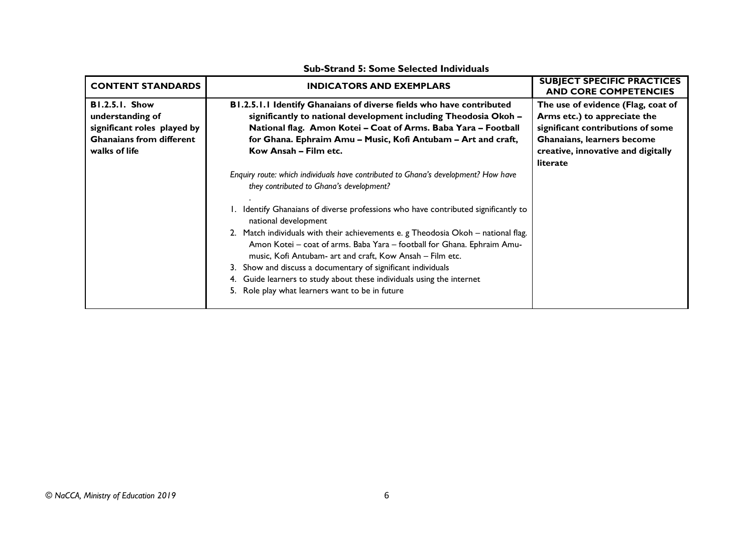**Sub-Strand 5: Some Selected Individuals**

| CONTENT STANDARDS | INDICATORS AND EXEMPLARS | SUBJECT SPECIFIC PRACTICES AND CORE COMPETENCIES |
|---|---|---|
| **B1.2.5.1. Show understanding of significant roles played by Ghanaians from different walks of life** | **B1.2.5.1.1 Identify Ghanaians of diverse fields who have contributed significantly to national development including Theodosia Okoh – National flag. Amon Kotei – Coat of Arms. Baba Yara – Football for Ghana. Ephraim Amu – Music, Kofi Antubam – Art and craft, Kow Ansah – Film etc.**<br><br>*Enquiry route: which individuals have contributed to Ghana's development? How have they contributed to Ghana's development?*<br><br>.<br>1. Identify Ghanaians of diverse professions who have contributed significantly to national development<br>2. Match individuals with their achievements e. g Theodosia Okoh – national flag. Amon Kotei – coat of arms. Baba Yara – football for Ghana. Ephraim Amu- music, Kofi Antubam- art and craft, Kow Ansah – Film etc.<br>3. Show and discuss a documentary of significant individuals<br>4. Guide learners to study about these individuals using the internet<br>5. Role play what learners want to be in future | **The use of evidence (Flag, coat of Arms etc.) to appreciate the significant contributions of some Ghanaians, learners become creative, innovative and digitally literate** |

*© NaCCA, Ministry of Education 2019*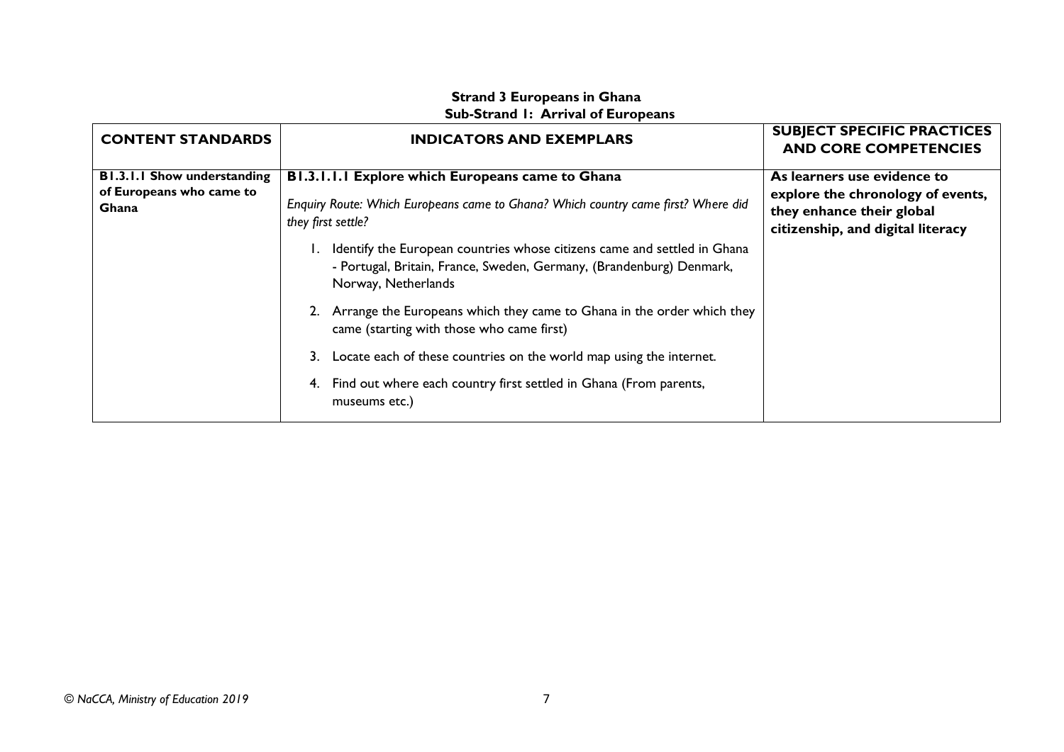## Strand 3 Europeans in Ghana

### Sub-Strand 1: Arrival of Europeans

| CONTENT STANDARDS | INDICATORS AND EXEMPLARS | SUBJECT SPECIFIC PRACTICES AND CORE COMPETENCIES |
|---|---|---|
| **B1.3.1.1 Show understanding of Europeans who came to Ghana** | **B1.3.1.1.1 Explore which Europeans came to Ghana**<br><br>*Enquiry Route: Which Europeans came to Ghana? Which country came first? Where did they first settle?*<br><br>1. Identify the European countries whose citizens came and settled in Ghana - Portugal, Britain, France, Sweden, Germany, (Brandenburg) Denmark, Norway, Netherlands<br>2. Arrange the Europeans which they came to Ghana in the order which they came (starting with those who came first)<br>3. Locate each of these countries on the world map using the internet.<br>4. Find out where each country first settled in Ghana (From parents, museums etc.) | **As learners use evidence to explore the chronology of events, they enhance their global citizenship, and digital literacy** |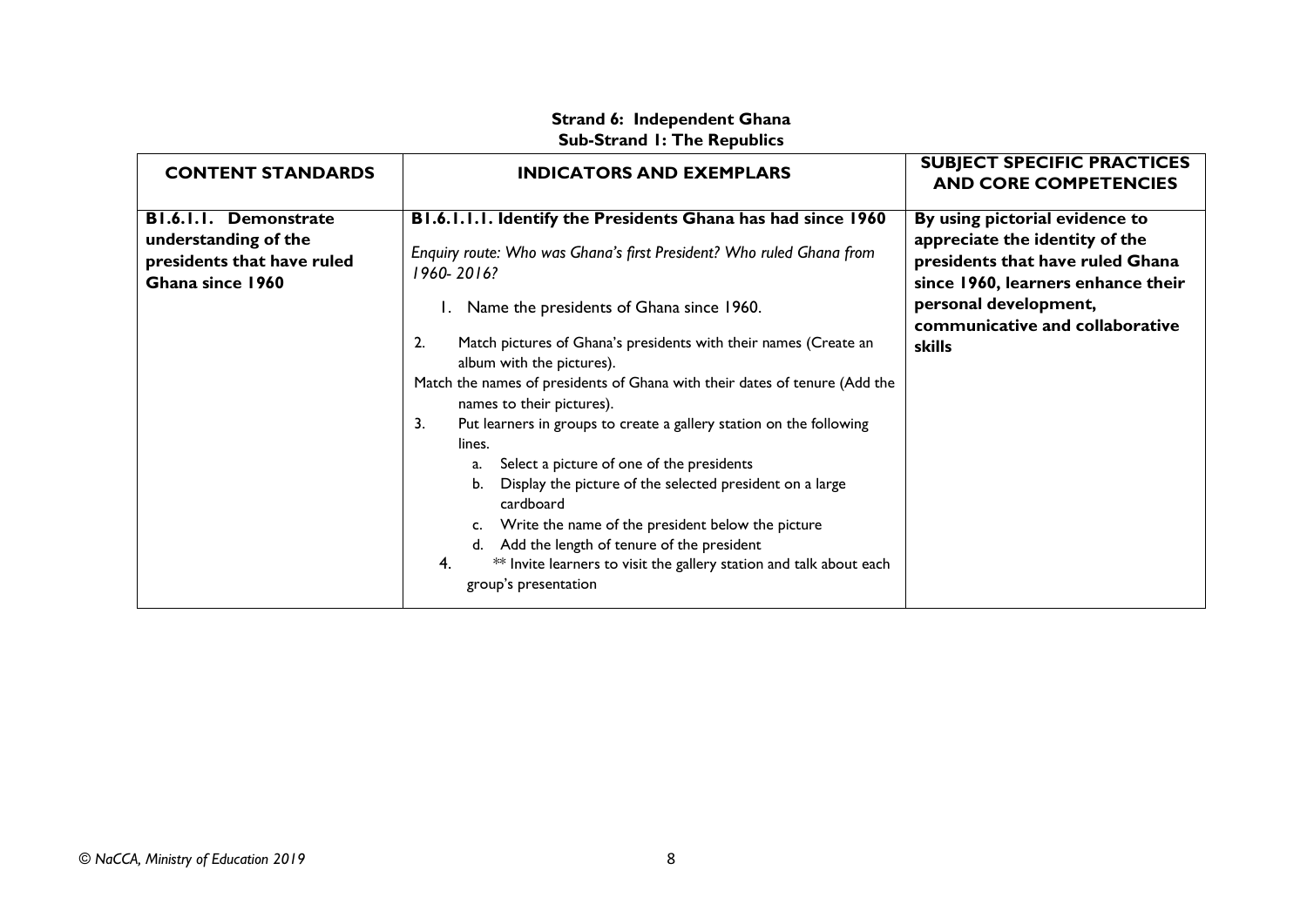**Strand 6: Independent Ghana**
**Sub-Strand 1: The Republics**

| CONTENT STANDARDS | INDICATORS AND EXEMPLARS | SUBJECT SPECIFIC PRACTICES AND CORE COMPETENCIES |
|---|---|---|
| **B1.6.1.1. Demonstrate understanding of the presidents that have ruled Ghana since 1960** | **B1.6.1.1.1. Identify the Presidents Ghana has had since 1960**<br><br>*Enquiry route: Who was Ghana's first President? Who ruled Ghana from 1960- 2016?*<br><br>1. Name the presidents of Ghana since 1960.<br><br>2. Match pictures of Ghana's presidents with their names (Create an album with the pictures).<br>Match the names of presidents of Ghana with their dates of tenure (Add the names to their pictures).<br><br>3. Put learners in groups to create a gallery station on the following lines.<br>a. Select a picture of one of the presidents<br>b. Display the picture of the selected president on a large cardboard<br>c. Write the name of the president below the picture<br>d. Add the length of tenure of the president<br><br>4. ** Invite learners to visit the gallery station and talk about each group's presentation | **By using pictorial evidence to appreciate the identity of the presidents that have ruled Ghana since 1960, learners enhance their personal development, communicative and collaborative skills** |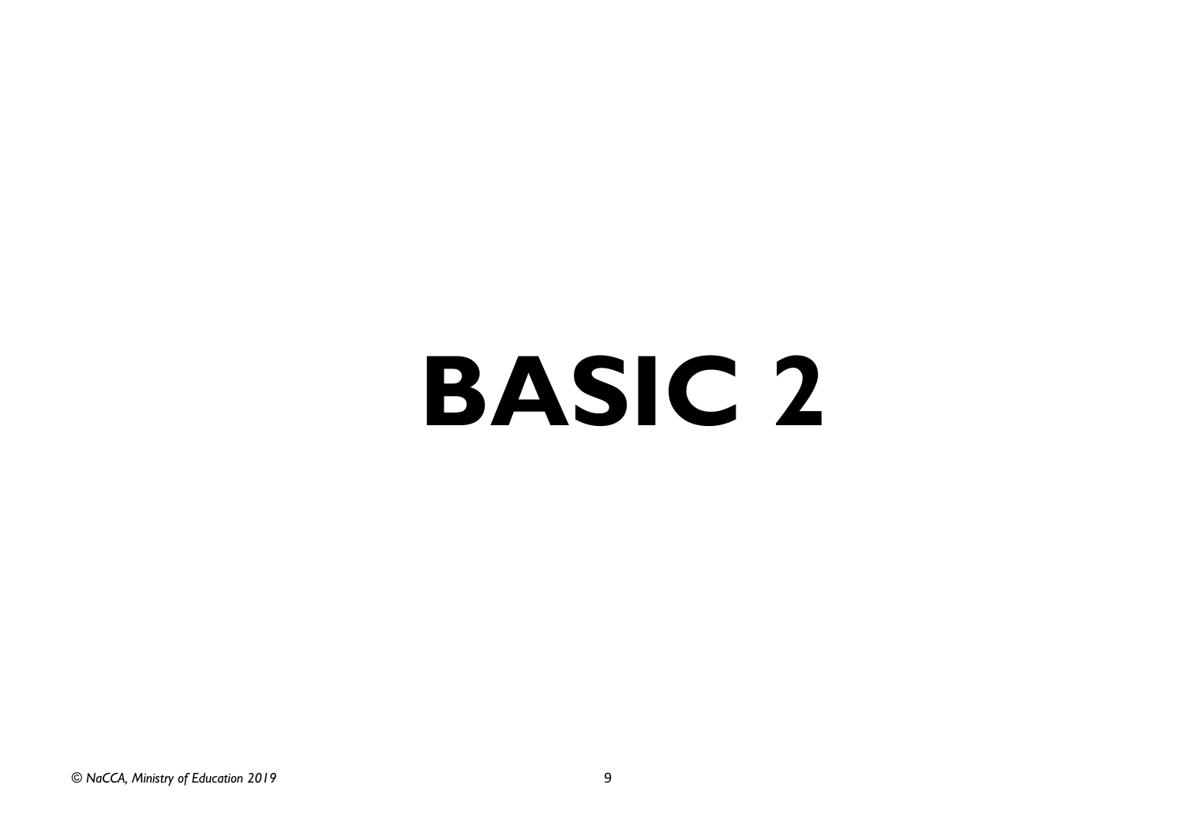# BASIC 2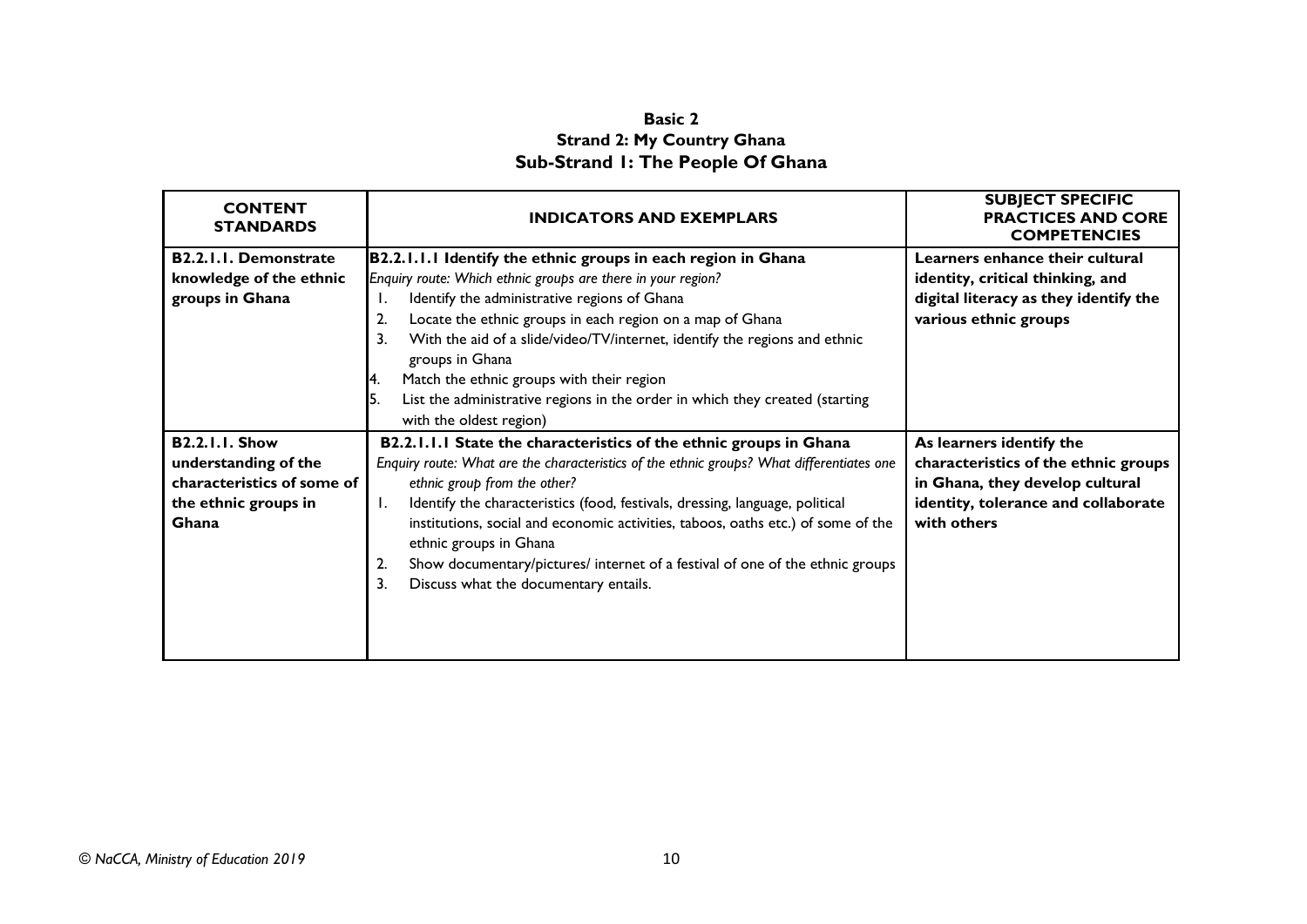**Basic 2**
**Strand 2: My Country Ghana**
**Sub-Strand 1: The People Of Ghana**

| CONTENT STANDARDS | INDICATORS AND EXEMPLARS | SUBJECT SPECIFIC PRACTICES AND CORE COMPETENCIES |
|---|---|---|
| **B2.2.1.1. Demonstrate knowledge of the ethnic groups in Ghana** | **B2.2.1.1.1 Identify the ethnic groups in each region in Ghana**<br>*Enquiry route: Which ethnic groups are there in your region?*<br>1. Identify the administrative regions of Ghana<br>2. Locate the ethnic groups in each region on a map of Ghana<br>3. With the aid of a slide/video/TV/internet, identify the regions and ethnic groups in Ghana<br>4. Match the ethnic groups with their region<br>5. List the administrative regions in the order in which they created (starting with the oldest region) | **Learners enhance their cultural identity, critical thinking, and digital literacy as they identify the various ethnic groups** |
| **B2.2.1.1. Show understanding of the characteristics of some of the ethnic groups in Ghana** | **B2.2.1.1.1 State the characteristics of the ethnic groups in Ghana**<br>*Enquiry route: What are the characteristics of the ethnic groups? What differentiates one ethnic group from the other?*<br>1. Identify the characteristics (food, festivals, dressing, language, political institutions, social and economic activities, taboos, oaths etc.) of some of the ethnic groups in Ghana<br>2. Show documentary/pictures/ internet of a festival of one of the ethnic groups<br>3. Discuss what the documentary entails. | **As learners identify the characteristics of the ethnic groups in Ghana, they develop cultural identity, tolerance and collaborate with others** |

© NaCCA, Ministry of Education 2019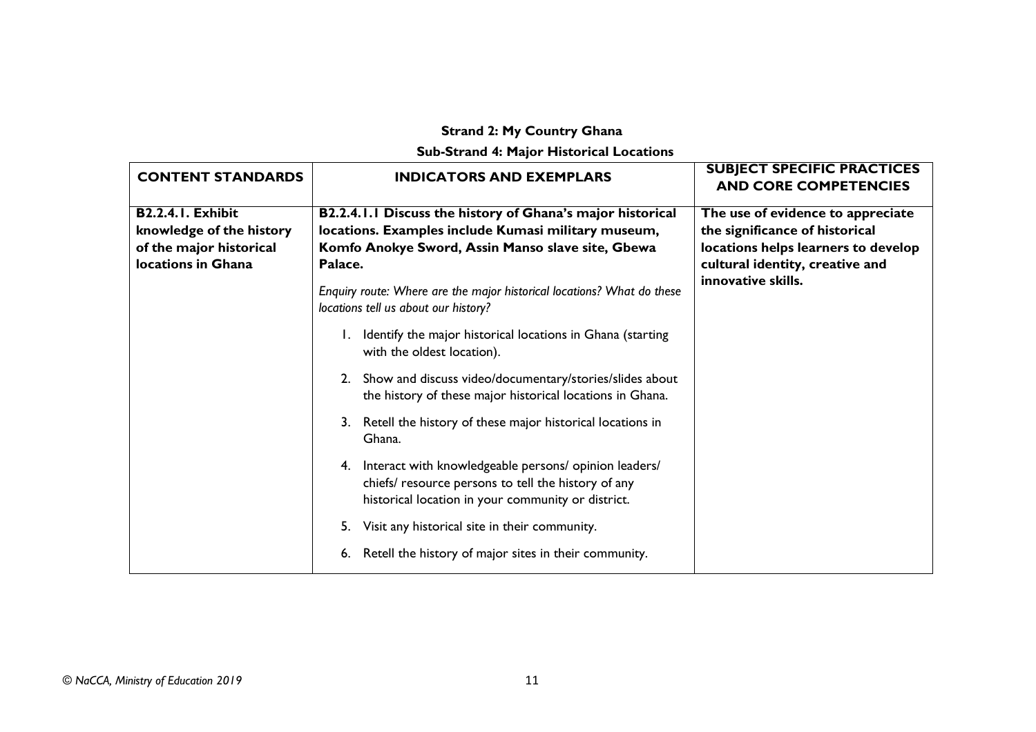**Strand 2: My Country Ghana**

**Sub-Strand 4: Major Historical Locations**

| CONTENT STANDARDS | INDICATORS AND EXEMPLARS | SUBJECT SPECIFIC PRACTICES AND CORE COMPETENCIES |
|---|---|---|
| **B2.2.4.1. Exhibit knowledge of the history of the major historical locations in Ghana** | **B2.2.4.1.1 Discuss the history of Ghana's major historical locations. Examples include Kumasi military museum, Komfo Anokye Sword, Assin Manso slave site, Gbewa Palace.**<br><br>*Enquiry route: Where are the major historical locations? What do these locations tell us about our history?*<br><br>1. Identify the major historical locations in Ghana (starting with the oldest location).<br>2. Show and discuss video/documentary/stories/slides about the history of these major historical locations in Ghana.<br>3. Retell the history of these major historical locations in Ghana.<br>4. Interact with knowledgeable persons/ opinion leaders/ chiefs/ resource persons to tell the history of any historical location in your community or district.<br>5. Visit any historical site in their community.<br>6. Retell the history of major sites in their community. | **The use of evidence to appreciate the significance of historical locations helps learners to develop cultural identity, creative and innovative skills.** |

*© NaCCA, Ministry of Education 2019*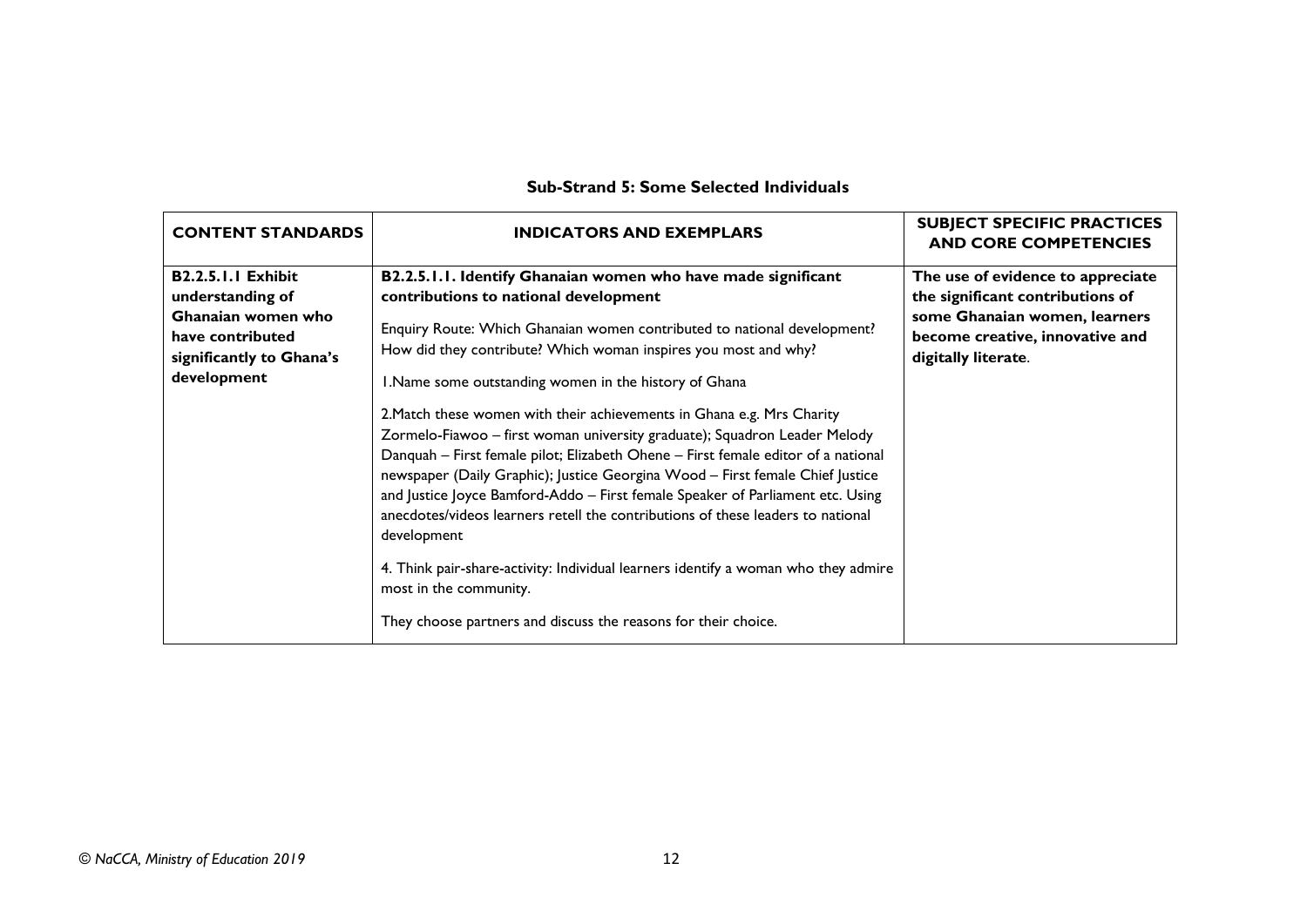**Sub-Strand 5: Some Selected Individuals**

| CONTENT STANDARDS | INDICATORS AND EXEMPLARS | SUBJECT SPECIFIC PRACTICES AND CORE COMPETENCIES |
|---|---|---|
| **B2.2.5.1.1 Exhibit understanding of Ghanaian women who have contributed significantly to Ghana's development** | **B2.2.5.1.1. Identify Ghanaian women who have made significant contributions to national development**<br><br>Enquiry Route: Which Ghanaian women contributed to national development? How did they contribute? Which woman inspires you most and why?<br><br>1.Name some outstanding women in the history of Ghana<br><br>2.Match these women with their achievements in Ghana e.g. Mrs Charity Zormelo-Fiawoo – first woman university graduate); Squadron Leader Melody Danquah – First female pilot; Elizabeth Ohene – First female editor of a national newspaper (Daily Graphic); Justice Georgina Wood – First female Chief Justice and Justice Joyce Bamford-Addo – First female Speaker of Parliament etc. Using anecdotes/videos learners retell the contributions of these leaders to national development<br><br>4. Think pair-share-activity: Individual learners identify a woman who they admire most in the community.<br><br>They choose partners and discuss the reasons for their choice. | **The use of evidence to appreciate the significant contributions of some Ghanaian women, learners become creative, innovative and digitally literate**. |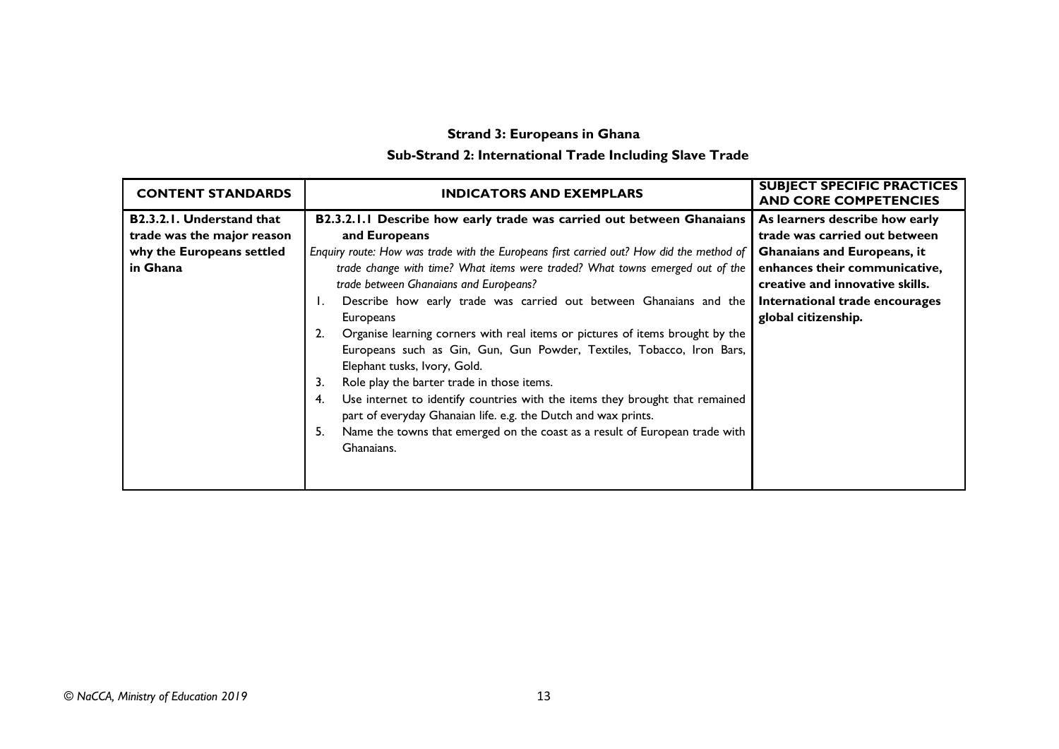**Strand 3: Europeans in Ghana**

**Sub-Strand 2: International Trade Including Slave Trade**

| CONTENT STANDARDS | INDICATORS AND EXEMPLARS | SUBJECT SPECIFIC PRACTICES AND CORE COMPETENCIES |
| --- | --- | --- |
| **B2.3.2.1. Understand that trade was the major reason why the Europeans settled in Ghana** | **B2.3.2.1.1 Describe how early trade was carried out between Ghanaians and Europeans**<br>*Enquiry route: How was trade with the Europeans first carried out? How did the method of trade change with time? What items were traded? What towns emerged out of the trade between Ghanaians and Europeans?*<br>1. Describe how early trade was carried out between Ghanaians and the Europeans<br>2. Organise learning corners with real items or pictures of items brought by the Europeans such as Gin, Gun, Gun Powder, Textiles, Tobacco, Iron Bars, Elephant tusks, Ivory, Gold.<br>3. Role play the barter trade in those items.<br>4. Use internet to identify countries with the items they brought that remained part of everyday Ghanaian life. e.g. the Dutch and wax prints.<br>5. Name the towns that emerged on the coast as a result of European trade with Ghanaians. | **As learners describe how early trade was carried out between Ghanaians and Europeans, it enhances their communicative, creative and innovative skills. International trade encourages global citizenship.** |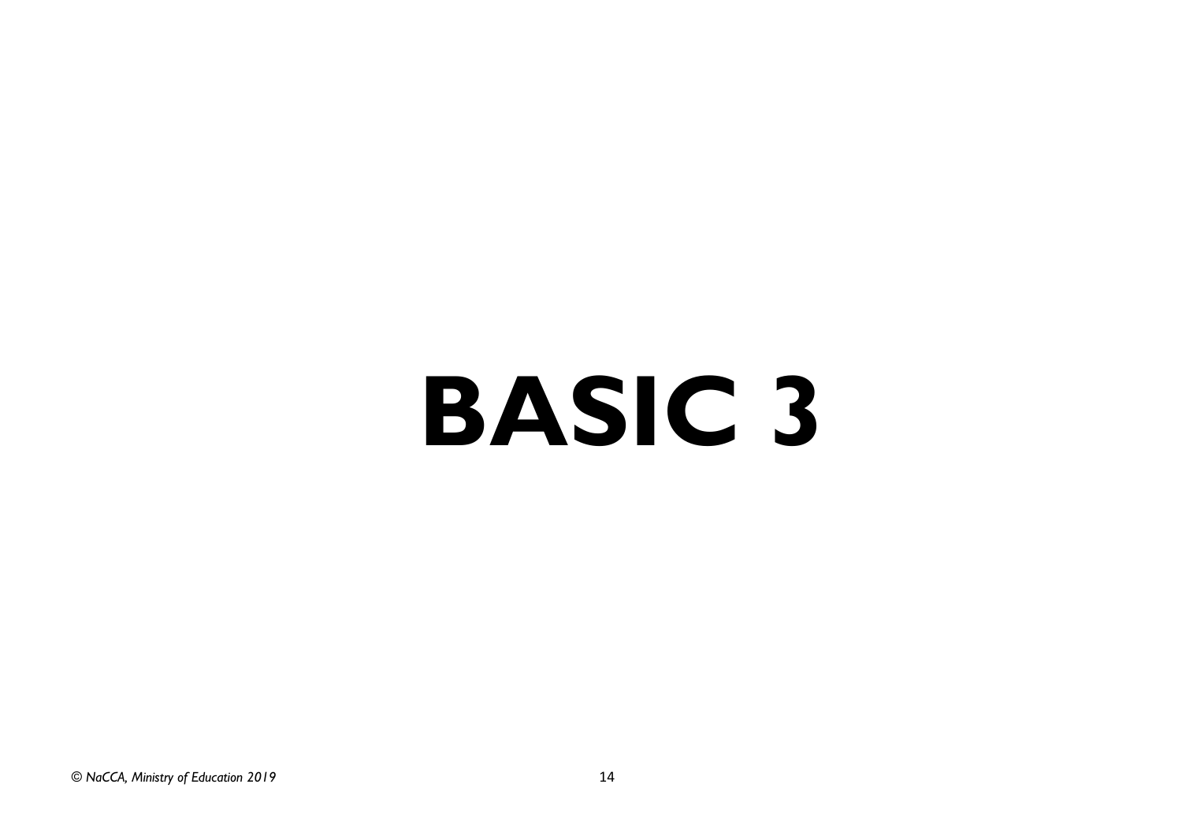# BASIC 3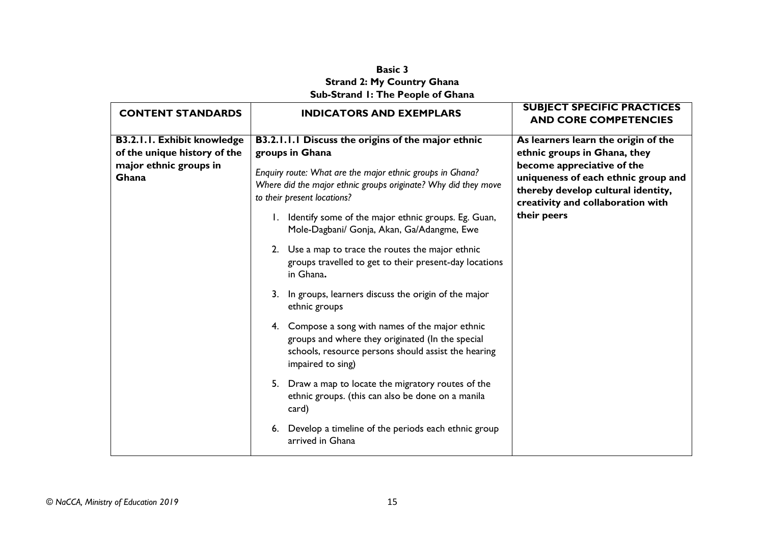**Basic 3**
**Strand 2: My Country Ghana**
**Sub-Strand 1: The People of Ghana**

| CONTENT STANDARDS | INDICATORS AND EXEMPLARS | SUBJECT SPECIFIC PRACTICES AND CORE COMPETENCIES |
|---|---|---|
| **B3.2.1.1. Exhibit knowledge of the unique history of the major ethnic groups in Ghana** | **B3.2.1.1.1 Discuss the origins of the major ethnic groups in Ghana**<br><br>*Enquiry route: What are the major ethnic groups in Ghana? Where did the major ethnic groups originate? Why did they move to their present locations?*<br><br>1. Identify some of the major ethnic groups. Eg. Guan, Mole-Dagbani/ Gonja, Akan, Ga/Adangme, Ewe<br>2. Use a map to trace the routes the major ethnic groups travelled to get to their present-day locations in Ghana**.**<br>3. In groups, learners discuss the origin of the major ethnic groups<br>4. Compose a song with names of the major ethnic groups and where they originated (In the special schools, resource persons should assist the hearing impaired to sing)<br>5. Draw a map to locate the migratory routes of the ethnic groups. (this can also be done on a manila card)<br>6. Develop a timeline of the periods each ethnic group arrived in Ghana | **As learners learn the origin of the ethnic groups in Ghana, they become appreciative of the uniqueness of each ethnic group and thereby develop cultural identity, creativity and collaboration with their peers** |

© NaCCA, Ministry of Education 2019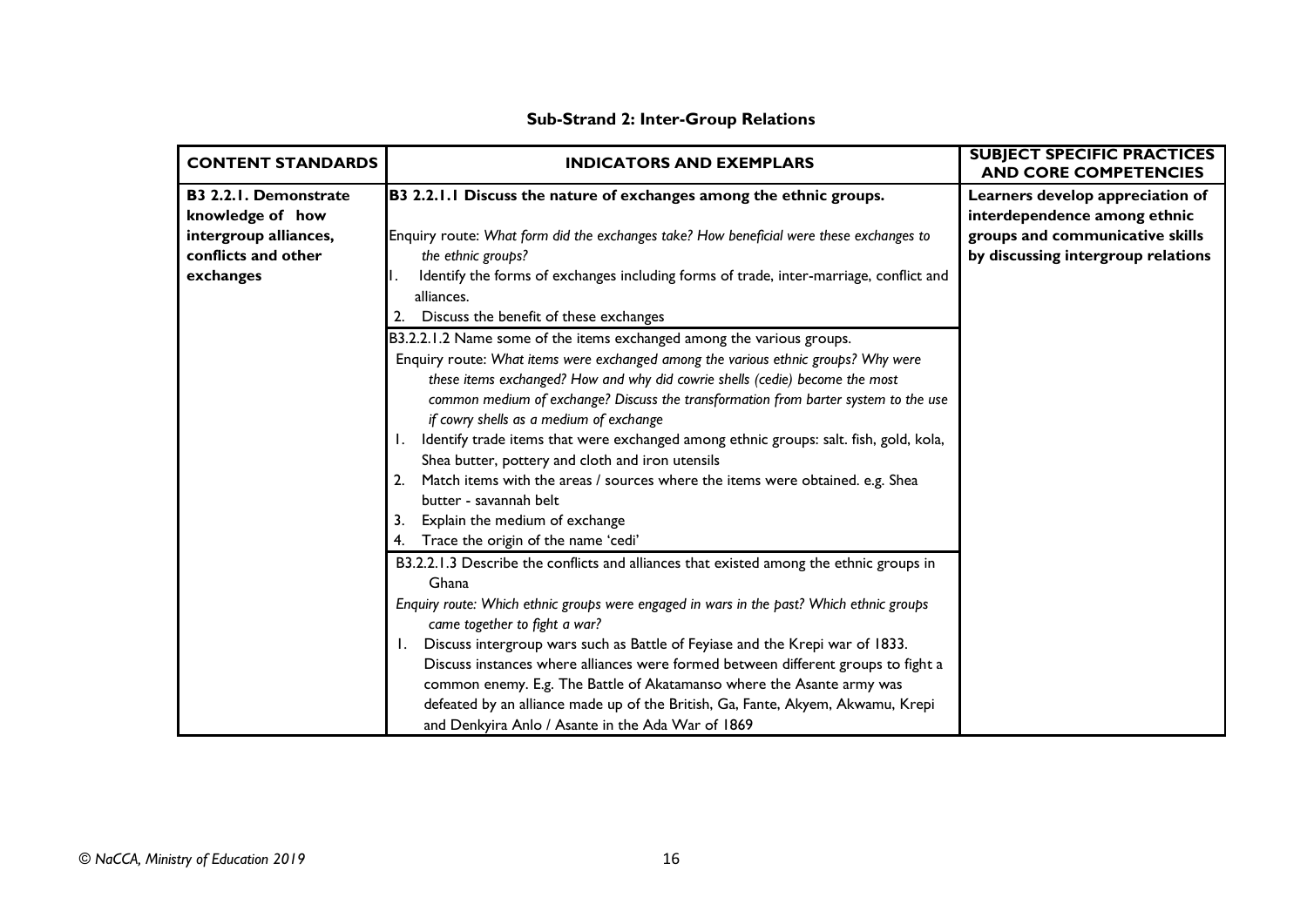**Sub-Strand 2: Inter-Group Relations**

| CONTENT STANDARDS | INDICATORS AND EXEMPLARS | SUBJECT SPECIFIC PRACTICES AND CORE COMPETENCIES |
|---|---|---|
| **B3 2.2.1. Demonstrate knowledge of how intergroup alliances, conflicts and other exchanges** | **B3 2.2.1.1 Discuss the nature of exchanges among the ethnic groups.**<br><br>Enquiry route: *What form did the exchanges take? How beneficial were these exchanges to the ethnic groups?*<br>1. Identify the forms of exchanges including forms of trade, inter-marriage, conflict and alliances.<br>2. Discuss the benefit of these exchanges | **Learners develop appreciation of interdependence among ethnic groups and communicative skills by discussing intergroup relations** |
| | B3.2.2.1.2 Name some of the items exchanged among the various groups.<br>Enquiry route: *What items were exchanged among the various ethnic groups? Why were these items exchanged? How and why did cowrie shells (cedie) become the most common medium of exchange? Discuss the transformation from barter system to the use if cowry shells as a medium of exchange*<br>1. Identify trade items that were exchanged among ethnic groups: salt. fish, gold, kola, Shea butter, pottery and cloth and iron utensils<br>2. Match items with the areas / sources where the items were obtained. e.g. Shea butter - savannah belt<br>3. Explain the medium of exchange<br>4. Trace the origin of the name 'cedi' | |
| | B3.2.2.1.3 Describe the conflicts and alliances that existed among the ethnic groups in Ghana<br>*Enquiry route: Which ethnic groups were engaged in wars in the past? Which ethnic groups came together to fight a war?*<br>1. Discuss intergroup wars such as Battle of Feyiase and the Krepi war of 1833. Discuss instances where alliances were formed between different groups to fight a common enemy. E.g. The Battle of Akatamanso where the Asante army was defeated by an alliance made up of the British, Ga, Fante, Akyem, Akwamu, Krepi and Denkyira Anlo / Asante in the Ada War of 1869 | |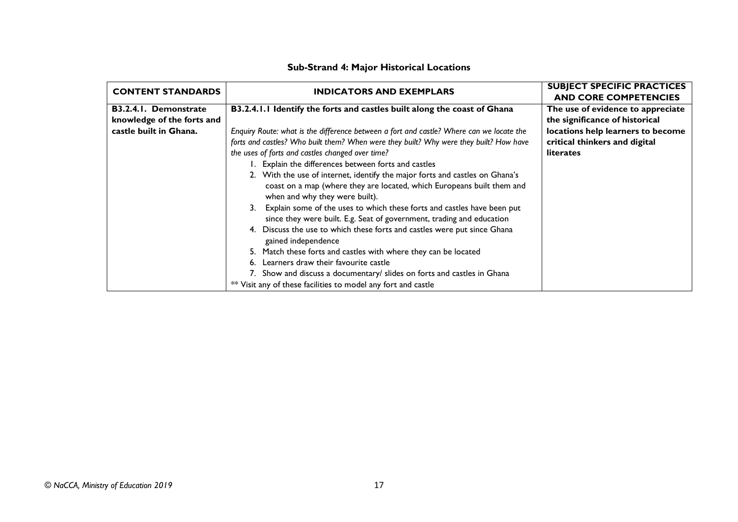## Sub-Strand 4: Major Historical Locations

| CONTENT STANDARDS | INDICATORS AND EXEMPLARS | SUBJECT SPECIFIC PRACTICES AND CORE COMPETENCIES |
|---|---|---|
| **B3.2.4.1. Demonstrate knowledge of the forts and castle built in Ghana.** | **B3.2.4.1.1 Identify the forts and castles built along the coast of Ghana**<br><br>*Enquiry Route: what is the difference between a fort and castle? Where can we locate the forts and castles? Who built them? When were they built? Why were they built? How have the uses of forts and castles changed over time?*<br>1. Explain the differences between forts and castles<br>2. With the use of internet, identify the major forts and castles on Ghana's coast on a map (where they are located, which Europeans built them and when and why they were built).<br>3. Explain some of the uses to which these forts and castles have been put since they were built. E.g. Seat of government, trading and education<br>4. Discuss the use to which these forts and castles were put since Ghana gained independence<br>5. Match these forts and castles with where they can be located<br>6. Learners draw their favourite castle<br>7. Show and discuss a documentary/ slides on forts and castles in Ghana<br>** Visit any of these facilities to model any fort and castle | **The use of evidence to appreciate the significance of historical locations help learners to become critical thinkers and digital literates** |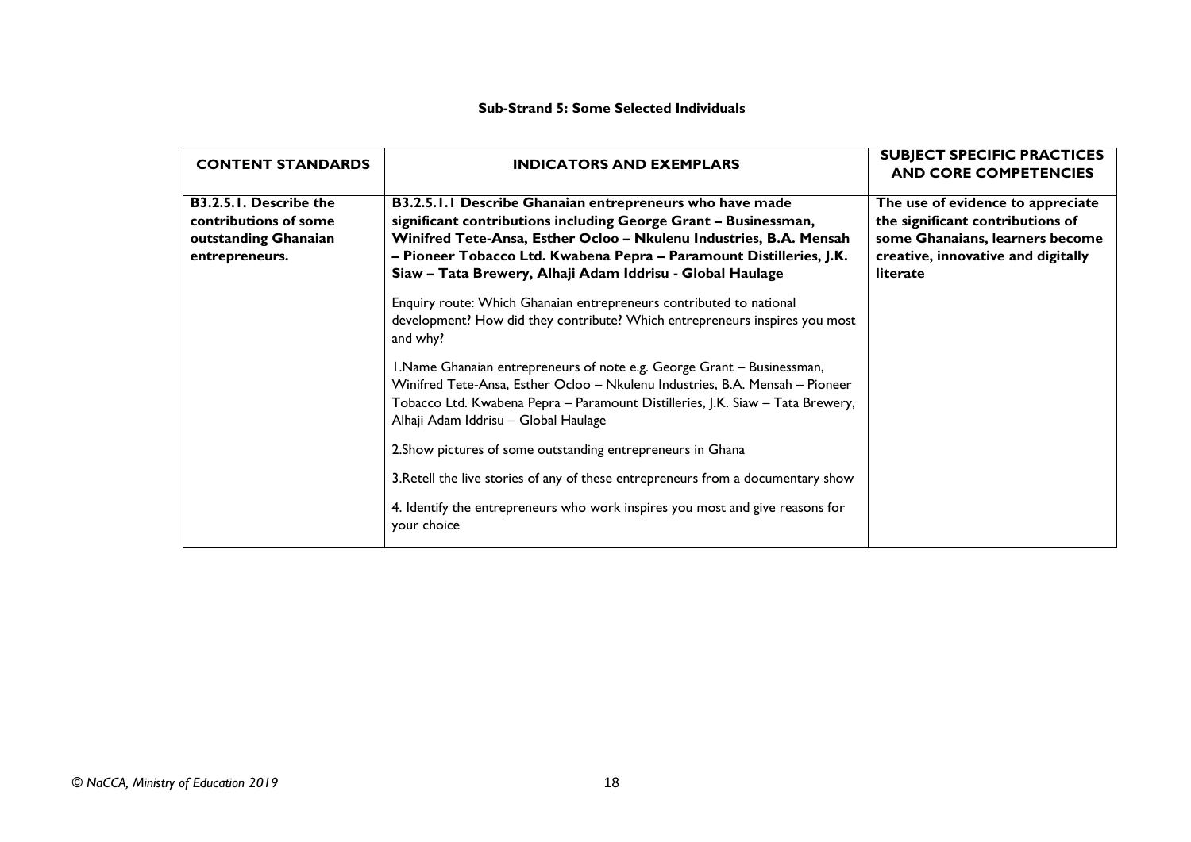**Sub-Strand 5: Some Selected Individuals**

| CONTENT STANDARDS | INDICATORS AND EXEMPLARS | SUBJECT SPECIFIC PRACTICES AND CORE COMPETENCIES |
|---|---|---|
| **B3.2.5.1. Describe the contributions of some outstanding Ghanaian entrepreneurs.** | **B3.2.5.1.1 Describe Ghanaian entrepreneurs who have made significant contributions including George Grant – Businessman, Winifred Tete-Ansa, Esther Ocloo – Nkulenu Industries, B.A. Mensah – Pioneer Tobacco Ltd. Kwabena Pepra – Paramount Distilleries, J.K. Siaw – Tata Brewery, Alhaji Adam Iddrisu - Global Haulage**<br><br>Enquiry route: Which Ghanaian entrepreneurs contributed to national development? How did they contribute? Which entrepreneurs inspires you most and why?<br><br>1.Name Ghanaian entrepreneurs of note e.g. George Grant – Businessman, Winifred Tete-Ansa, Esther Ocloo – Nkulenu Industries, B.A. Mensah – Pioneer Tobacco Ltd. Kwabena Pepra – Paramount Distilleries, J.K. Siaw – Tata Brewery, Alhaji Adam Iddrisu – Global Haulage<br><br>2.Show pictures of some outstanding entrepreneurs in Ghana<br><br>3.Retell the live stories of any of these entrepreneurs from a documentary show<br><br>4. Identify the entrepreneurs who work inspires you most and give reasons for your choice | **The use of evidence to appreciate the significant contributions of some Ghanaians, learners become creative, innovative and digitally literate** |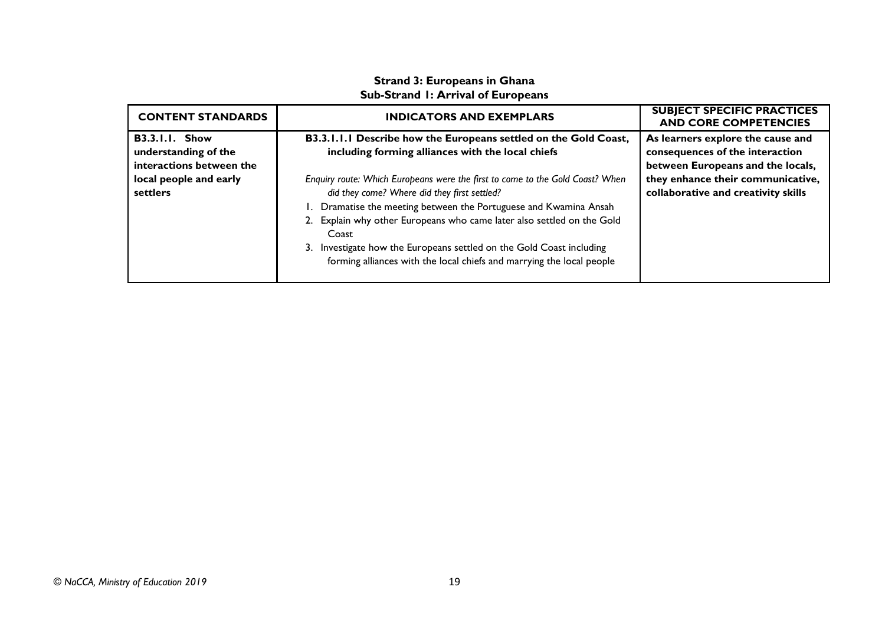**Strand 3: Europeans in Ghana**
**Sub-Strand 1: Arrival of Europeans**

| CONTENT STANDARDS | INDICATORS AND EXEMPLARS | SUBJECT SPECIFIC PRACTICES AND CORE COMPETENCIES |
|---|---|---|
| **B3.3.1.1. Show understanding of the interactions between the local people and early settlers** | **B3.3.1.1.1 Describe how the Europeans settled on the Gold Coast, including forming alliances with the local chiefs**<br><br>*Enquiry route: Which Europeans were the first to come to the Gold Coast? When did they come? Where did they first settled?*<br>1. Dramatise the meeting between the Portuguese and Kwamina Ansah<br>2. Explain why other Europeans who came later also settled on the Gold Coast<br>3. Investigate how the Europeans settled on the Gold Coast including forming alliances with the local chiefs and marrying the local people | **As learners explore the cause and consequences of the interaction between Europeans and the locals, they enhance their communicative, collaborative and creativity skills** |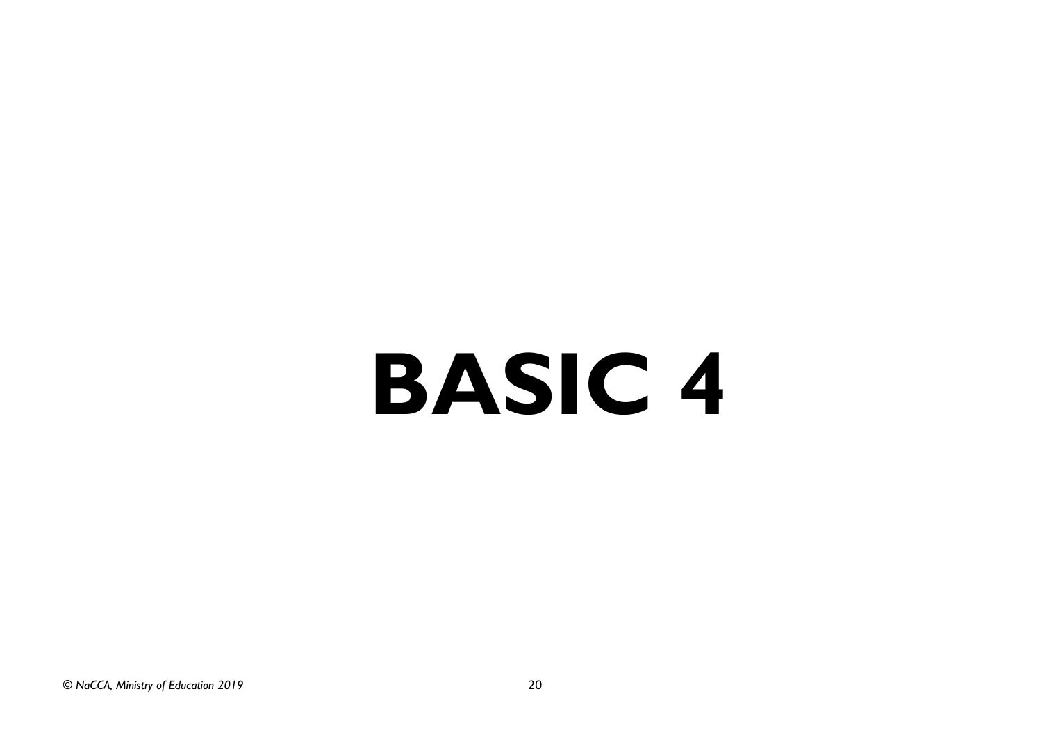# BASIC 4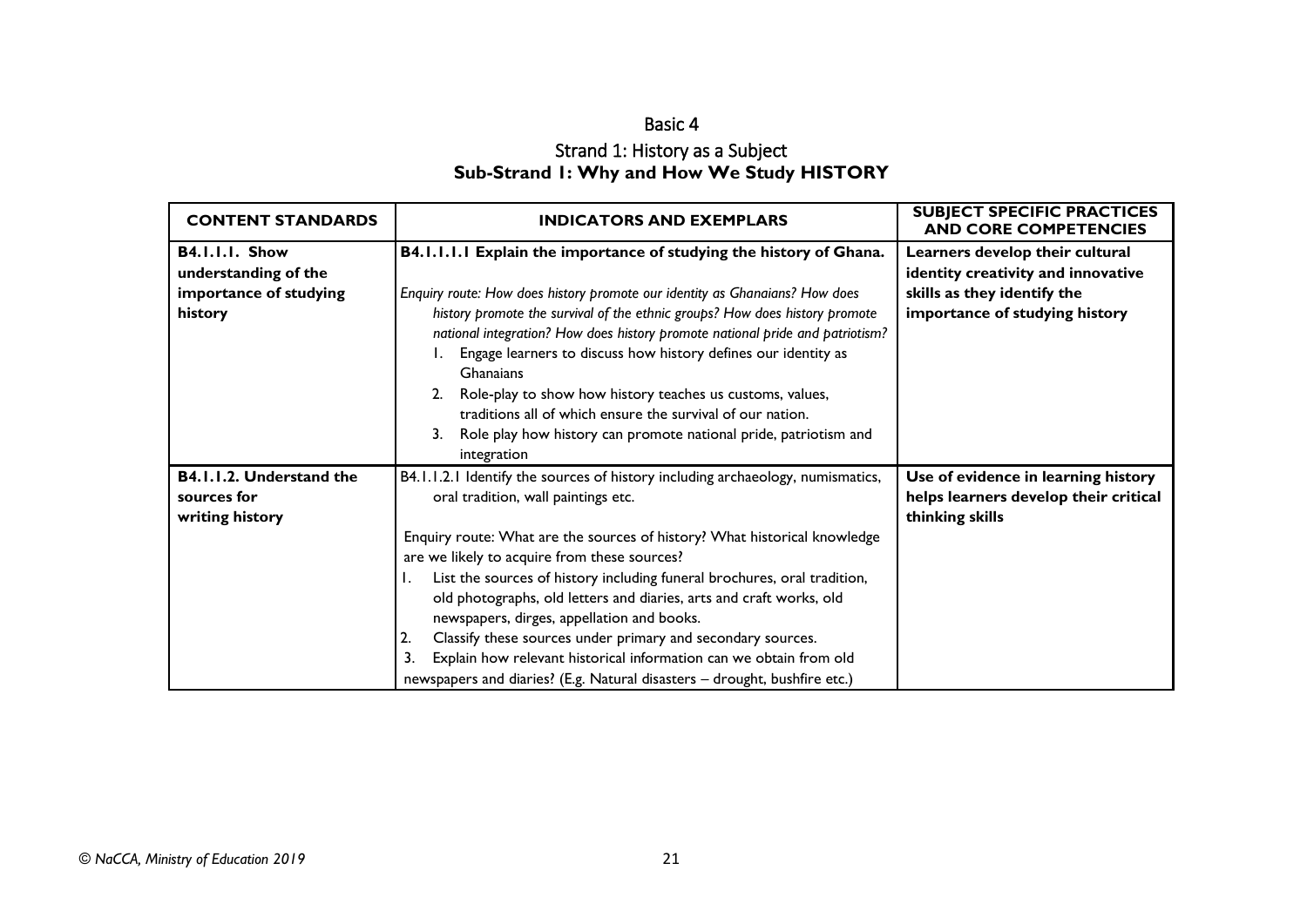# Basic 4

## Strand 1: History as a Subject

### Sub-Strand 1: Why and How We Study HISTORY

| CONTENT STANDARDS | INDICATORS AND EXEMPLARS | SUBJECT SPECIFIC PRACTICES AND CORE COMPETENCIES |
|---|---|---|
| **B4.1.1.1. Show understanding of the importance of studying history** | **B4.1.1.1.1 Explain the importance of studying the history of Ghana.**<br><br>*Enquiry route: How does history promote our identity as Ghanaians? How does history promote the survival of the ethnic groups? How does history promote national integration? How does history promote national pride and patriotism?*<br>1. Engage learners to discuss how history defines our identity as Ghanaians<br>2. Role-play to show how history teaches us customs, values, traditions all of which ensure the survival of our nation.<br>3. Role play how history can promote national pride, patriotism and integration | **Learners develop their cultural identity creativity and innovative skills as they identify the importance of studying history** |
| **B4.1.1.2. Understand the sources for writing history** | B4.1.1.2.1 Identify the sources of history including archaeology, numismatics, oral tradition, wall paintings etc.<br><br>Enquiry route: What are the sources of history? What historical knowledge are we likely to acquire from these sources?<br>1. List the sources of history including funeral brochures, oral tradition, old photographs, old letters and diaries, arts and craft works, old newspapers, dirges, appellation and books.<br>2. Classify these sources under primary and secondary sources.<br>3. Explain how relevant historical information can we obtain from old newspapers and diaries? (E.g. Natural disasters – drought, bushfire etc.) | **Use of evidence in learning history helps learners develop their critical thinking skills** |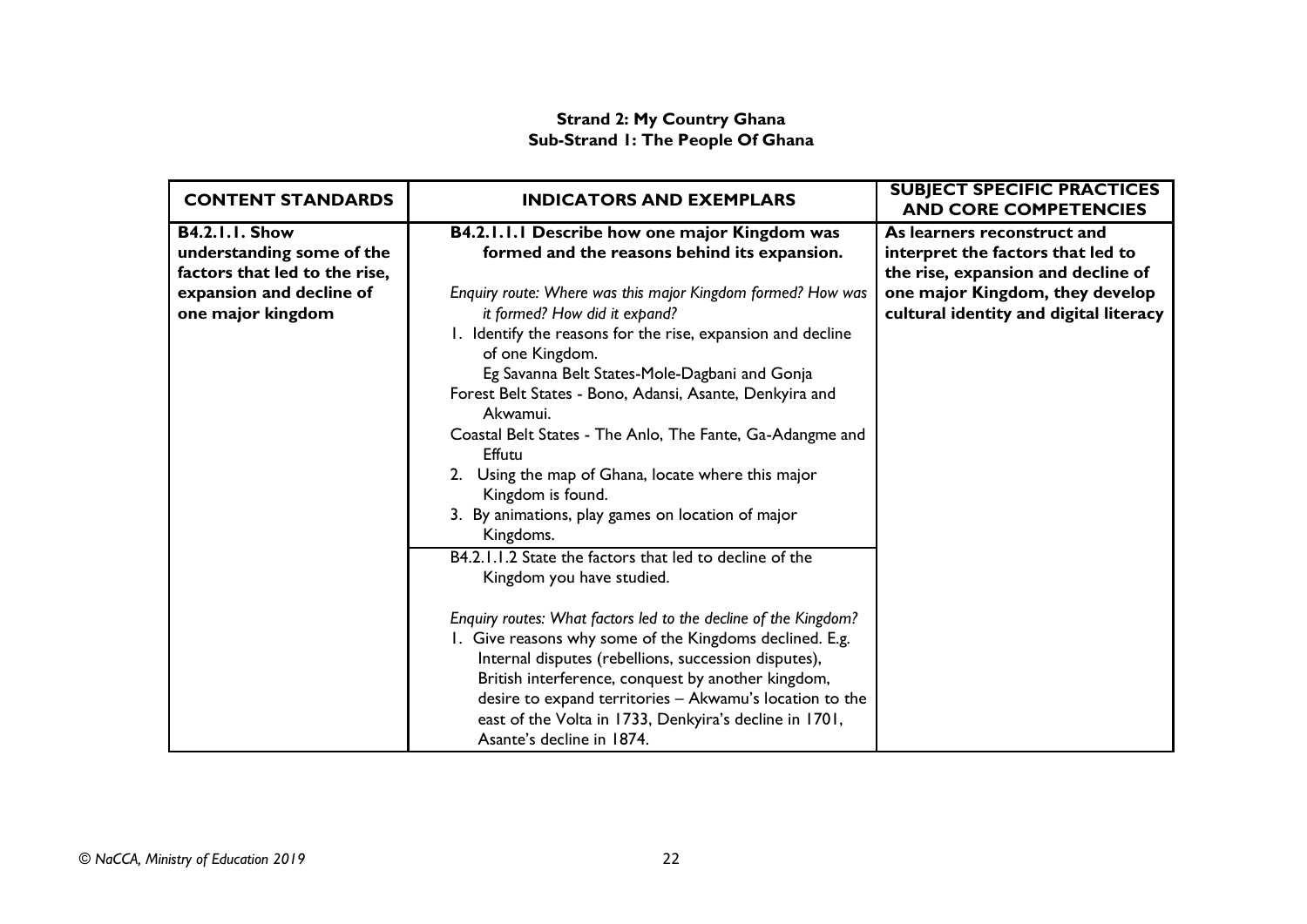**Strand 2: My Country Ghana**
**Sub-Strand 1: The People Of Ghana**

| CONTENT STANDARDS | INDICATORS AND EXEMPLARS | SUBJECT SPECIFIC PRACTICES AND CORE COMPETENCIES |
|---|---|---|
| **B4.2.1.1. Show understanding some of the factors that led to the rise, expansion and decline of one major kingdom** | **B4.2.1.1.1 Describe how one major Kingdom was formed and the reasons behind its expansion.**<br><br>*Enquiry route: Where was this major Kingdom formed? How was it formed? How did it expand?*<br>1. Identify the reasons for the rise, expansion and decline of one Kingdom.<br>Eg Savanna Belt States-Mole-Dagbani and Gonja<br>Forest Belt States - Bono, Adansi, Asante, Denkyira and Akwamui.<br>Coastal Belt States - The Anlo, The Fante, Ga-Adangme and Effutu<br>2. Using the map of Ghana, locate where this major Kingdom is found.<br>3. By animations, play games on location of major Kingdoms. | **As learners reconstruct and interpret the factors that led to the rise, expansion and decline of one major Kingdom, they develop cultural identity and digital literacy** |
| | B4.2.1.1.2 State the factors that led to decline of the Kingdom you have studied.<br><br>*Enquiry routes: What factors led to the decline of the Kingdom?*<br>1. Give reasons why some of the Kingdoms declined. E.g. Internal disputes (rebellions, succession disputes), British interference, conquest by another kingdom, desire to expand territories – Akwamu's location to the east of the Volta in 1733, Denkyira's decline in 1701, Asante's decline in 1874. | |

© NaCCA, Ministry of Education 2019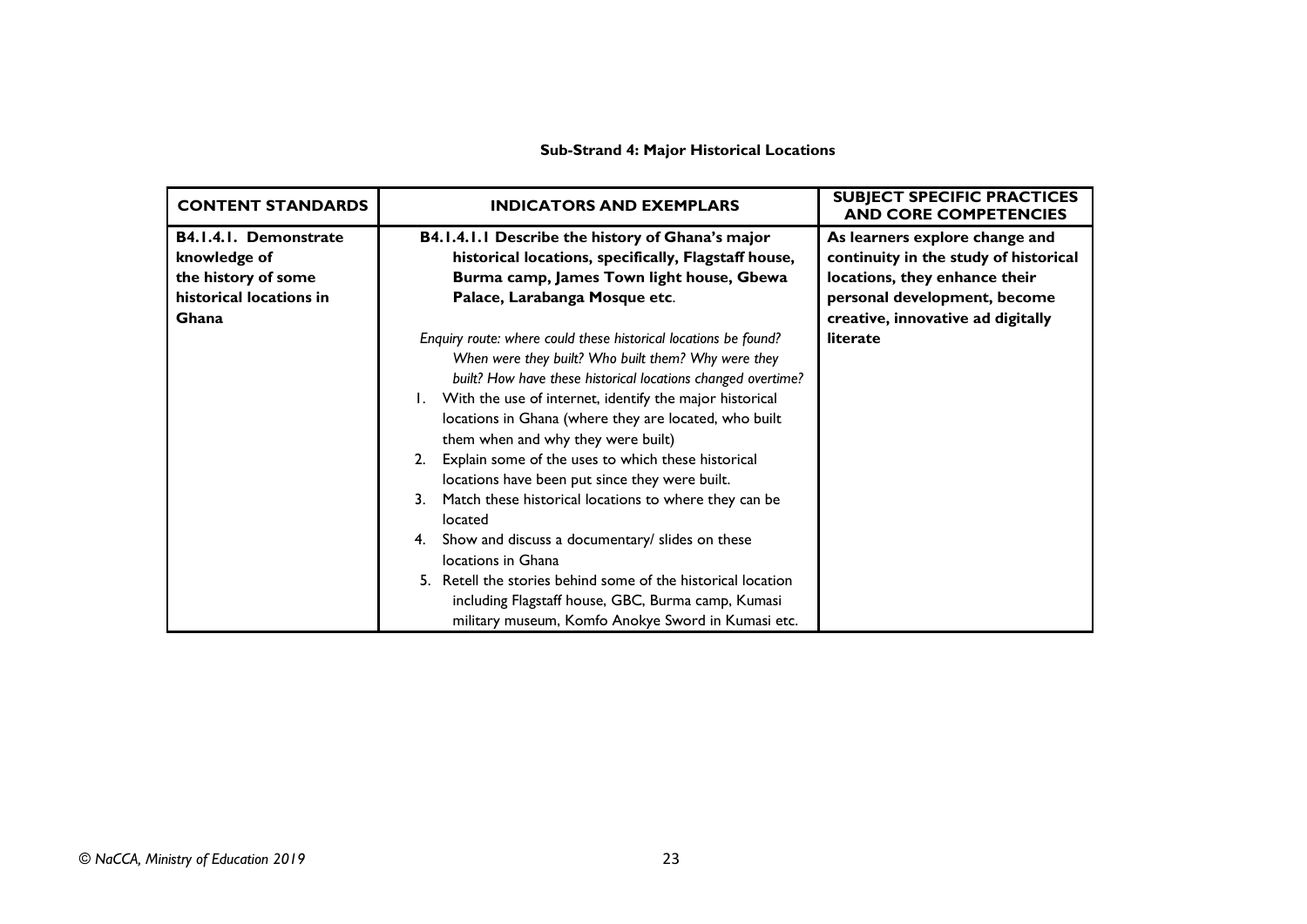**Sub-Strand 4: Major Historical Locations**

| CONTENT STANDARDS | INDICATORS AND EXEMPLARS | SUBJECT SPECIFIC PRACTICES AND CORE COMPETENCIES |
|---|---|---|
| **B4.1.4.1. Demonstrate knowledge of the history of some historical locations in Ghana** | **B4.1.4.1.1 Describe the history of Ghana's major historical locations, specifically, Flagstaff house, Burma camp, James Town light house, Gbewa Palace, Larabanga Mosque etc**.<br><br>*Enquiry route: where could these historical locations be found? When were they built? Who built them? Why were they built? How have these historical locations changed overtime?*<br>1. With the use of internet, identify the major historical locations in Ghana (where they are located, who built them when and why they were built)<br>2. Explain some of the uses to which these historical locations have been put since they were built.<br>3. Match these historical locations to where they can be located<br>4. Show and discuss a documentary/ slides on these locations in Ghana<br>5. Retell the stories behind some of the historical location including Flagstaff house, GBC, Burma camp, Kumasi military museum, Komfo Anokye Sword in Kumasi etc. | **As learners explore change and continuity in the study of historical locations, they enhance their personal development, become creative, innovative ad digitally literate** |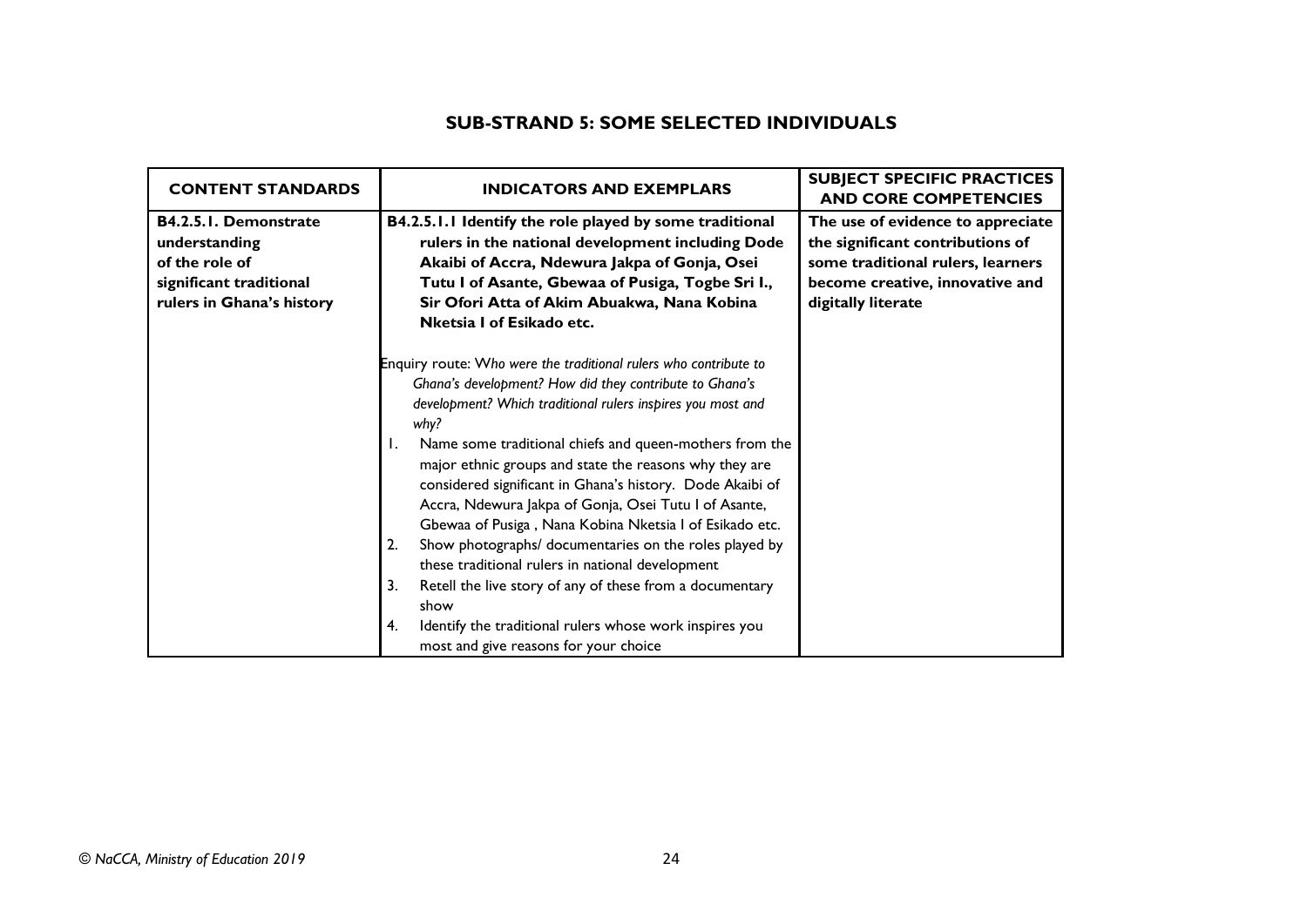## SUB-STRAND 5: SOME SELECTED INDIVIDUALS

| CONTENT STANDARDS | INDICATORS AND EXEMPLARS | SUBJECT SPECIFIC PRACTICES AND CORE COMPETENCIES |
|---|---|---|
| **B4.2.5.1. Demonstrate understanding of the role of significant traditional rulers in Ghana's history** | **B4.2.5.1.1 Identify the role played by some traditional rulers in the national development including Dode Akaibi of Accra, Ndewura Jakpa of Gonja, Osei Tutu I of Asante, Gbewaa of Pusiga, Togbe Sri I., Sir Ofori Atta of Akim Abuakwa, Nana Kobina Nketsia I of Esikado etc.**<br><br>Enquiry route: *Who were the traditional rulers who contribute to Ghana's development? How did they contribute to Ghana's development? Which traditional rulers inspires you most and why?*<br>1. Name some traditional chiefs and queen-mothers from the major ethnic groups and state the reasons why they are considered significant in Ghana's history. Dode Akaibi of Accra, Ndewura Jakpa of Gonja, Osei Tutu I of Asante, Gbewaa of Pusiga , Nana Kobina Nketsia I of Esikado etc.<br>2. Show photographs/ documentaries on the roles played by these traditional rulers in national development<br>3. Retell the live story of any of these from a documentary show<br>4. Identify the traditional rulers whose work inspires you most and give reasons for your choice | **The use of evidence to appreciate the significant contributions of some traditional rulers, learners become creative, innovative and digitally literate** |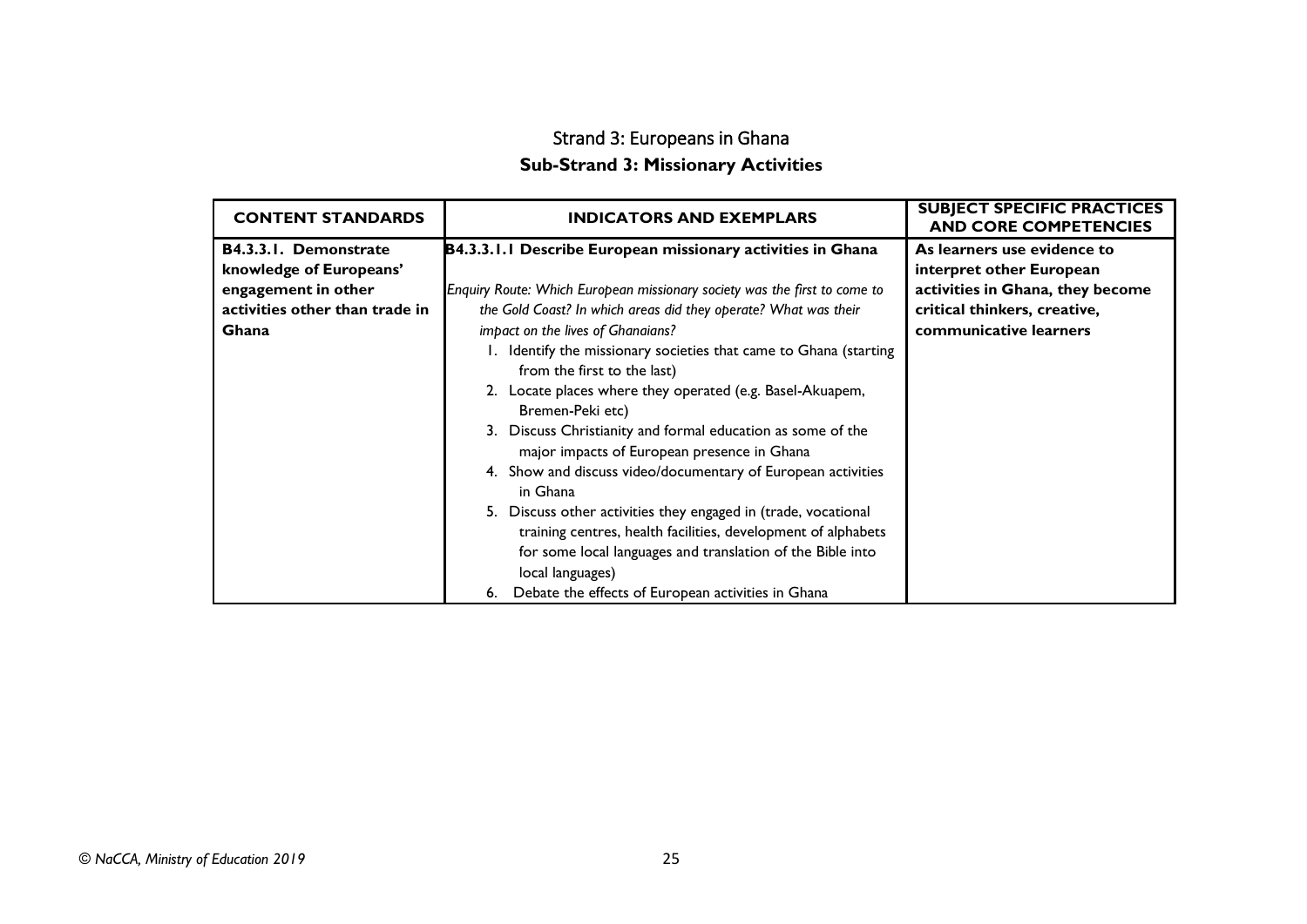## Strand 3: Europeans in Ghana

### Sub-Strand 3: Missionary Activities

| CONTENT STANDARDS | INDICATORS AND EXEMPLARS | SUBJECT SPECIFIC PRACTICES AND CORE COMPETENCIES |
|---|---|---|
| **B4.3.3.1. Demonstrate knowledge of Europeans' engagement in other activities other than trade in Ghana** | **B4.3.3.1.1 Describe European missionary activities in Ghana**<br><br>*Enquiry Route: Which European missionary society was the first to come to the Gold Coast? In which areas did they operate? What was their impact on the lives of Ghanaians?*<br>1. Identify the missionary societies that came to Ghana (starting from the first to the last)<br>2. Locate places where they operated (e.g. Basel-Akuapem, Bremen-Peki etc)<br>3. Discuss Christianity and formal education as some of the major impacts of European presence in Ghana<br>4. Show and discuss video/documentary of European activities in Ghana<br>5. Discuss other activities they engaged in (trade, vocational training centres, health facilities, development of alphabets for some local languages and translation of the Bible into local languages)<br>6. Debate the effects of European activities in Ghana | **As learners use evidence to interpret other European activities in Ghana, they become critical thinkers, creative, communicative learners** |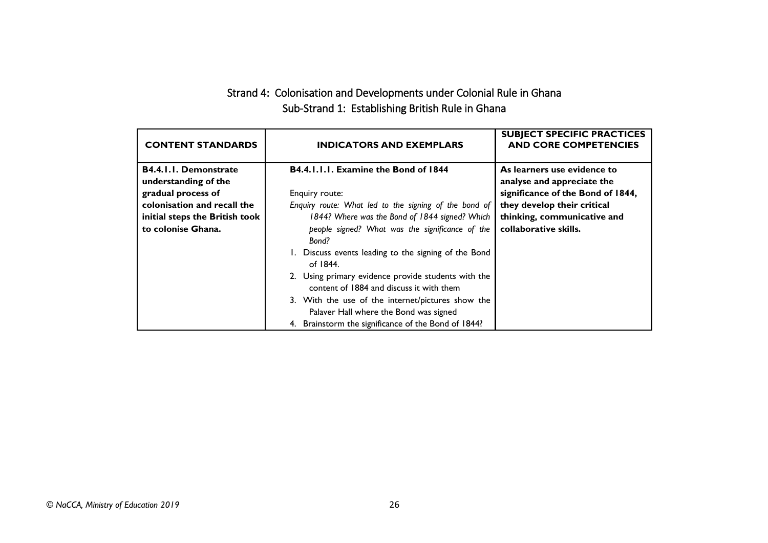## Strand 4: Colonisation and Developments under Colonial Rule in Ghana

### Sub-Strand 1: Establishing British Rule in Ghana

| CONTENT STANDARDS | INDICATORS AND EXEMPLARS | SUBJECT SPECIFIC PRACTICES AND CORE COMPETENCIES |
|---|---|---|
| **B4.4.1.1. Demonstrate understanding of the gradual process of colonisation and recall the initial steps the British took to colonise Ghana.** | **B4.4.1.1.1. Examine the Bond of 1844**<br><br>Enquiry route:<br>*Enquiry route: What led to the signing of the bond of 1844? Where was the Bond of 1844 signed? Which people signed? What was the significance of the Bond?*<br>1. Discuss events leading to the signing of the Bond of 1844.<br>2. Using primary evidence provide students with the content of 1884 and discuss it with them<br>3. With the use of the internet/pictures show the Palaver Hall where the Bond was signed<br>4. Brainstorm the significance of the Bond of 1844? | **As learners use evidence to analyse and appreciate the significance of the Bond of 1844, they develop their critical thinking, communicative and collaborative skills.** |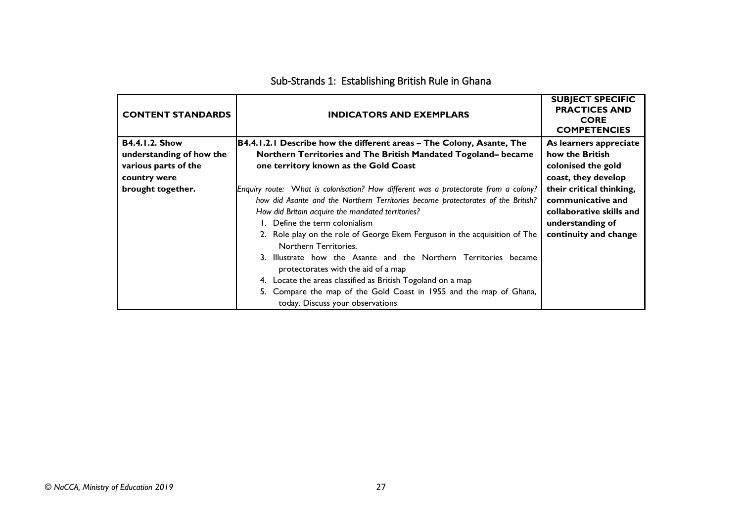## Sub-Strands 1: Establishing British Rule in Ghana

| CONTENT STANDARDS | INDICATORS AND EXEMPLARS | SUBJECT SPECIFIC PRACTICES AND CORE COMPETENCIES |
|---|---|---|
| **B4.4.1.2. Show understanding of how the various parts of the country were brought together.** | **B4.4.1.2.1 Describe how the different areas – The Colony, Asante, The Northern Territories and The British Mandated Togoland– became one territory known as the Gold Coast**<br><br>*Enquiry route: What is colonisation? How different was a protectorate from a colony? how did Asante and the Northern Territories become protectorates of the British? How did Britain acquire the mandated territories?*<br>1. Define the term colonialism<br>2. Role play on the role of George Ekem Ferguson in the acquisition of The Northern Territories.<br>3. Illustrate how the Asante and the Northern Territories became protectorates with the aid of a map<br>4. Locate the areas classified as British Togoland on a map<br>5. Compare the map of the Gold Coast in 1955 and the map of Ghana, today. Discuss your observations | **As learners appreciate how the British colonised the gold coast, they develop their critical thinking, communicative and collaborative skills and understanding of continuity and change** |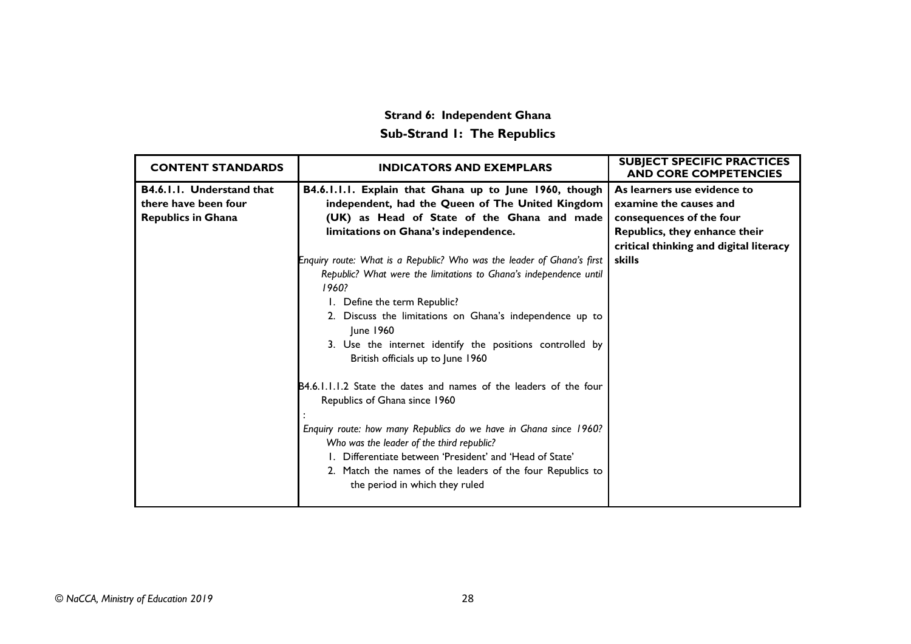## Strand 6: Independent Ghana

### Sub-Strand 1: The Republics

| CONTENT STANDARDS | INDICATORS AND EXEMPLARS | SUBJECT SPECIFIC PRACTICES AND CORE COMPETENCIES |
|---|---|---|
| **B4.6.1.1. Understand that there have been four Republics in Ghana** | **B4.6.1.1.1. Explain that Ghana up to June 1960, though independent, had the Queen of The United Kingdom (UK) as Head of State of the Ghana and made limitations on Ghana's independence.**<br><br>*Enquiry route: What is a Republic? Who was the leader of Ghana's first Republic? What were the limitations to Ghana's independence until 1960?*<br>1. Define the term Republic?<br>2. Discuss the limitations on Ghana's independence up to June 1960<br>3. Use the internet identify the positions controlled by British officials up to June 1960<br><br>B4.6.1.1.1.2 State the dates and names of the leaders of the four Republics of Ghana since 1960<br>:<br>*Enquiry route: how many Republics do we have in Ghana since 1960? Who was the leader of the third republic?*<br>1. Differentiate between 'President' and 'Head of State'<br>2. Match the names of the leaders of the four Republics to the period in which they ruled | **As learners use evidence to examine the causes and consequences of the four Republics, they enhance their critical thinking and digital literacy skills** |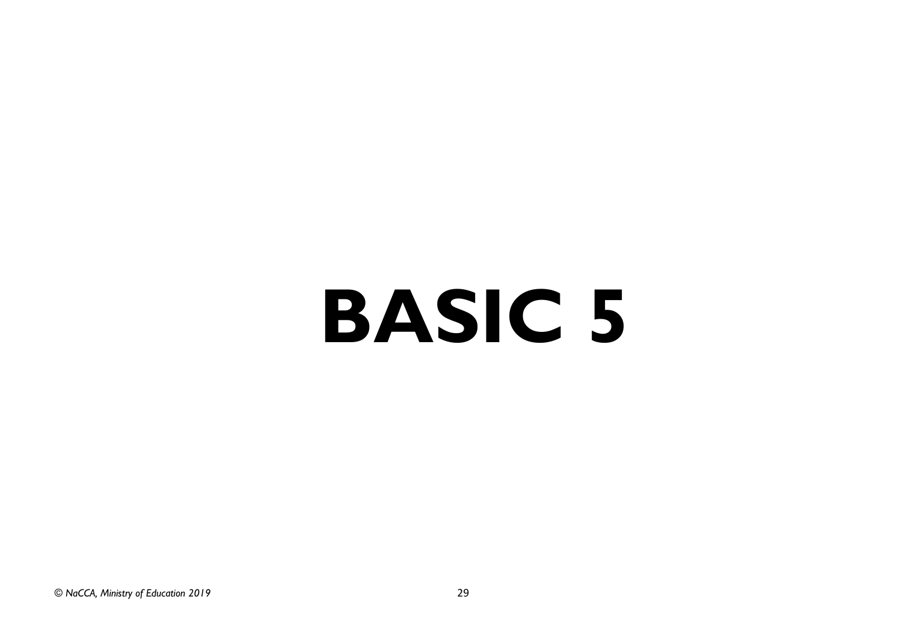# BASIC 5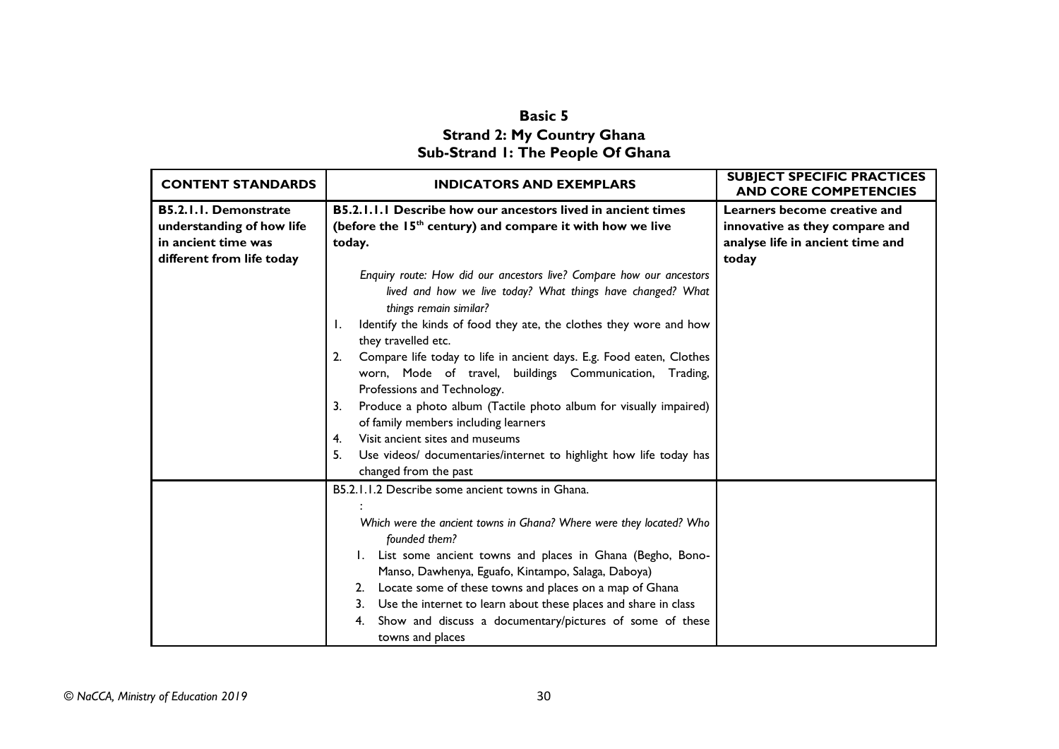**Basic 5**
**Strand 2: My Country Ghana**
**Sub-Strand 1: The People Of Ghana**

| CONTENT STANDARDS | INDICATORS AND EXEMPLARS | SUBJECT SPECIFIC PRACTICES AND CORE COMPETENCIES |
|---|---|---|
| **B5.2.1.1. Demonstrate understanding of how life in ancient time was different from life today** | **B5.2.1.1.1 Describe how our ancestors lived in ancient times (before the 15th century) and compare it with how we live today.**<br><br>*Enquiry route: How did our ancestors live? Compare how our ancestors lived and how we live today? What things have changed? What things remain similar?*<br>1. Identify the kinds of food they ate, the clothes they wore and how they travelled etc.<br>2. Compare life today to life in ancient days. E.g. Food eaten, Clothes worn, Mode of travel, buildings Communication, Trading, Professions and Technology.<br>3. Produce a photo album (Tactile photo album for visually impaired) of family members including learners<br>4. Visit ancient sites and museums<br>5. Use videos/ documentaries/internet to highlight how life today has changed from the past | **Learners become creative and innovative as they compare and analyse life in ancient time and today** |
| | B5.2.1.1.2 Describe some ancient towns in Ghana.<br>:<br>*Which were the ancient towns in Ghana? Where were they located? Who founded them?*<br>1. List some ancient towns and places in Ghana (Begho, Bono-Manso, Dawhenya, Eguafo, Kintampo, Salaga, Daboya)<br>2. Locate some of these towns and places on a map of Ghana<br>3. Use the internet to learn about these places and share in class<br>4. Show and discuss a documentary/pictures of some of these towns and places | |

© NaCCA, Ministry of Education 2019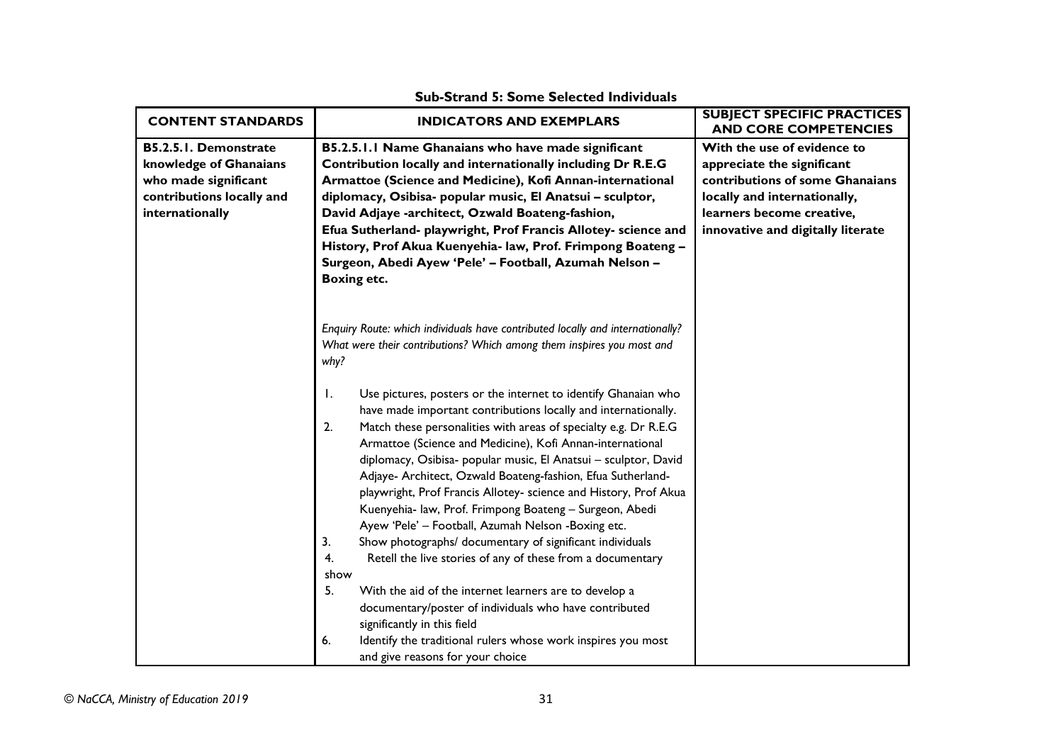**Sub-Strand 5: Some Selected Individuals**

| CONTENT STANDARDS | INDICATORS AND EXEMPLARS | SUBJECT SPECIFIC PRACTICES AND CORE COMPETENCIES |
|---|---|---|
| **B5.2.5.1. Demonstrate knowledge of Ghanaians who made significant contributions locally and internationally** | **B5.2.5.1.1 Name Ghanaians who have made significant Contribution locally and internationally including Dr R.E.G Armattoe (Science and Medicine), Kofi Annan-international diplomacy, Osibisa- popular music, El Anatsui – sculptor, David Adjaye -architect, Ozwald Boateng-fashion, Efua Sutherland- playwright, Prof Francis Allotey- science and History, Prof Akua Kuenyehia- law, Prof. Frimpong Boateng – Surgeon, Abedi Ayew 'Pele' – Football, Azumah Nelson – Boxing etc.**<br><br>*Enquiry Route: which individuals have contributed locally and internationally? What were their contributions? Which among them inspires you most and why?*<br><br>1. Use pictures, posters or the internet to identify Ghanaian who have made important contributions locally and internationally.<br>2. Match these personalities with areas of specialty e.g. Dr R.E.G Armattoe (Science and Medicine), Kofi Annan-international diplomacy, Osibisa- popular music, El Anatsui – sculptor, David Adjaye- Architect, Ozwald Boateng-fashion, Efua Sutherland- playwright, Prof Francis Allotey- science and History, Prof Akua Kuenyehia- law, Prof. Frimpong Boateng – Surgeon, Abedi Ayew 'Pele' – Football, Azumah Nelson -Boxing etc.<br>3. Show photographs/ documentary of significant individuals<br>4. Retell the live stories of any of these from a documentary show<br>5. With the aid of the internet learners are to develop a documentary/poster of individuals who have contributed significantly in this field<br>6. Identify the traditional rulers whose work inspires you most and give reasons for your choice | **With the use of evidence to appreciate the significant contributions of some Ghanaians locally and internationally, learners become creative, innovative and digitally literate** |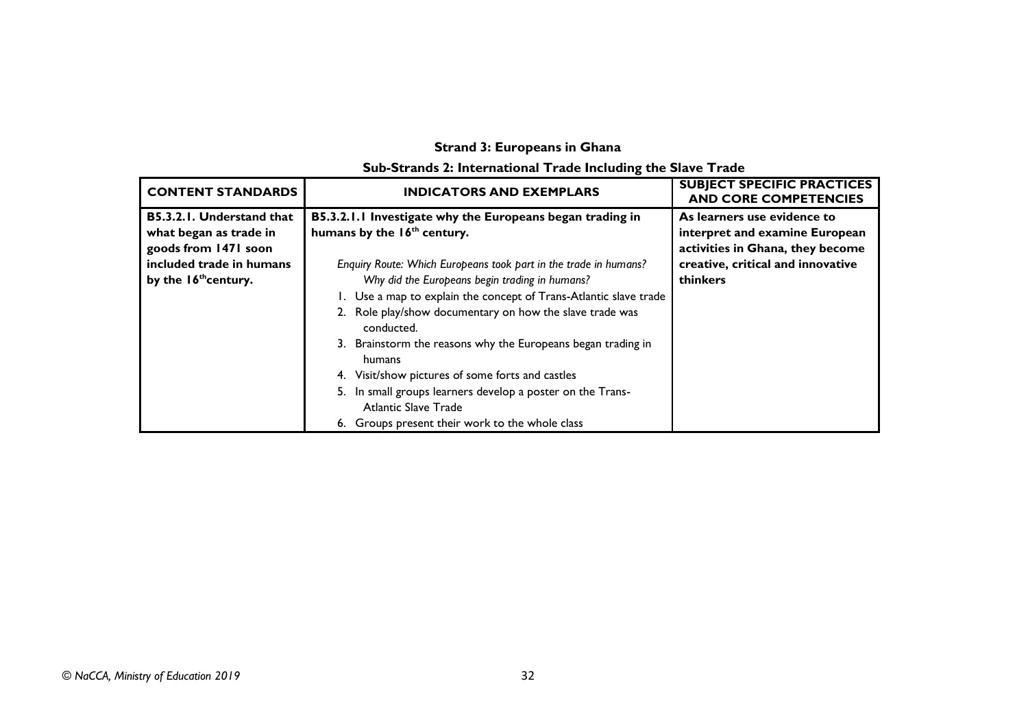**Strand 3: Europeans in Ghana**

**Sub-Strands 2: International Trade Including the Slave Trade**

| CONTENT STANDARDS | INDICATORS AND EXEMPLARS | SUBJECT SPECIFIC PRACTICES AND CORE COMPETENCIES |
| --- | --- | --- |
| **B5.3.2.1. Understand that what began as trade in goods from 1471 soon included trade in humans by the 16th century.** | **B5.3.2.1.1 Investigate why the Europeans began trading in humans by the 16th century.**<br><br>*Enquiry Route: Which Europeans took part in the trade in humans?*<br>*Why did the Europeans begin trading in humans?*<br>1. Use a map to explain the concept of Trans-Atlantic slave trade<br>2. Role play/show documentary on how the slave trade was conducted.<br>3. Brainstorm the reasons why the Europeans began trading in humans<br>4. Visit/show pictures of some forts and castles<br>5. In small groups learners develop a poster on the Trans-Atlantic Slave Trade<br>6. Groups present their work to the whole class | **As learners use evidence to interpret and examine European activities in Ghana, they become creative, critical and innovative thinkers** |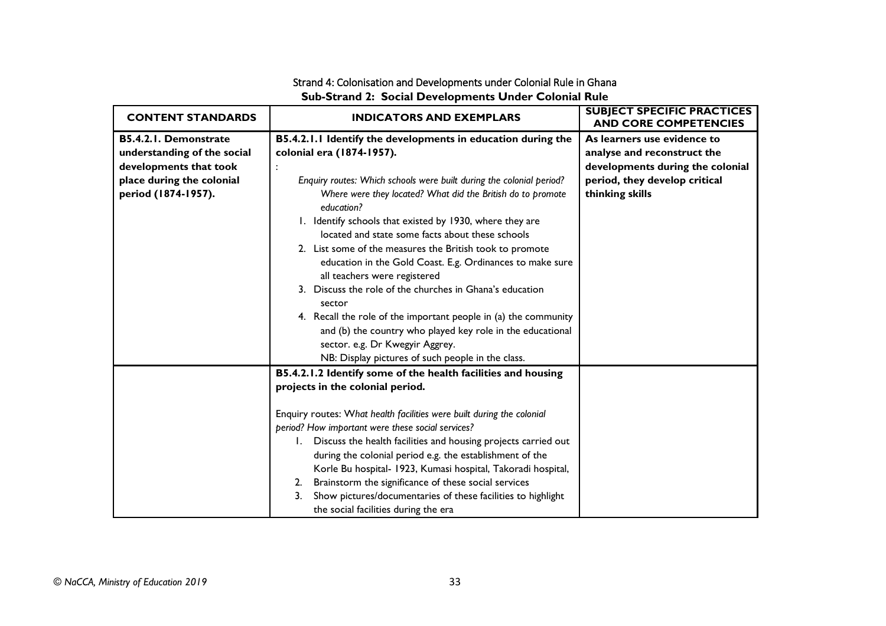Strand 4: Colonisation and Developments under Colonial Rule in Ghana

**Sub-Strand 2: Social Developments Under Colonial Rule**

| CONTENT STANDARDS | INDICATORS AND EXEMPLARS | SUBJECT SPECIFIC PRACTICES AND CORE COMPETENCIES |
|---|---|---|
| **B5.4.2.1. Demonstrate understanding of the social developments that took place during the colonial period (1874-1957).** | **B5.4.2.1.1 Identify the developments in education during the colonial era (1874-1957).**<br>:<br>*Enquiry routes: Which schools were built during the colonial period? Where were they located? What did the British do to promote education?*<br>1. Identify schools that existed by 1930, where they are located and state some facts about these schools<br>2. List some of the measures the British took to promote education in the Gold Coast. E.g. Ordinances to make sure all teachers were registered<br>3. Discuss the role of the churches in Ghana's education sector<br>4. Recall the role of the important people in (a) the community and (b) the country who played key role in the educational sector. e.g. Dr Kwegyir Aggrey.<br>NB: Display pictures of such people in the class. | **As learners use evidence to analyse and reconstruct the developments during the colonial period, they develop critical thinking skills** |
| | **B5.4.2.1.2 Identify some of the health facilities and housing projects in the colonial period.**<br><br>Enquiry routes: W*hat health facilities were built during the colonial period? How important were these social services?*<br>1. Discuss the health facilities and housing projects carried out during the colonial period e.g. the establishment of the Korle Bu hospital- 1923, Kumasi hospital, Takoradi hospital,<br>2. Brainstorm the significance of these social services<br>3. Show pictures/documentaries of these facilities to highlight the social facilities during the era | |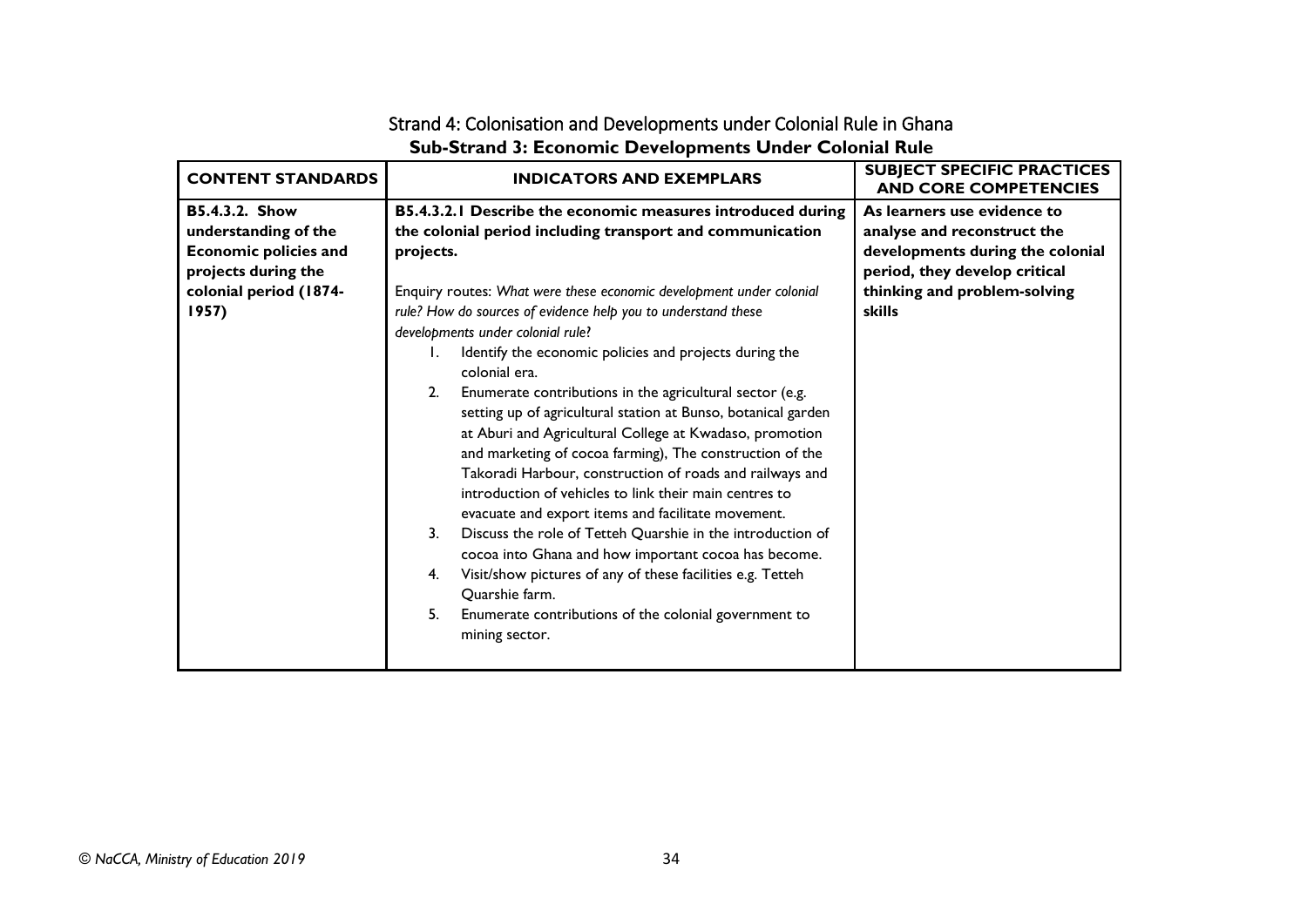## Strand 4: Colonisation and Developments under Colonial Rule in Ghana

### Sub-Strand 3: Economic Developments Under Colonial Rule

| CONTENT STANDARDS | INDICATORS AND EXEMPLARS | SUBJECT SPECIFIC PRACTICES AND CORE COMPETENCIES |
|---|---|---|
| **B5.4.3.2. Show understanding of the Economic policies and projects during the colonial period (1874-1957)** | **B5.4.3.2.1 Describe the economic measures introduced during the colonial period including transport and communication projects.**<br><br>Enquiry routes: *What were these economic development under colonial rule? How do sources of evidence help you to understand these developments under colonial rule?*<br>1. Identify the economic policies and projects during the colonial era.<br>2. Enumerate contributions in the agricultural sector (e.g. setting up of agricultural station at Bunso, botanical garden at Aburi and Agricultural College at Kwadaso, promotion and marketing of cocoa farming), The construction of the Takoradi Harbour, construction of roads and railways and introduction of vehicles to link their main centres to evacuate and export items and facilitate movement.<br>3. Discuss the role of Tetteh Quarshie in the introduction of cocoa into Ghana and how important cocoa has become.<br>4. Visit/show pictures of any of these facilities e.g. Tetteh Quarshie farm.<br>5. Enumerate contributions of the colonial government to mining sector. | **As learners use evidence to analyse and reconstruct the developments during the colonial period, they develop critical thinking and problem-solving skills** |

*© NaCCA, Ministry of Education 2019*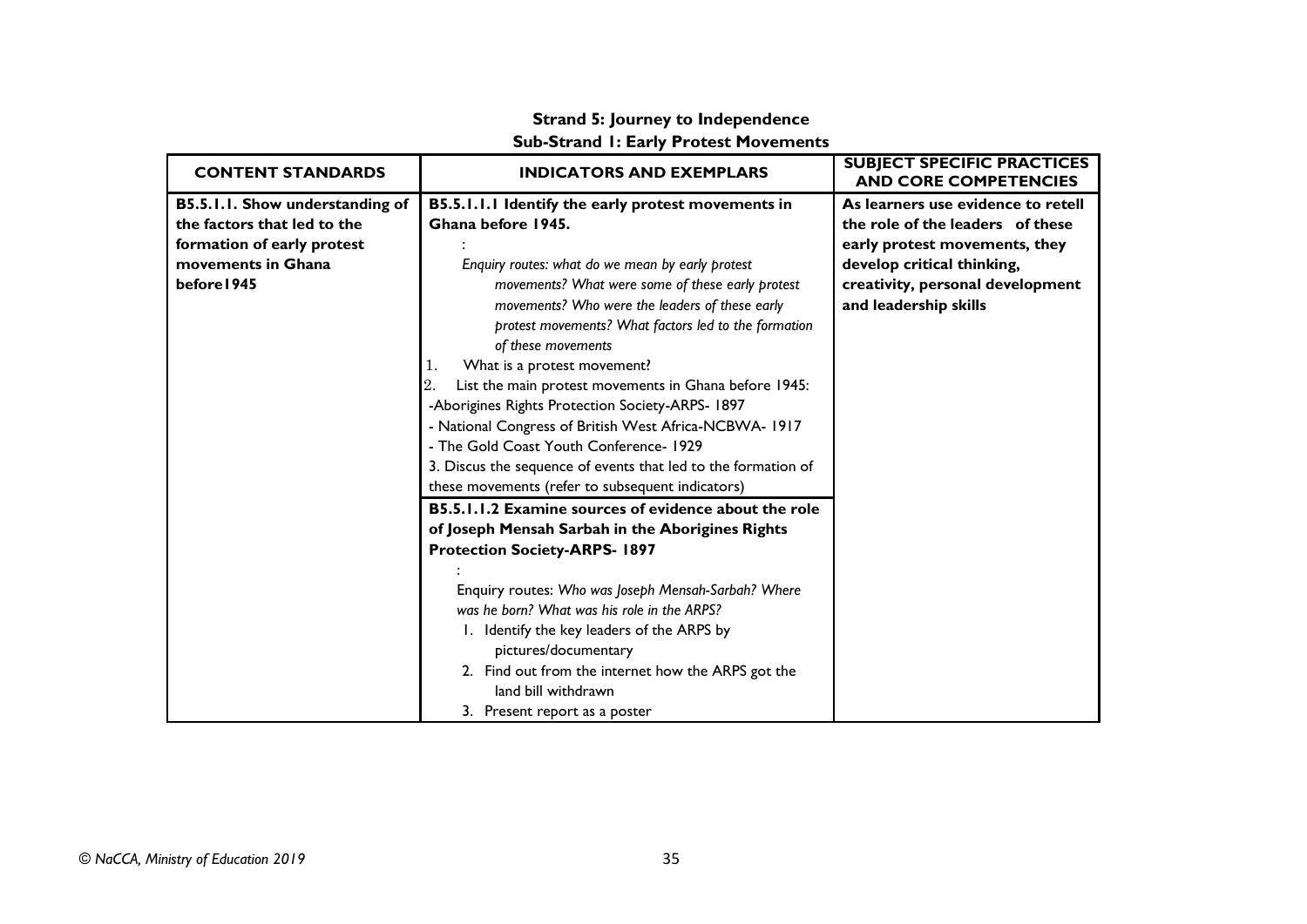**Strand 5: Journey to Independence**

**Sub-Strand 1: Early Protest Movements**

| CONTENT STANDARDS | INDICATORS AND EXEMPLARS | SUBJECT SPECIFIC PRACTICES AND CORE COMPETENCIES |
|---|---|---|
| **B5.5.1.1. Show understanding of the factors that led to the formation of early protest movements in Ghana before1945** | **B5.5.1.1.1 Identify the early protest movements in Ghana before 1945.**<br>:<br>*Enquiry routes: what do we mean by early protest movements? What were some of these early protest movements? Who were the leaders of these early protest movements? What factors led to the formation of these movements*<br>1. What is a protest movement?<br>2. List the main protest movements in Ghana before 1945:<br>-Aborigines Rights Protection Society-ARPS- 1897<br>- National Congress of British West Africa-NCBWA- 1917<br>- The Gold Coast Youth Conference- 1929<br>3. Discus the sequence of events that led to the formation of these movements (refer to subsequent indicators) | **As learners use evidence to retell the role of the leaders of these early protest movements, they develop critical thinking, creativity, personal development and leadership skills** |
| | **B5.5.1.1.2 Examine sources of evidence about the role of Joseph Mensah Sarbah in the Aborigines Rights Protection Society-ARPS- 1897**<br>:<br>Enquiry routes: *Who was Joseph Mensah-Sarbah? Where was he born? What was his role in the ARPS?*<br>1. Identify the key leaders of the ARPS by pictures/documentary<br>2. Find out from the internet how the ARPS got the land bill withdrawn<br>3. Present report as a poster | |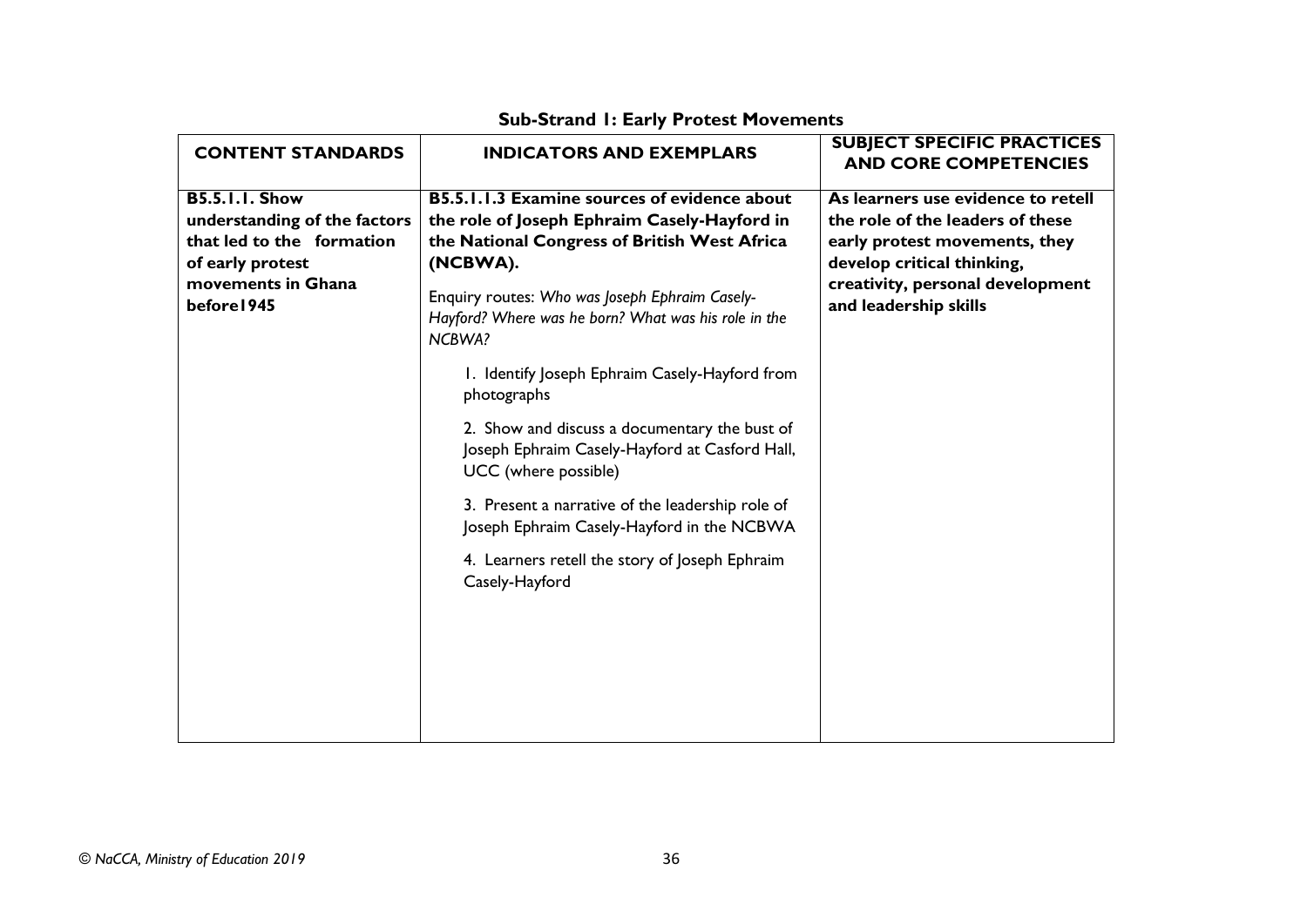**Sub-Strand 1: Early Protest Movements**

| CONTENT STANDARDS | INDICATORS AND EXEMPLARS | SUBJECT SPECIFIC PRACTICES AND CORE COMPETENCIES |
|---|---|---|
| **B5.5.1.1. Show understanding of the factors that led to the formation of early protest movements in Ghana before1945** | **B5.5.1.1.3 Examine sources of evidence about the role of Joseph Ephraim Casely-Hayford in the National Congress of British West Africa (NCBWA).**<br><br>Enquiry routes: *Who was Joseph Ephraim Casely-Hayford? Where was he born? What was his role in the NCBWA?*<br><br>1. Identify Joseph Ephraim Casely-Hayford from photographs<br><br>2. Show and discuss a documentary the bust of Joseph Ephraim Casely-Hayford at Casford Hall, UCC (where possible)<br><br>3. Present a narrative of the leadership role of Joseph Ephraim Casely-Hayford in the NCBWA<br><br>4. Learners retell the story of Joseph Ephraim Casely-Hayford | **As learners use evidence to retell the role of the leaders of these early protest movements, they develop critical thinking, creativity, personal development and leadership skills** |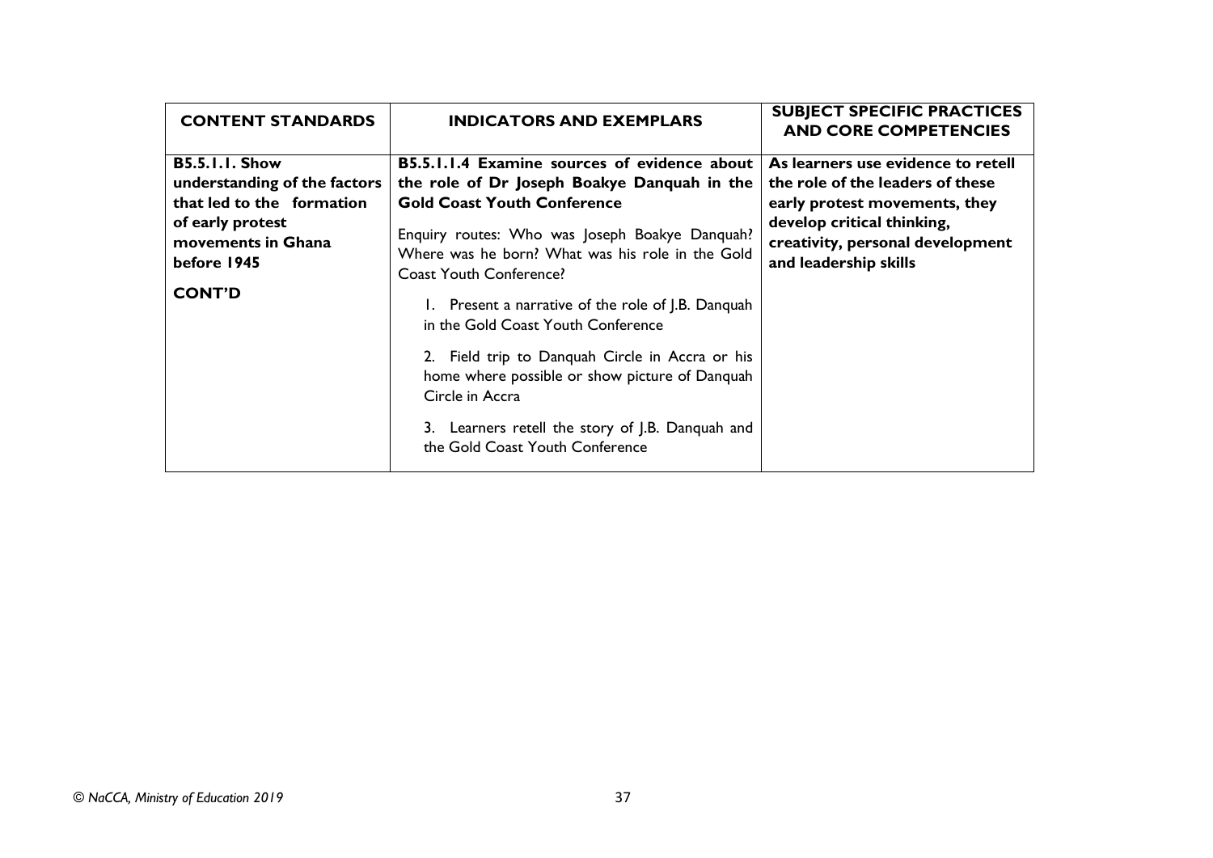| CONTENT STANDARDS | INDICATORS AND EXEMPLARS | SUBJECT SPECIFIC PRACTICES AND CORE COMPETENCIES |
| --- | --- | --- |
| **B5.5.1.1. Show understanding of the factors that led to the formation of early protest movements in Ghana before 1945**<br><br>**CONT'D** | **B5.5.1.1.4 Examine sources of evidence about the role of Dr Joseph Boakye Danquah in the Gold Coast Youth Conference**<br><br>Enquiry routes: Who was Joseph Boakye Danquah? Where was he born? What was his role in the Gold Coast Youth Conference?<br><br>1. Present a narrative of the role of J.B. Danquah in the Gold Coast Youth Conference<br><br>2. Field trip to Danquah Circle in Accra or his home where possible or show picture of Danquah Circle in Accra<br><br>3. Learners retell the story of J.B. Danquah and the Gold Coast Youth Conference | **As learners use evidence to retell the role of the leaders of these early protest movements, they develop critical thinking, creativity, personal development and leadership skills** |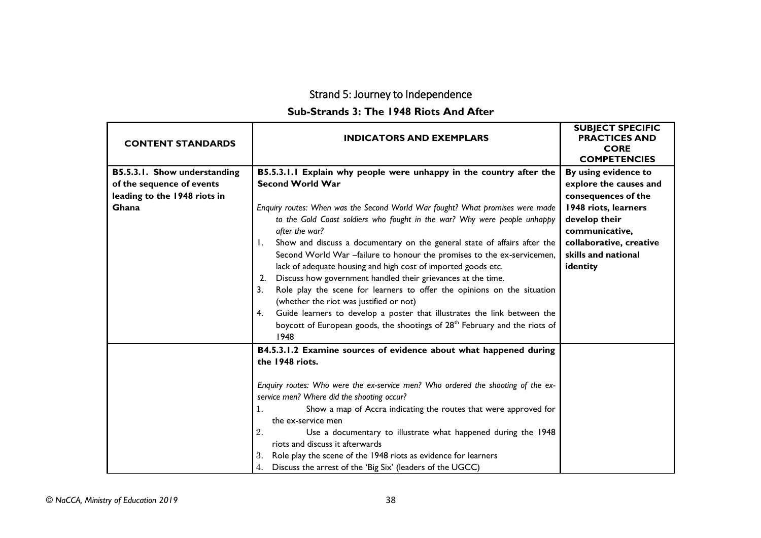# Strand 5: Journey to Independence

## Sub-Strands 3: The 1948 Riots And After

| CONTENT STANDARDS | INDICATORS AND EXEMPLARS | SUBJECT SPECIFIC PRACTICES AND CORE COMPETENCIES |
|---|---|---|
| **B5.5.3.1. Show understanding of the sequence of events leading to the 1948 riots in Ghana** | **B5.5.3.1.1 Explain why people were unhappy in the country after the Second World War**<br><br>*Enquiry routes: When was the Second World War fought? What promises were made to the Gold Coast soldiers who fought in the war? Why were people unhappy after the war?*<br>1. Show and discuss a documentary on the general state of affairs after the Second World War –failure to honour the promises to the ex-servicemen, lack of adequate housing and high cost of imported goods etc.<br>2. Discuss how government handled their grievances at the time.<br>3. Role play the scene for learners to offer the opinions on the situation (whether the riot was justified or not)<br>4. Guide learners to develop a poster that illustrates the link between the boycott of European goods, the shootings of 28th February and the riots of 1948 | **By using evidence to explore the causes and consequences of the 1948 riots, learners develop their communicative, collaborative, creative skills and national identity** |
| | **B4.5.3.1.2 Examine sources of evidence about what happened during the 1948 riots.**<br><br>*Enquiry routes: Who were the ex-service men? Who ordered the shooting of the ex-service men? Where did the shooting occur?*<br>1. Show a map of Accra indicating the routes that were approved for the ex-service men<br>2. Use a documentary to illustrate what happened during the 1948 riots and discuss it afterwards<br>3. Role play the scene of the 1948 riots as evidence for learners<br>4. Discuss the arrest of the 'Big Six' (leaders of the UGCC) | |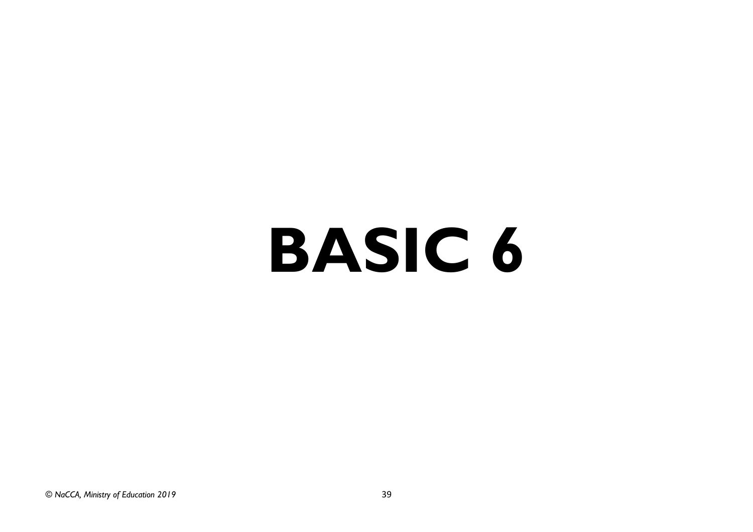# BASIC 6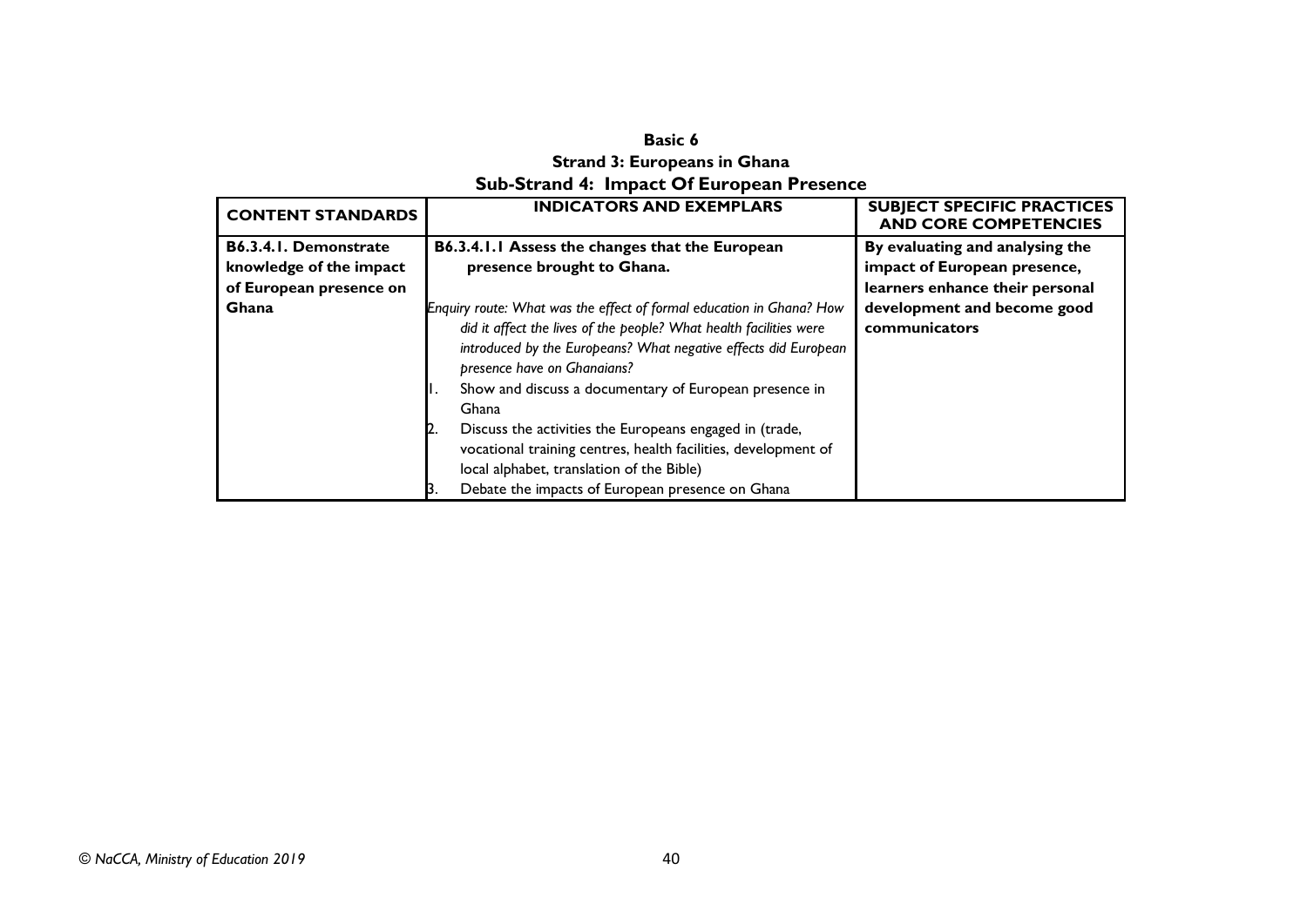**Basic 6**

**Strand 3: Europeans in Ghana**

**Sub-Strand 4: Impact Of European Presence**

| CONTENT STANDARDS | INDICATORS AND EXEMPLARS | SUBJECT SPECIFIC PRACTICES AND CORE COMPETENCIES |
|---|---|---|
| **B6.3.4.1. Demonstrate knowledge of the impact of European presence on Ghana** | **B6.3.4.1.1 Assess the changes that the European presence brought to Ghana.**<br><br>*Enquiry route: What was the effect of formal education in Ghana? How did it affect the lives of the people? What health facilities were introduced by the Europeans? What negative effects did European presence have on Ghanaians?*<br>1. Show and discuss a documentary of European presence in Ghana<br>2. Discuss the activities the Europeans engaged in (trade, vocational training centres, health facilities, development of local alphabet, translation of the Bible)<br>3. Debate the impacts of European presence on Ghana | **By evaluating and analysing the impact of European presence, learners enhance their personal development and become good communicators** |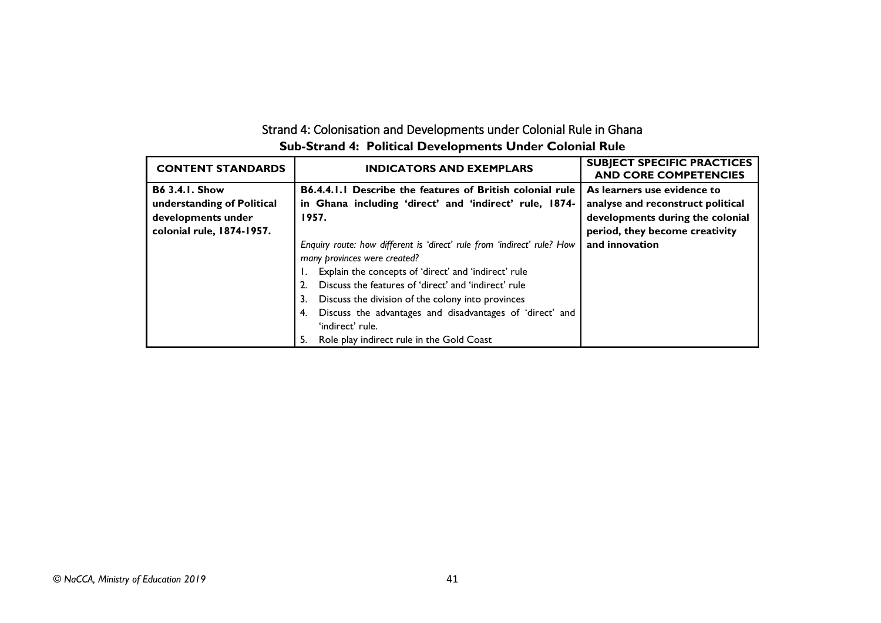## Strand 4: Colonisation and Developments under Colonial Rule in Ghana

### Sub-Strand 4: Political Developments Under Colonial Rule

| CONTENT STANDARDS | INDICATORS AND EXEMPLARS | SUBJECT SPECIFIC PRACTICES AND CORE COMPETENCIES |
|---|---|---|
| **B6 3.4.1. Show understanding of Political developments under colonial rule, 1874-1957.** | **B6.4.4.1.1 Describe the features of British colonial rule in Ghana including 'direct' and 'indirect' rule, 1874-1957.**<br><br>*Enquiry route: how different is 'direct' rule from 'indirect' rule? How many provinces were created?*<br>1. Explain the concepts of 'direct' and 'indirect' rule<br>2. Discuss the features of 'direct' and 'indirect' rule<br>3. Discuss the division of the colony into provinces<br>4. Discuss the advantages and disadvantages of 'direct' and 'indirect' rule.<br>5. Role play indirect rule in the Gold Coast | **As learners use evidence to analyse and reconstruct political developments during the colonial period, they become creativity and innovation** |

*© NaCCA, Ministry of Education 2019*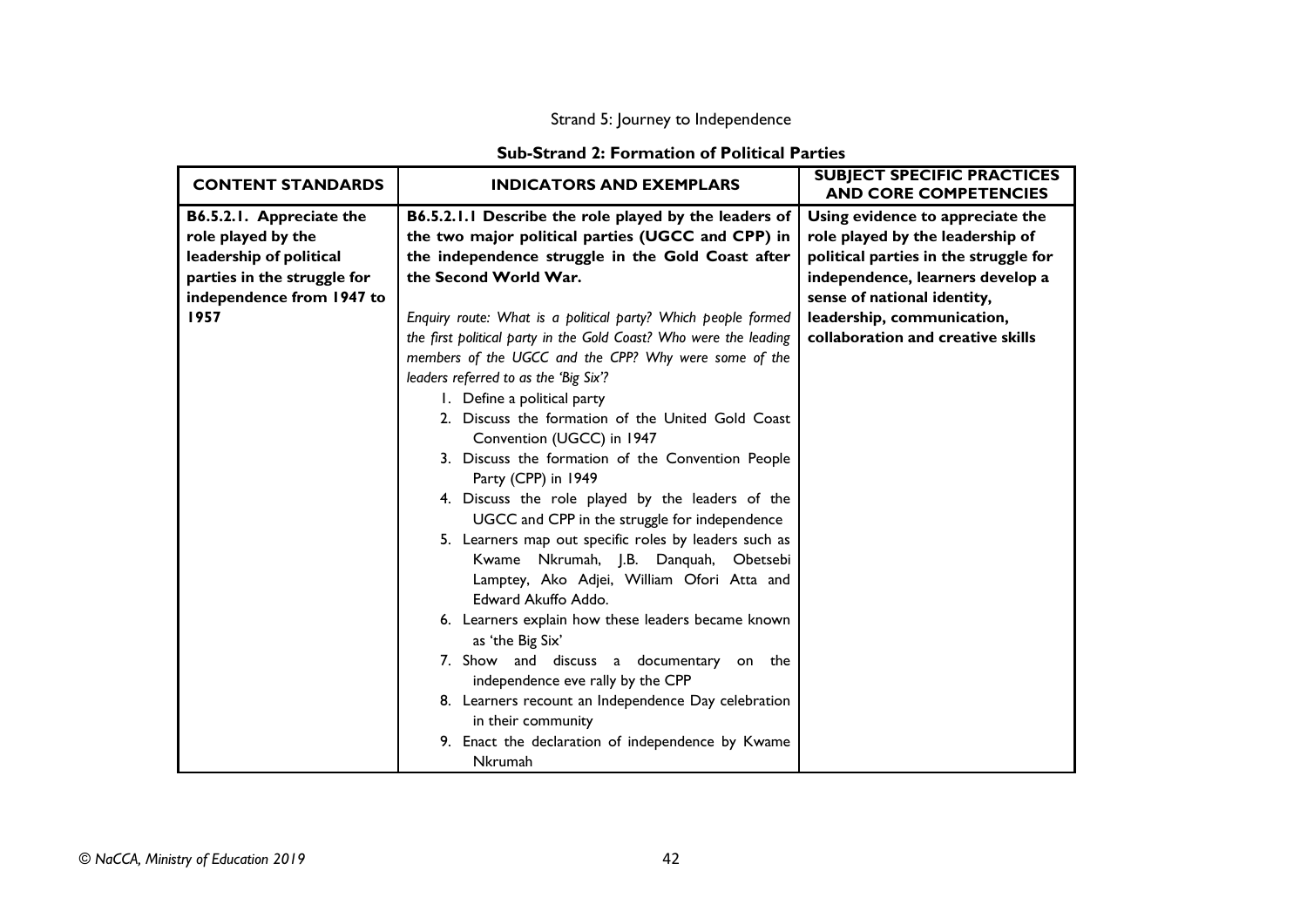Strand 5: Journey to Independence

**Sub-Strand 2: Formation of Political Parties**

| CONTENT STANDARDS | INDICATORS AND EXEMPLARS | SUBJECT SPECIFIC PRACTICES AND CORE COMPETENCIES |
|---|---|---|
| **B6.5.2.1. Appreciate the role played by the leadership of political parties in the struggle for independence from 1947 to 1957** | **B6.5.2.1.1 Describe the role played by the leaders of the two major political parties (UGCC and CPP) in the independence struggle in the Gold Coast after the Second World War.**<br><br>*Enquiry route: What is a political party? Which people formed the first political party in the Gold Coast? Who were the leading members of the UGCC and the CPP? Why were some of the leaders referred to as the 'Big Six'?*<br>1. Define a political party<br>2. Discuss the formation of the United Gold Coast Convention (UGCC) in 1947<br>3. Discuss the formation of the Convention People Party (CPP) in 1949<br>4. Discuss the role played by the leaders of the UGCC and CPP in the struggle for independence<br>5. Learners map out specific roles by leaders such as Kwame Nkrumah, J.B. Danquah, Obetsebi Lamptey, Ako Adjei, William Ofori Atta and Edward Akuffo Addo.<br>6. Learners explain how these leaders became known as 'the Big Six'<br>7. Show and discuss a documentary on the independence eve rally by the CPP<br>8. Learners recount an Independence Day celebration in their community<br>9. Enact the declaration of independence by Kwame Nkrumah | **Using evidence to appreciate the role played by the leadership of political parties in the struggle for independence, learners develop a sense of national identity, leadership, communication, collaboration and creative skills** |

© NaCCA, Ministry of Education 2019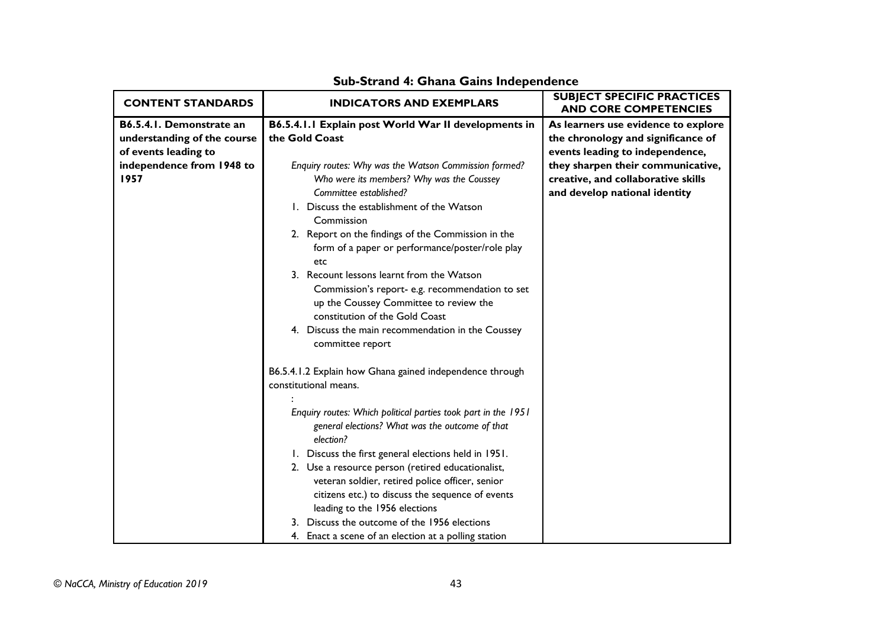## Sub-Strand 4: Ghana Gains Independence

| CONTENT STANDARDS | INDICATORS AND EXEMPLARS | SUBJECT SPECIFIC PRACTICES AND CORE COMPETENCIES |
|---|---|---|
| **B6.5.4.1. Demonstrate an understanding of the course of events leading to independence from 1948 to 1957** | **B6.5.4.1.1 Explain post World War II developments in the Gold Coast**<br><br>*Enquiry routes: Why was the Watson Commission formed? Who were its members? Why was the Coussey Committee established?*<br>1. Discuss the establishment of the Watson Commission<br>2. Report on the findings of the Commission in the form of a paper or performance/poster/role play etc<br>3. Recount lessons learnt from the Watson Commission's report- e.g. recommendation to set up the Coussey Committee to review the constitution of the Gold Coast<br>4. Discuss the main recommendation in the Coussey committee report<br><br>B6.5.4.1.2 Explain how Ghana gained independence through constitutional means.<br>:<br>*Enquiry routes: Which political parties took part in the 1951 general elections? What was the outcome of that election?*<br>1. Discuss the first general elections held in 1951.<br>2. Use a resource person (retired educationalist, veteran soldier, retired police officer, senior citizens etc.) to discuss the sequence of events leading to the 1956 elections<br>3. Discuss the outcome of the 1956 elections<br>4. Enact a scene of an election at a polling station | **As learners use evidence to explore the chronology and significance of events leading to independence, they sharpen their communicative, creative, and collaborative skills and develop national identity** |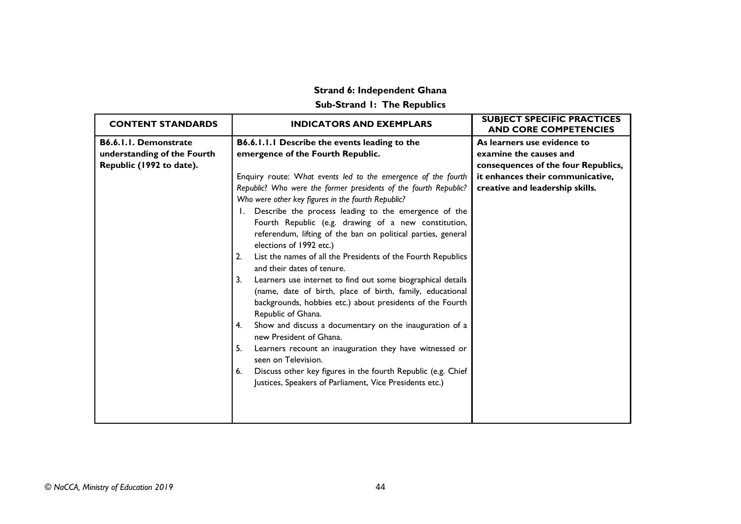## Strand 6: Independent Ghana

### Sub-Strand 1: The Republics

| CONTENT STANDARDS | INDICATORS AND EXEMPLARS | SUBJECT SPECIFIC PRACTICES AND CORE COMPETENCIES |
| --- | --- | --- |
| **B6.6.1.1. Demonstrate understanding of the Fourth Republic (1992 to date).** | **B6.6.1.1.1 Describe the events leading to the emergence of the Fourth Republic.**<br><br>Enquiry route: *What events led to the emergence of the fourth Republic? Who were the former presidents of the fourth Republic? Who were other key figures in the fourth Republic?*<br>1. Describe the process leading to the emergence of the Fourth Republic (e.g. drawing of a new constitution, referendum, lifting of the ban on political parties, general elections of 1992 etc.)<br>2. List the names of all the Presidents of the Fourth Republics and their dates of tenure.<br>3. Learners use internet to find out some biographical details (name, date of birth, place of birth, family, educational backgrounds, hobbies etc.) about presidents of the Fourth Republic of Ghana.<br>4. Show and discuss a documentary on the inauguration of a new President of Ghana.<br>5. Learners recount an inauguration they have witnessed or seen on Television.<br>6. Discuss other key figures in the fourth Republic (e.g. Chief Justices, Speakers of Parliament, Vice Presidents etc.) | **As learners use evidence to examine the causes and consequences of the four Republics, it enhances their communicative, creative and leadership skills.** |

© NaCCA, Ministry of Education 2019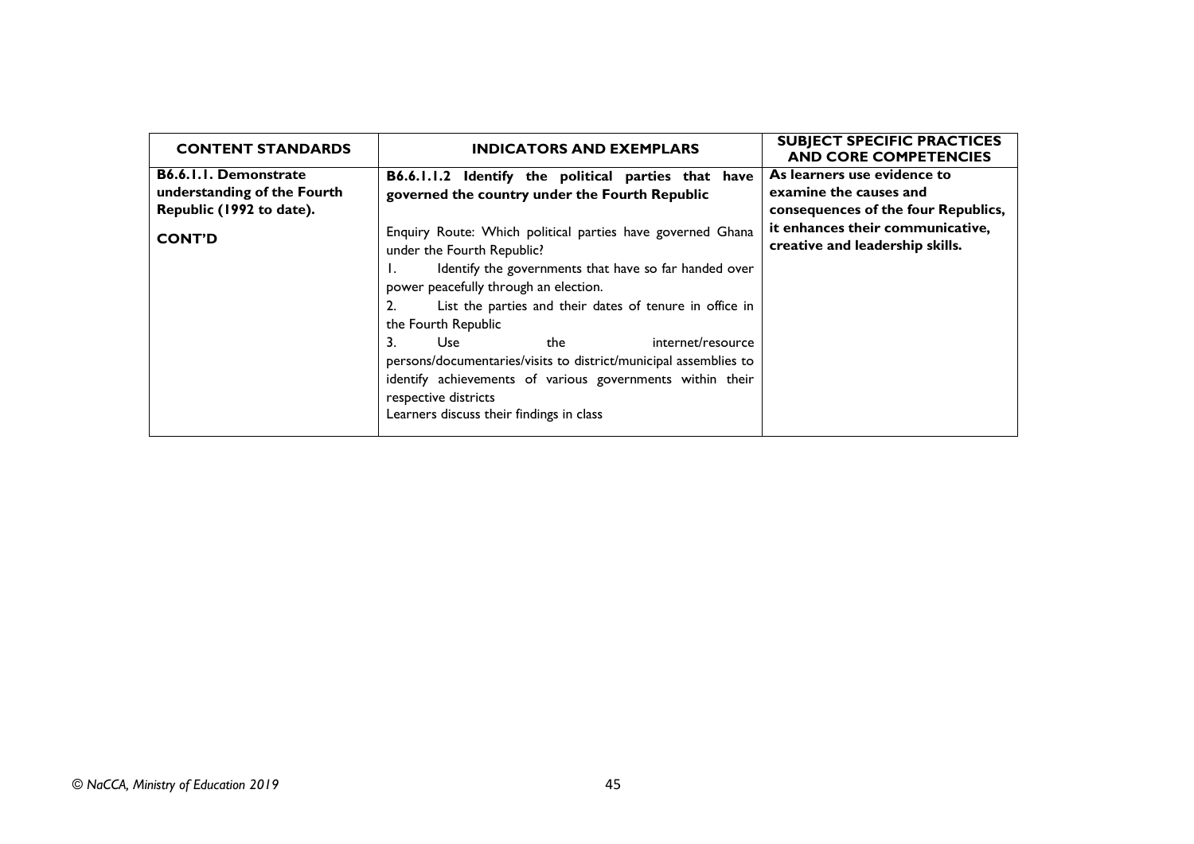| CONTENT STANDARDS | INDICATORS AND EXEMPLARS | SUBJECT SPECIFIC PRACTICES AND CORE COMPETENCIES |
|---|---|---|
| **B6.6.1.1. Demonstrate understanding of the Fourth Republic (1992 to date).**<br><br>**CONT'D** | **B6.6.1.1.2 Identify the political parties that have governed the country under the Fourth Republic**<br><br>Enquiry Route: Which political parties have governed Ghana under the Fourth Republic?<br>1. Identify the governments that have so far handed over power peacefully through an election.<br>2. List the parties and their dates of tenure in office in the Fourth Republic<br>3. Use the internet/resource persons/documentaries/visits to district/municipal assemblies to identify achievements of various governments within their respective districts<br>Learners discuss their findings in class | **As learners use evidence to examine the causes and consequences of the four Republics, it enhances their communicative, creative and leadership skills.** |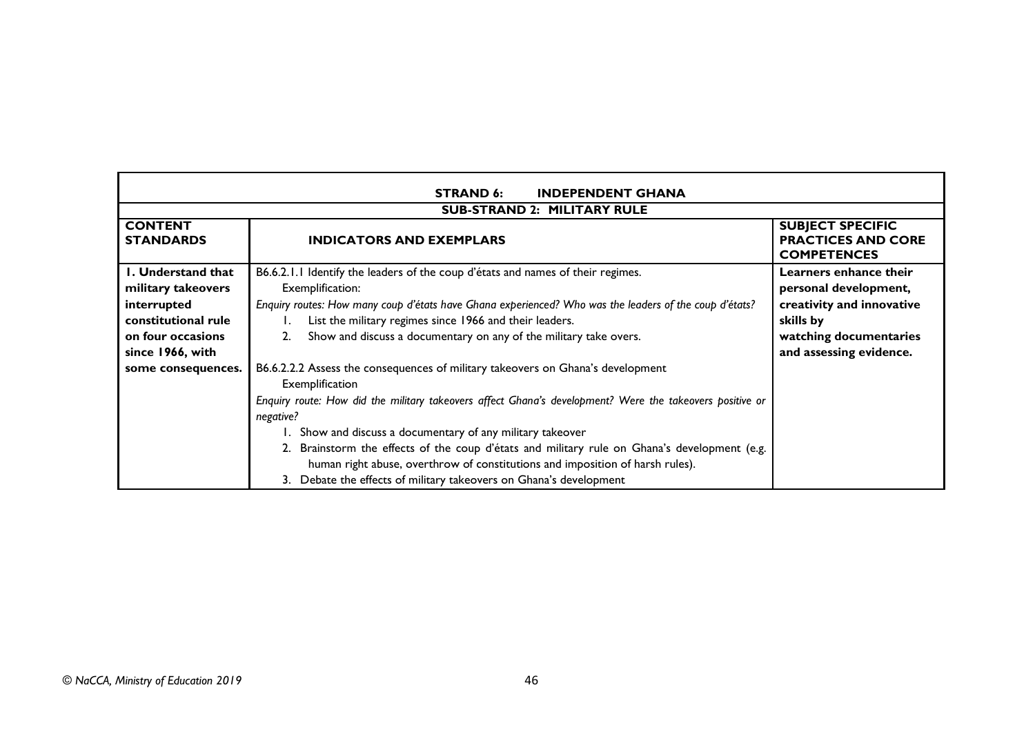| **STRAND 6: INDEPENDENT GHANA** | | |
|---|---|---|
| **SUB-STRAND 2: MILITARY RULE** | | |
| **CONTENT STANDARDS** | **INDICATORS AND EXEMPLARS** | **SUBJECT SPECIFIC PRACTICES AND CORE COMPETENCES** |
| **1. Understand that military takeovers interrupted constitutional rule on four occasions since 1966, with some consequences.** | B6.6.2.1.1 Identify the leaders of the coup d'états and names of their regimes.<br>Exemplification:<br>*Enquiry routes: How many coup d'états have Ghana experienced? Who was the leaders of the coup d'états?*<br>1. List the military regimes since 1966 and their leaders.<br>2. Show and discuss a documentary on any of the military take overs.<br><br>B6.6.2.2.2 Assess the consequences of military takeovers on Ghana's development<br>Exemplification<br>*Enquiry route: How did the military takeovers affect Ghana's development? Were the takeovers positive or negative?*<br>1. Show and discuss a documentary of any military takeover<br>2. Brainstorm the effects of the coup d'états and military rule on Ghana's development (e.g. human right abuse, overthrow of constitutions and imposition of harsh rules).<br>3. Debate the effects of military takeovers on Ghana's development | **Learners enhance their personal development, creativity and innovative skills by watching documentaries and assessing evidence.** |

*© NaCCA, Ministry of Education 2019*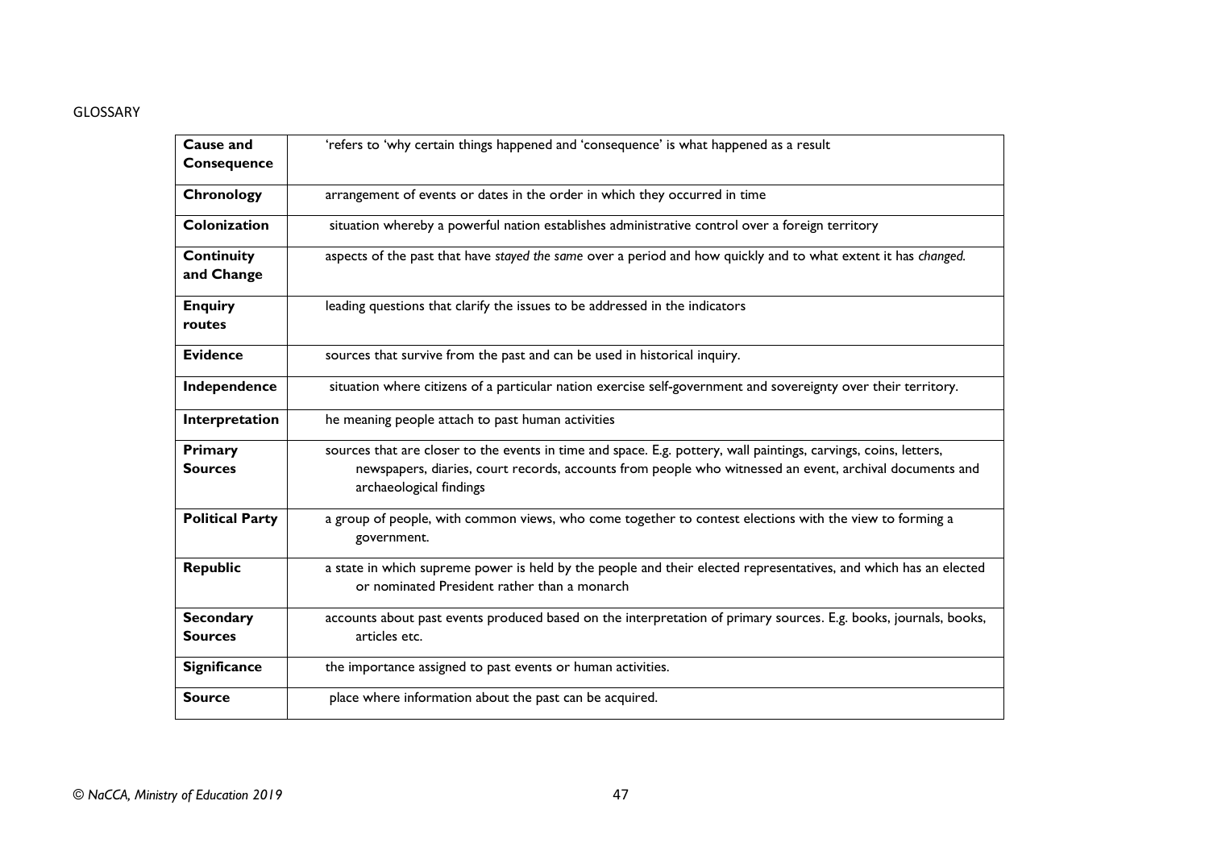GLOSSARY

| | |
|---|---|
| **Cause and Consequence** | 'refers to 'why certain things happened and 'consequence' is what happened as a result |
| **Chronology** | arrangement of events or dates in the order in which they occurred in time |
| **Colonization** | situation whereby a powerful nation establishes administrative control over a foreign territory |
| **Continuity and Change** | aspects of the past that have *stayed the same* over a period and how quickly and to what extent it has *changed.* |
| **Enquiry routes** | leading questions that clarify the issues to be addressed in the indicators |
| **Evidence** | sources that survive from the past and can be used in historical inquiry. |
| **Independence** | situation where citizens of a particular nation exercise self-government and sovereignty over their territory. |
| **Interpretation** | he meaning people attach to past human activities |
| **Primary Sources** | sources that are closer to the events in time and space. E.g. pottery, wall paintings, carvings, coins, letters, newspapers, diaries, court records, accounts from people who witnessed an event, archival documents and archaeological findings |
| **Political Party** | a group of people, with common views, who come together to contest elections with the view to forming a government. |
| **Republic** | a state in which supreme power is held by the people and their elected representatives, and which has an elected or nominated President rather than a monarch |
| **Secondary Sources** | accounts about past events produced based on the interpretation of primary sources. E.g. books, journals, books, articles etc. |
| **Significance** | the importance assigned to past events or human activities. |
| **Source** | place where information about the past can be acquired. |

*© NaCCA, Ministry of Education 2019*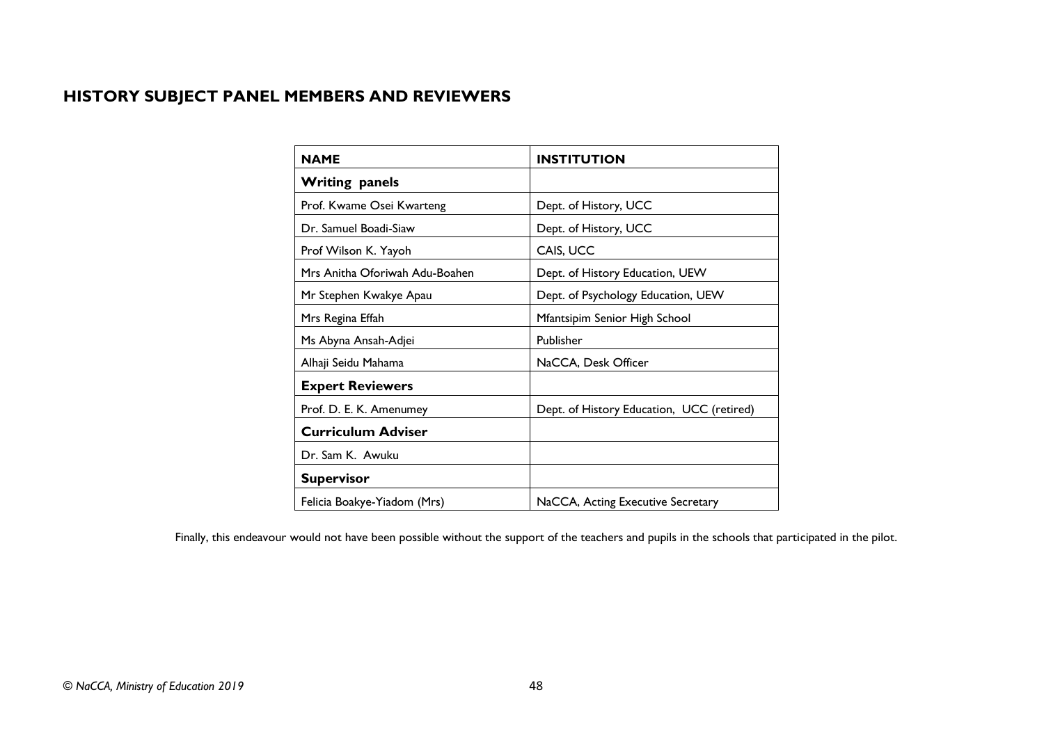## HISTORY SUBJECT PANEL MEMBERS AND REVIEWERS

| NAME | INSTITUTION |
| --- | --- |
| **Writing panels** | |
| Prof. Kwame Osei Kwarteng | Dept. of History, UCC |
| Dr. Samuel Boadi-Siaw | Dept. of History, UCC |
| Prof Wilson K. Yayoh | CAIS, UCC |
| Mrs Anitha Oforiwah Adu-Boahen | Dept. of History Education, UEW |
| Mr Stephen Kwakye Apau | Dept. of Psychology Education, UEW |
| Mrs Regina Effah | Mfantsipim Senior High School |
| Ms Abyna Ansah-Adjei | Publisher |
| Alhaji Seidu Mahama | NaCCA, Desk Officer |
| **Expert Reviewers** | |
| Prof. D. E. K. Amenumey | Dept. of History Education, UCC (retired) |
| **Curriculum Adviser** | |
| Dr. Sam K. Awuku | |
| **Supervisor** | |
| Felicia Boakye-Yiadom (Mrs) | NaCCA, Acting Executive Secretary |

Finally, this endeavour would not have been possible without the support of the teachers and pupils in the schools that participated in the pilot.

*© NaCCA, Ministry of Education 2019*